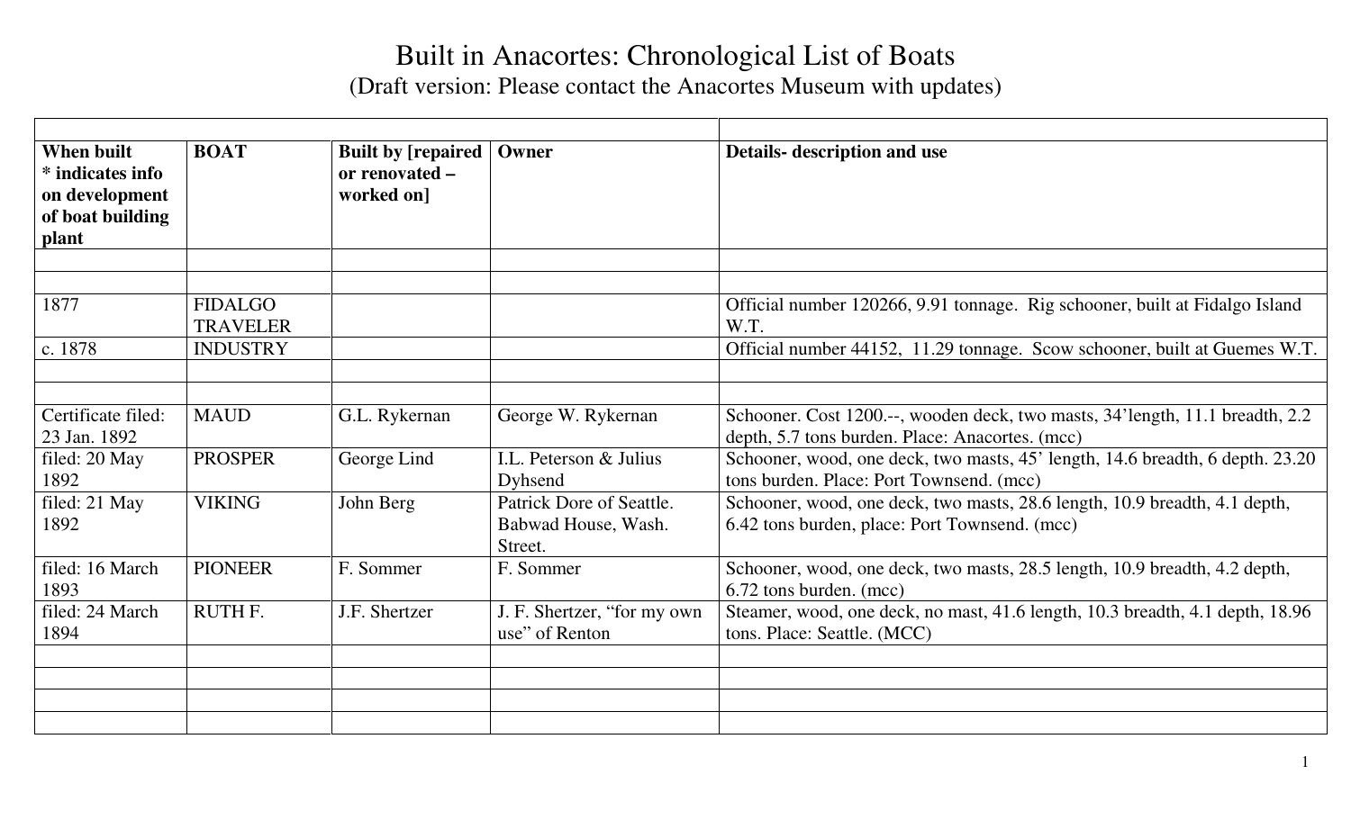# Built in Anacortes: Chronological List of Boats

(Draft version: Please contact the Anacortes Museum with updates)

| When built * indicates info on development of boat building plant | BOAT | Built by [repaired or renovated – worked on] | Owner | Details- description and use |
|---|---|---|---|---|
| | | | | |
| | | | | |
| 1877 | FIDALGO TRAVELER | | | Official number 120266, 9.91 tonnage. Rig schooner, built at Fidalgo Island W.T. |
| c. 1878 | INDUSTRY | | | Official number 44152, 11.29 tonnage. Scow schooner, built at Guemes W.T. |
| | | | | |
| | | | | |
| Certificate filed: 23 Jan. 1892 | MAUD | G.L. Rykernan | George W. Rykernan | Schooner. Cost 1200.--, wooden deck, two masts, 34'length, 11.1 breadth, 2.2 depth, 5.7 tons burden. Place: Anacortes. (mcc) |
| filed: 20 May 1892 | PROSPER | George Lind | I.L. Peterson & Julius Dyhsend | Schooner, wood, one deck, two masts, 45' length, 14.6 breadth, 6 depth. 23.20 tons burden. Place: Port Townsend. (mcc) |
| filed: 21 May 1892 | VIKING | John Berg | Patrick Dore of Seattle. Babwad House, Wash. Street. | Schooner, wood, one deck, two masts, 28.6 length, 10.9 breadth, 4.1 depth, 6.42 tons burden, place: Port Townsend. (mcc) |
| filed: 16 March 1893 | PIONEER | F. Sommer | F. Sommer | Schooner, wood, one deck, two masts, 28.5 length, 10.9 breadth, 4.2 depth, 6.72 tons burden. (mcc) |
| filed: 24 March 1894 | RUTH F. | J.F. Shertzer | J. F. Shertzer, "for my own use" of Renton | Steamer, wood, one deck, no mast, 41.6 length, 10.3 breadth, 4.1 depth, 18.96 tons. Place: Seattle. (MCC) |
| | | | | |
| | | | | |
| | | | | |
| | | | | |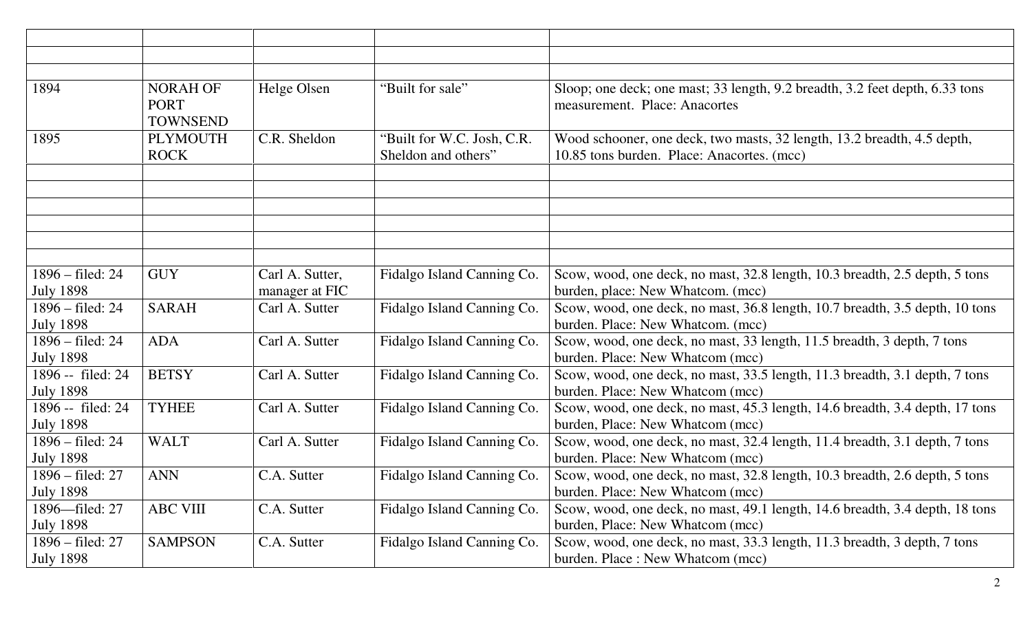| | | | | |
|---|---|---|---|---|
| | | | | |
| | | | | |
| | | | | |
| 1894 | NORAH OF PORT TOWNSEND | Helge Olsen | "Built for sale" | Sloop; one deck; one mast; 33 length, 9.2 breadth, 3.2 feet depth, 6.33 tons measurement. Place: Anacortes |
| 1895 | PLYMOUTH ROCK | C.R. Sheldon | "Built for W.C. Josh, C.R. Sheldon and others" | Wood schooner, one deck, two masts, 32 length, 13.2 breadth, 4.5 depth, 10.85 tons burden. Place: Anacortes. (mcc) |
| | | | | |
| | | | | |
| | | | | |
| | | | | |
| | | | | |
| | | | | |
| 1896 – filed: 24 July 1898 | GUY | Carl A. Sutter, manager at FIC | Fidalgo Island Canning Co. | Scow, wood, one deck, no mast, 32.8 length, 10.3 breadth, 2.5 depth, 5 tons burden, place: New Whatcom. (mcc) |
| 1896 – filed: 24 July 1898 | SARAH | Carl A. Sutter | Fidalgo Island Canning Co. | Scow, wood, one deck, no mast, 36.8 length, 10.7 breadth, 3.5 depth, 10 tons burden. Place: New Whatcom. (mcc) |
| 1896 – filed: 24 July 1898 | ADA | Carl A. Sutter | Fidalgo Island Canning Co. | Scow, wood, one deck, no mast, 33 length, 11.5 breadth, 3 depth, 7 tons burden. Place: New Whatcom (mcc) |
| 1896 -- filed: 24 July 1898 | BETSY | Carl A. Sutter | Fidalgo Island Canning Co. | Scow, wood, one deck, no mast, 33.5 length, 11.3 breadth, 3.1 depth, 7 tons burden. Place: New Whatcom (mcc) |
| 1896 -- filed: 24 July 1898 | TYHEE | Carl A. Sutter | Fidalgo Island Canning Co. | Scow, wood, one deck, no mast, 45.3 length, 14.6 breadth, 3.4 depth, 17 tons burden, Place: New Whatcom (mcc) |
| 1896 – filed: 24 July 1898 | WALT | Carl A. Sutter | Fidalgo Island Canning Co. | Scow, wood, one deck, no mast, 32.4 length, 11.4 breadth, 3.1 depth, 7 tons burden. Place: New Whatcom (mcc) |
| 1896 – filed: 27 July 1898 | ANN | C.A. Sutter | Fidalgo Island Canning Co. | Scow, wood, one deck, no mast, 32.8 length, 10.3 breadth, 2.6 depth, 5 tons burden. Place: New Whatcom (mcc) |
| 1896—filed: 27 July 1898 | ABC VIII | C.A. Sutter | Fidalgo Island Canning Co. | Scow, wood, one deck, no mast, 49.1 length, 14.6 breadth, 3.4 depth, 18 tons burden, Place: New Whatcom (mcc) |
| 1896 – filed: 27 July 1898 | SAMPSON | C.A. Sutter | Fidalgo Island Canning Co. | Scow, wood, one deck, no mast, 33.3 length, 11.3 breadth, 3 depth, 7 tons burden. Place : New Whatcom (mcc) |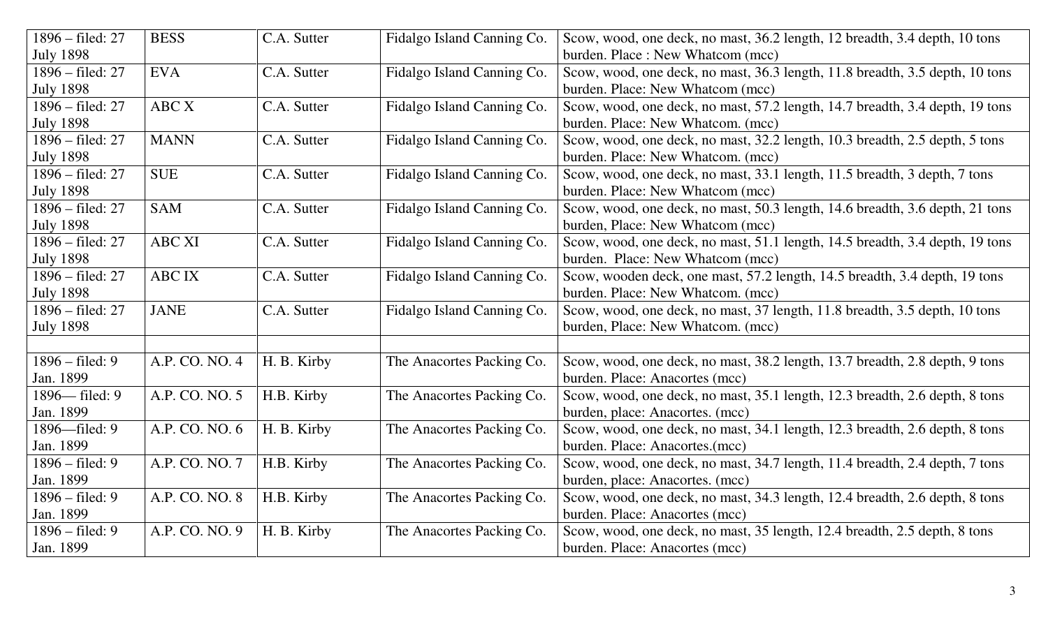| | | | | |
|---|---|---|---|---|
| 1896 – filed: 27 July 1898 | BESS | C.A. Sutter | Fidalgo Island Canning Co. | Scow, wood, one deck, no mast, 36.2 length, 12 breadth, 3.4 depth, 10 tons burden. Place : New Whatcom (mcc) |
| 1896 – filed: 27 July 1898 | EVA | C.A. Sutter | Fidalgo Island Canning Co. | Scow, wood, one deck, no mast, 36.3 length, 11.8 breadth, 3.5 depth, 10 tons burden. Place: New Whatcom (mcc) |
| 1896 – filed: 27 July 1898 | ABC X | C.A. Sutter | Fidalgo Island Canning Co. | Scow, wood, one deck, no mast, 57.2 length, 14.7 breadth, 3.4 depth, 19 tons burden. Place: New Whatcom. (mcc) |
| 1896 – filed: 27 July 1898 | MANN | C.A. Sutter | Fidalgo Island Canning Co. | Scow, wood, one deck, no mast, 32.2 length, 10.3 breadth, 2.5 depth, 5 tons burden. Place: New Whatcom. (mcc) |
| 1896 – filed: 27 July 1898 | SUE | C.A. Sutter | Fidalgo Island Canning Co. | Scow, wood, one deck, no mast, 33.1 length, 11.5 breadth, 3 depth, 7 tons burden. Place: New Whatcom (mcc) |
| 1896 – filed: 27 July 1898 | SAM | C.A. Sutter | Fidalgo Island Canning Co. | Scow, wood, one deck, no mast, 50.3 length, 14.6 breadth, 3.6 depth, 21 tons burden, Place: New Whatcom (mcc) |
| 1896 – filed: 27 July 1898 | ABC XI | C.A. Sutter | Fidalgo Island Canning Co. | Scow, wood, one deck, no mast, 51.1 length, 14.5 breadth, 3.4 depth, 19 tons burden. Place: New Whatcom (mcc) |
| 1896 – filed: 27 July 1898 | ABC IX | C.A. Sutter | Fidalgo Island Canning Co. | Scow, wooden deck, one mast, 57.2 length, 14.5 breadth, 3.4 depth, 19 tons burden. Place: New Whatcom. (mcc) |
| 1896 – filed: 27 July 1898 | JANE | C.A. Sutter | Fidalgo Island Canning Co. | Scow, wood, one deck, no mast, 37 length, 11.8 breadth, 3.5 depth, 10 tons burden, Place: New Whatcom. (mcc) |
| | | | | |
| 1896 – filed: 9 Jan. 1899 | A.P. CO. NO. 4 | H. B. Kirby | The Anacortes Packing Co. | Scow, wood, one deck, no mast, 38.2 length, 13.7 breadth, 2.8 depth, 9 tons burden. Place: Anacortes (mcc) |
| 1896— filed: 9 Jan. 1899 | A.P. CO. NO. 5 | H.B. Kirby | The Anacortes Packing Co. | Scow, wood, one deck, no mast, 35.1 length, 12.3 breadth, 2.6 depth, 8 tons burden, place: Anacortes. (mcc) |
| 1896—filed: 9 Jan. 1899 | A.P. CO. NO. 6 | H. B. Kirby | The Anacortes Packing Co. | Scow, wood, one deck, no mast, 34.1 length, 12.3 breadth, 2.6 depth, 8 tons burden. Place: Anacortes.(mcc) |
| 1896 – filed: 9 Jan. 1899 | A.P. CO. NO. 7 | H.B. Kirby | The Anacortes Packing Co. | Scow, wood, one deck, no mast, 34.7 length, 11.4 breadth, 2.4 depth, 7 tons burden, place: Anacortes. (mcc) |
| 1896 – filed: 9 Jan. 1899 | A.P. CO. NO. 8 | H.B. Kirby | The Anacortes Packing Co. | Scow, wood, one deck, no mast, 34.3 length, 12.4 breadth, 2.6 depth, 8 tons burden. Place: Anacortes (mcc) |
| 1896 – filed: 9 Jan. 1899 | A.P. CO. NO. 9 | H. B. Kirby | The Anacortes Packing Co. | Scow, wood, one deck, no mast, 35 length, 12.4 breadth, 2.5 depth, 8 tons burden. Place: Anacortes (mcc) |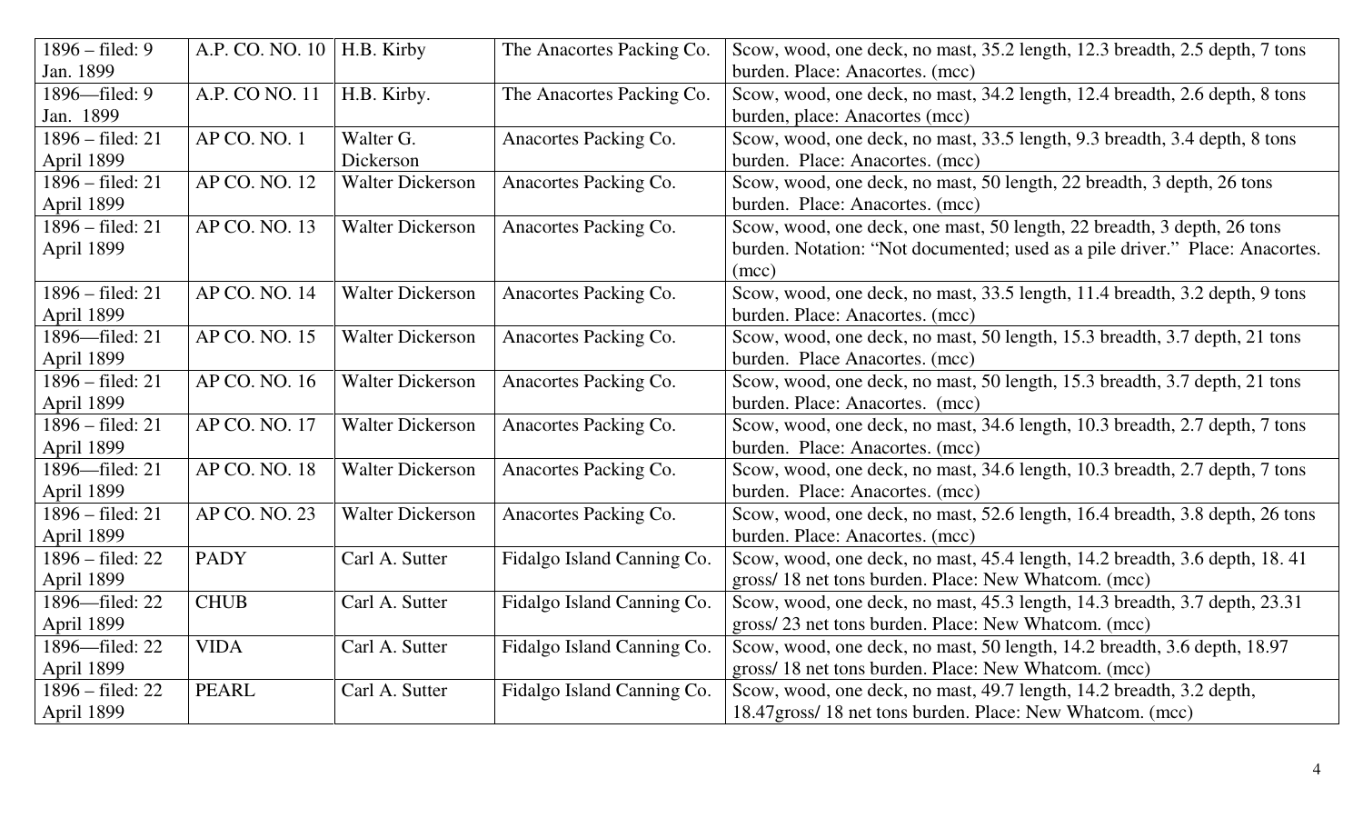| 1896 – filed: 9 Jan. 1899 | A.P. CO. NO. 10 | H.B. Kirby | The Anacortes Packing Co. | Scow, wood, one deck, no mast, 35.2 length, 12.3 breadth, 2.5 depth, 7 tons burden. Place: Anacortes. (mcc) |
|---|---|---|---|---|
| 1896—filed: 9 Jan. 1899 | A.P. CO NO. 11 | H.B. Kirby. | The Anacortes Packing Co. | Scow, wood, one deck, no mast, 34.2 length, 12.4 breadth, 2.6 depth, 8 tons burden, place: Anacortes (mcc) |
| 1896 – filed: 21 April 1899 | AP CO. NO. 1 | Walter G. Dickerson | Anacortes Packing Co. | Scow, wood, one deck, no mast, 33.5 length, 9.3 breadth, 3.4 depth, 8 tons burden. Place: Anacortes. (mcc) |
| 1896 – filed: 21 April 1899 | AP CO. NO. 12 | Walter Dickerson | Anacortes Packing Co. | Scow, wood, one deck, no mast, 50 length, 22 breadth, 3 depth, 26 tons burden. Place: Anacortes. (mcc) |
| 1896 – filed: 21 April 1899 | AP CO. NO. 13 | Walter Dickerson | Anacortes Packing Co. | Scow, wood, one deck, one mast, 50 length, 22 breadth, 3 depth, 26 tons burden. Notation: "Not documented; used as a pile driver." Place: Anacortes. (mcc) |
| 1896 – filed: 21 April 1899 | AP CO. NO. 14 | Walter Dickerson | Anacortes Packing Co. | Scow, wood, one deck, no mast, 33.5 length, 11.4 breadth, 3.2 depth, 9 tons burden. Place: Anacortes. (mcc) |
| 1896—filed: 21 April 1899 | AP CO. NO. 15 | Walter Dickerson | Anacortes Packing Co. | Scow, wood, one deck, no mast, 50 length, 15.3 breadth, 3.7 depth, 21 tons burden. Place Anacortes. (mcc) |
| 1896 – filed: 21 April 1899 | AP CO. NO. 16 | Walter Dickerson | Anacortes Packing Co. | Scow, wood, one deck, no mast, 50 length, 15.3 breadth, 3.7 depth, 21 tons burden. Place: Anacortes. (mcc) |
| 1896 – filed: 21 April 1899 | AP CO. NO. 17 | Walter Dickerson | Anacortes Packing Co. | Scow, wood, one deck, no mast, 34.6 length, 10.3 breadth, 2.7 depth, 7 tons burden. Place: Anacortes. (mcc) |
| 1896—filed: 21 April 1899 | AP CO. NO. 18 | Walter Dickerson | Anacortes Packing Co. | Scow, wood, one deck, no mast, 34.6 length, 10.3 breadth, 2.7 depth, 7 tons burden. Place: Anacortes. (mcc) |
| 1896 – filed: 21 April 1899 | AP CO. NO. 23 | Walter Dickerson | Anacortes Packing Co. | Scow, wood, one deck, no mast, 52.6 length, 16.4 breadth, 3.8 depth, 26 tons burden. Place: Anacortes. (mcc) |
| 1896 – filed: 22 April 1899 | PADY | Carl A. Sutter | Fidalgo Island Canning Co. | Scow, wood, one deck, no mast, 45.4 length, 14.2 breadth, 3.6 depth, 18. 41 gross/ 18 net tons burden. Place: New Whatcom. (mcc) |
| 1896—filed: 22 April 1899 | CHUB | Carl A. Sutter | Fidalgo Island Canning Co. | Scow, wood, one deck, no mast, 45.3 length, 14.3 breadth, 3.7 depth, 23.31 gross/ 23 net tons burden. Place: New Whatcom. (mcc) |
| 1896—filed: 22 April 1899 | VIDA | Carl A. Sutter | Fidalgo Island Canning Co. | Scow, wood, one deck, no mast, 50 length, 14.2 breadth, 3.6 depth, 18.97 gross/ 18 net tons burden. Place: New Whatcom. (mcc) |
| 1896 – filed: 22 April 1899 | PEARL | Carl A. Sutter | Fidalgo Island Canning Co. | Scow, wood, one deck, no mast, 49.7 length, 14.2 breadth, 3.2 depth, 18.47gross/ 18 net tons burden. Place: New Whatcom. (mcc) |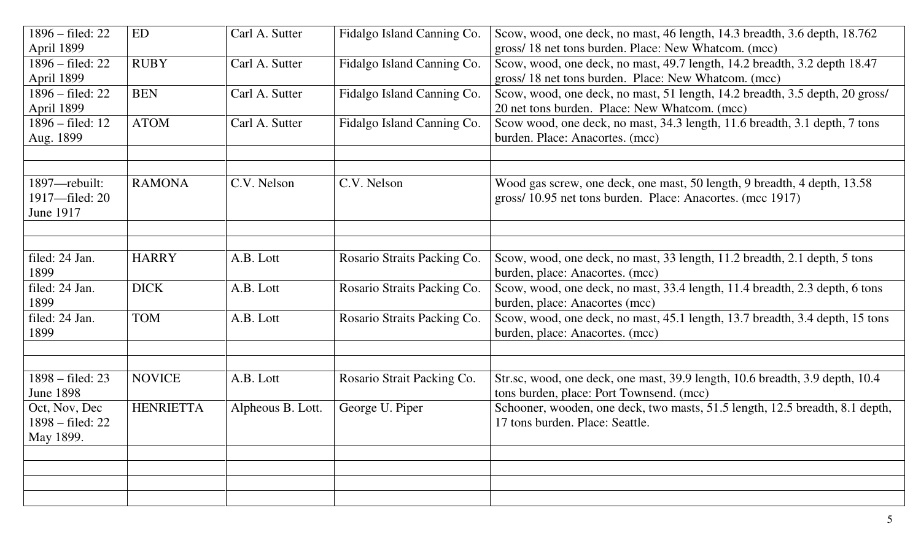| | | | | |
|---|---|---|---|---|
| 1896 – filed: 22 April 1899 | ED | Carl A. Sutter | Fidalgo Island Canning Co. | Scow, wood, one deck, no mast, 46 length, 14.3 breadth, 3.6 depth, 18.762 gross/ 18 net tons burden. Place: New Whatcom. (mcc) |
| 1896 – filed: 22 April 1899 | RUBY | Carl A. Sutter | Fidalgo Island Canning Co. | Scow, wood, one deck, no mast, 49.7 length, 14.2 breadth, 3.2 depth 18.47 gross/ 18 net tons burden. Place: New Whatcom. (mcc) |
| 1896 – filed: 22 April 1899 | BEN | Carl A. Sutter | Fidalgo Island Canning Co. | Scow, wood, one deck, no mast, 51 length, 14.2 breadth, 3.5 depth, 20 gross/ 20 net tons burden. Place: New Whatcom. (mcc) |
| 1896 – filed: 12 Aug. 1899 | ATOM | Carl A. Sutter | Fidalgo Island Canning Co. | Scow wood, one deck, no mast, 34.3 length, 11.6 breadth, 3.1 depth, 7 tons burden. Place: Anacortes. (mcc) |
| | | | | |
| | | | | |
| 1897—rebuilt: 1917—filed: 20 June 1917 | RAMONA | C.V. Nelson | C.V. Nelson | Wood gas screw, one deck, one mast, 50 length, 9 breadth, 4 depth, 13.58 gross/ 10.95 net tons burden. Place: Anacortes. (mcc 1917) |
| | | | | |
| | | | | |
| filed: 24 Jan. 1899 | HARRY | A.B. Lott | Rosario Straits Packing Co. | Scow, wood, one deck, no mast, 33 length, 11.2 breadth, 2.1 depth, 5 tons burden, place: Anacortes. (mcc) |
| filed: 24 Jan. 1899 | DICK | A.B. Lott | Rosario Straits Packing Co. | Scow, wood, one deck, no mast, 33.4 length, 11.4 breadth, 2.3 depth, 6 tons burden, place: Anacortes (mcc) |
| filed: 24 Jan. 1899 | TOM | A.B. Lott | Rosario Straits Packing Co. | Scow, wood, one deck, no mast, 45.1 length, 13.7 breadth, 3.4 depth, 15 tons burden, place: Anacortes. (mcc) |
| | | | | |
| | | | | |
| 1898 – filed: 23 June 1898 | NOVICE | A.B. Lott | Rosario Strait Packing Co. | Str.sc, wood, one deck, one mast, 39.9 length, 10.6 breadth, 3.9 depth, 10.4 tons burden, place: Port Townsend. (mcc) |
| Oct, Nov, Dec 1898 – filed: 22 May 1899. | HENRIETTA | Alpheous B. Lott. | George U. Piper | Schooner, wooden, one deck, two masts, 51.5 length, 12.5 breadth, 8.1 depth, 17 tons burden. Place: Seattle. |
| | | | | |
| | | | | |
| | | | | |
| | | | | |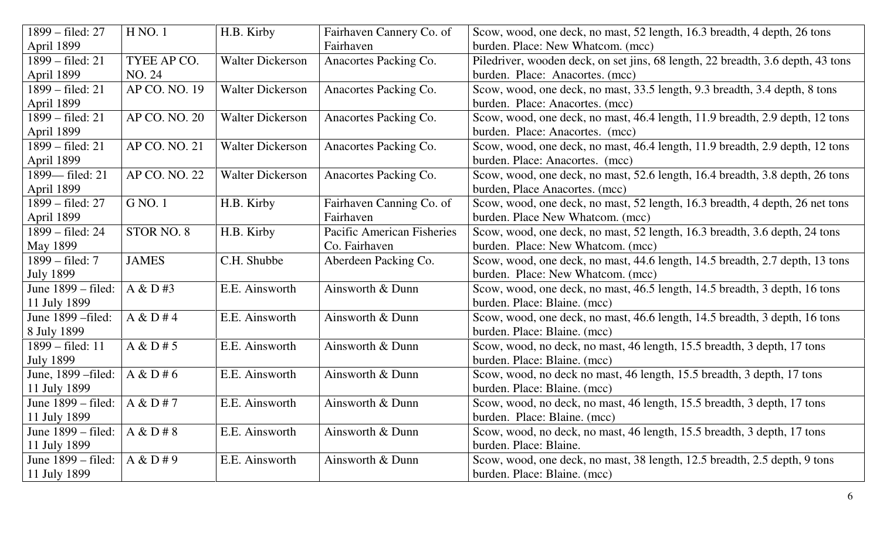| 1899 – filed: 27 April 1899 | H NO. 1 | H.B. Kirby | Fairhaven Cannery Co. of Fairhaven | Scow, wood, one deck, no mast, 52 length, 16.3 breadth, 4 depth, 26 tons burden. Place: New Whatcom. (mcc) |
|---|---|---|---|---|
| 1899 – filed: 21 April 1899 | TYEE AP CO. NO. 24 | Walter Dickerson | Anacortes Packing Co. | Piledriver, wooden deck, on set jins, 68 length, 22 breadth, 3.6 depth, 43 tons burden. Place: Anacortes. (mcc) |
| 1899 – filed: 21 April 1899 | AP CO. NO. 19 | Walter Dickerson | Anacortes Packing Co. | Scow, wood, one deck, no mast, 33.5 length, 9.3 breadth, 3.4 depth, 8 tons burden. Place: Anacortes. (mcc) |
| 1899 – filed: 21 April 1899 | AP CO. NO. 20 | Walter Dickerson | Anacortes Packing Co. | Scow, wood, one deck, no mast, 46.4 length, 11.9 breadth, 2.9 depth, 12 tons burden. Place: Anacortes. (mcc) |
| 1899 – filed: 21 April 1899 | AP CO. NO. 21 | Walter Dickerson | Anacortes Packing Co. | Scow, wood, one deck, no mast, 46.4 length, 11.9 breadth, 2.9 depth, 12 tons burden. Place: Anacortes. (mcc) |
| 1899— filed: 21 April 1899 | AP CO. NO. 22 | Walter Dickerson | Anacortes Packing Co. | Scow, wood, one deck, no mast, 52.6 length, 16.4 breadth, 3.8 depth, 26 tons burden, Place Anacortes. (mcc) |
| 1899 – filed: 27 April 1899 | G NO. 1 | H.B. Kirby | Fairhaven Canning Co. of Fairhaven | Scow, wood, one deck, no mast, 52 length, 16.3 breadth, 4 depth, 26 net tons burden. Place New Whatcom. (mcc) |
| 1899 – filed: 24 May 1899 | STOR NO. 8 | H.B. Kirby | Pacific American Fisheries Co. Fairhaven | Scow, wood, one deck, no mast, 52 length, 16.3 breadth, 3.6 depth, 24 tons burden. Place: New Whatcom. (mcc) |
| 1899 – filed: 7 July 1899 | JAMES | C.H. Shubbe | Aberdeen Packing Co. | Scow, wood, one deck, no mast, 44.6 length, 14.5 breadth, 2.7 depth, 13 tons burden. Place: New Whatcom. (mcc) |
| June 1899 – filed: 11 July 1899 | A & D #3 | E.E. Ainsworth | Ainsworth & Dunn | Scow, wood, one deck, no mast, 46.5 length, 14.5 breadth, 3 depth, 16 tons burden. Place: Blaine. (mcc) |
| June 1899 –filed: 8 July 1899 | A & D # 4 | E.E. Ainsworth | Ainsworth & Dunn | Scow, wood, one deck, no mast, 46.6 length, 14.5 breadth, 3 depth, 16 tons burden. Place: Blaine. (mcc) |
| 1899 – filed: 11 July 1899 | A & D # 5 | E.E. Ainsworth | Ainsworth & Dunn | Scow, wood, no deck, no mast, 46 length, 15.5 breadth, 3 depth, 17 tons burden. Place: Blaine. (mcc) |
| June, 1899 –filed: 11 July 1899 | A & D # 6 | E.E. Ainsworth | Ainsworth & Dunn | Scow, wood, no deck no mast, 46 length, 15.5 breadth, 3 depth, 17 tons burden. Place: Blaine. (mcc) |
| June 1899 – filed: 11 July 1899 | A & D # 7 | E.E. Ainsworth | Ainsworth & Dunn | Scow, wood, no deck, no mast, 46 length, 15.5 breadth, 3 depth, 17 tons burden. Place: Blaine. (mcc) |
| June 1899 – filed: 11 July 1899 | A & D # 8 | E.E. Ainsworth | Ainsworth & Dunn | Scow, wood, no deck, no mast, 46 length, 15.5 breadth, 3 depth, 17 tons burden. Place: Blaine. |
| June 1899 – filed: 11 July 1899 | A & D # 9 | E.E. Ainsworth | Ainsworth & Dunn | Scow, wood, one deck, no mast, 38 length, 12.5 breadth, 2.5 depth, 9 tons burden. Place: Blaine. (mcc) |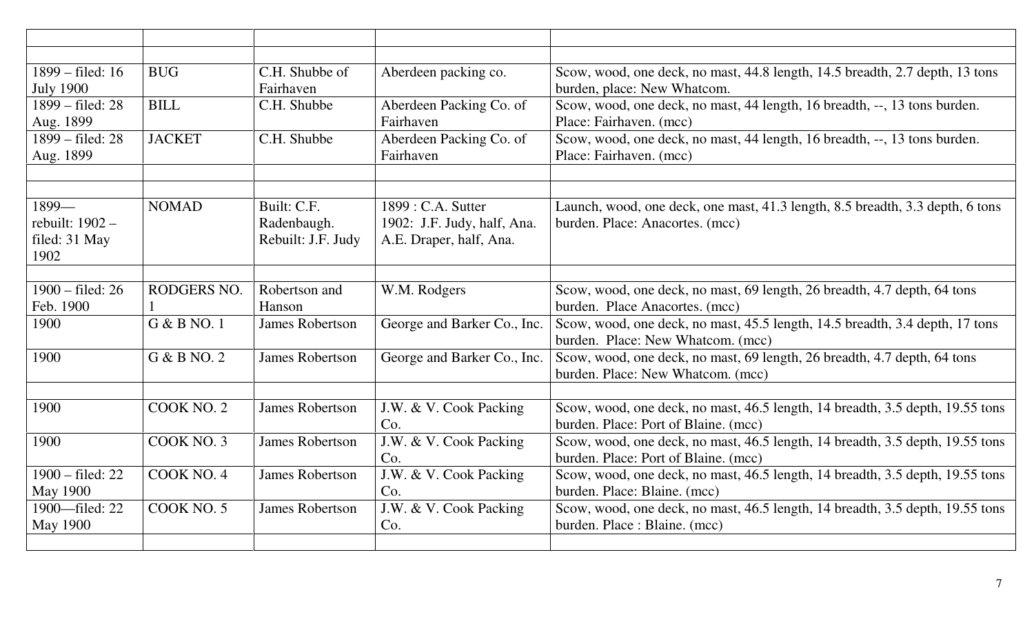| | | | | |
|---|---|---|---|---|
| | | | | |
| 1899 – filed: 16 July 1900 | BUG | C.H. Shubbe of Fairhaven | Aberdeen packing co. | Scow, wood, one deck, no mast, 44.8 length, 14.5 breadth, 2.7 depth, 13 tons burden, place: New Whatcom. |
| 1899 – filed: 28 Aug. 1899 | BILL | C.H. Shubbe | Aberdeen Packing Co. of Fairhaven | Scow, wood, one deck, no mast, 44 length, 16 breadth, --, 13 tons burden. Place: Fairhaven. (mcc) |
| 1899 – filed: 28 Aug. 1899 | JACKET | C.H. Shubbe | Aberdeen Packing Co. of Fairhaven | Scow, wood, one deck, no mast, 44 length, 16 breadth, --, 13 tons burden. Place: Fairhaven. (mcc) |
| | | | | |
| | | | | |
| 1899— rebuilt: 1902 – filed: 31 May 1902 | NOMAD | Built: C.F. Radenbaugh. Rebuilt: J.F. Judy | 1899 : C.A. Sutter 1902: J.F. Judy, half, Ana. A.E. Draper, half, Ana. | Launch, wood, one deck, one mast, 41.3 length, 8.5 breadth, 3.3 depth, 6 tons burden. Place: Anacortes. (mcc) |
| | | | | |
| 1900 – filed: 26 Feb. 1900 | RODGERS NO. 1 | Robertson and Hanson | W.M. Rodgers | Scow, wood, one deck, no mast, 69 length, 26 breadth, 4.7 depth, 64 tons burden. Place Anacortes. (mcc) |
| 1900 | G & B NO. 1 | James Robertson | George and Barker Co., Inc. | Scow, wood, one deck, no mast, 45.5 length, 14.5 breadth, 3.4 depth, 17 tons burden. Place: New Whatcom. (mcc) |
| 1900 | G & B NO. 2 | James Robertson | George and Barker Co., Inc. | Scow, wood, one deck, no mast, 69 length, 26 breadth, 4.7 depth, 64 tons burden. Place: New Whatcom. (mcc) |
| | | | | |
| 1900 | COOK NO. 2 | James Robertson | J.W. & V. Cook Packing Co. | Scow, wood, one deck, no mast, 46.5 length, 14 breadth, 3.5 depth, 19.55 tons burden. Place: Port of Blaine. (mcc) |
| 1900 | COOK NO. 3 | James Robertson | J.W. & V. Cook Packing Co. | Scow, wood, one deck, no mast, 46.5 length, 14 breadth, 3.5 depth, 19.55 tons burden. Place: Port of Blaine. (mcc) |
| 1900 – filed: 22 May 1900 | COOK NO. 4 | James Robertson | J.W. & V. Cook Packing Co. | Scow, wood, one deck, no mast, 46.5 length, 14 breadth, 3.5 depth, 19.55 tons burden. Place: Blaine. (mcc) |
| 1900—filed: 22 May 1900 | COOK NO. 5 | James Robertson | J.W. & V. Cook Packing Co. | Scow, wood, one deck, no mast, 46.5 length, 14 breadth, 3.5 depth, 19.55 tons burden. Place : Blaine. (mcc) |
| | | | | |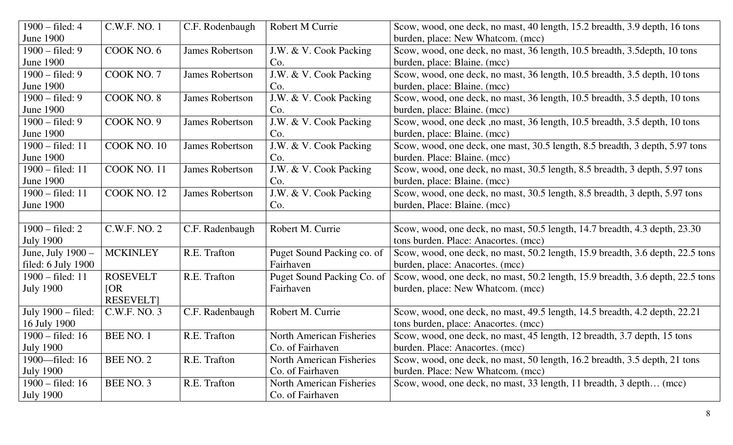| 1900 – filed: 4 June 1900 | C.W.F. NO. 1 | C.F. Rodenbaugh | Robert M Currie | Scow, wood, one deck, no mast, 40 length, 15.2 breadth, 3.9 depth, 16 tons burden, place: New Whatcom. (mcc) |
|---|---|---|---|---|
| 1900 – filed: 9 June 1900 | COOK NO. 6 | James Robertson | J.W. & V. Cook Packing Co. | Scow, wood, one deck, no mast, 36 length, 10.5 breadth, 3.5depth, 10 tons burden, place: Blaine. (mcc) |
| 1900 – filed: 9 June 1900 | COOK NO. 7 | James Robertson | J.W. & V. Cook Packing Co. | Scow, wood, one deck, no mast, 36 length, 10.5 breadth, 3.5 depth, 10 tons burden, place: Blaine. (mcc) |
| 1900 – filed: 9 June 1900 | COOK NO. 8 | James Robertson | J.W. & V. Cook Packing Co. | Scow, wood, one deck, no mast, 36 length, 10.5 breadth, 3.5 depth, 10 tons burden, place: Blaine. (mcc) |
| 1900 – filed: 9 June 1900 | COOK NO. 9 | James Robertson | J.W. & V. Cook Packing Co. | Scow, wood, one deck ,no mast, 36 length, 10.5 breadth, 3.5 depth, 10 tons burden, place: Blaine. (mcc) |
| 1900 – filed: 11 June 1900 | COOK NO. 10 | James Robertson | J.W. & V. Cook Packing Co. | Scow, wood, one deck, one mast, 30.5 length, 8.5 breadth, 3 depth, 5.97 tons burden. Place: Blaine. (mcc) |
| 1900 – filed: 11 June 1900 | COOK NO. 11 | James Robertson | J.W. & V. Cook Packing Co. | Scow, wood, one deck, no mast, 30.5 length, 8.5 breadth, 3 depth, 5.97 tons burden, place: Blaine. (mcc) |
| 1900 – filed: 11 June 1900 | COOK NO. 12 | James Robertson | J.W. & V. Cook Packing Co. | Scow, wood, one deck, no mast, 30.5 length, 8.5 breadth, 3 depth, 5.97 tons burden, Place: Blaine. (mcc) |
| | | | | |
| 1900 – filed: 2 July 1900 | C.W.F. NO. 2 | C.F. Radenbaugh | Robert M. Currie | Scow, wood, one deck, no mast, 50.5 length, 14.7 breadth, 4.3 depth, 23.30 tons burden. Place: Anacortes. (mcc) |
| June, July 1900 – filed: 6 July 1900 | MCKINLEY | R.E. Trafton | Puget Sound Packing co. of Fairhaven | Scow, wood, one deck, no mast, 50.2 length, 15.9 breadth, 3.6 depth, 22.5 tons burden, place: Anacortes. (mcc) |
| 1900 – filed: 11 July 1900 | ROSEVELT [OR RESEVELT] | R.E. Trafton | Puget Sound Packing Co. of Fairhaven | Scow, wood, one deck, no mast, 50.2 length, 15.9 breadth, 3.6 depth, 22.5 tons burden, place: New Whatcom. (mcc) |
| July 1900 – filed: 16 July 1900 | C.W.F. NO. 3 | C.F. Radenbaugh | Robert M. Currie | Scow, wood, one deck, no mast, 49.5 length, 14.5 breadth, 4.2 depth, 22.21 tons burden, place: Anacortes. (mcc) |
| 1900 – filed: 16 July 1900 | BEE NO. 1 | R.E. Trafton | North American Fisheries Co. of Fairhaven | Scow, wood, one deck, no mast, 45 length, 12 breadth, 3.7 depth, 15 tons burden. Place: Anacortes. (mcc) |
| 1900—filed: 16 July 1900 | BEE NO. 2 | R.E. Trafton | North American Fisheries Co. of Fairhaven | Scow, wood, one deck, no mast, 50 length, 16.2 breadth, 3.5 depth, 21 tons burden. Place: New Whatcom. (mcc) |
| 1900 – filed: 16 July 1900 | BEE NO. 3 | R.E. Trafton | North American Fisheries Co. of Fairhaven | Scow, wood, one deck, no mast, 33 length, 11 breadth, 3 depth… (mcc) |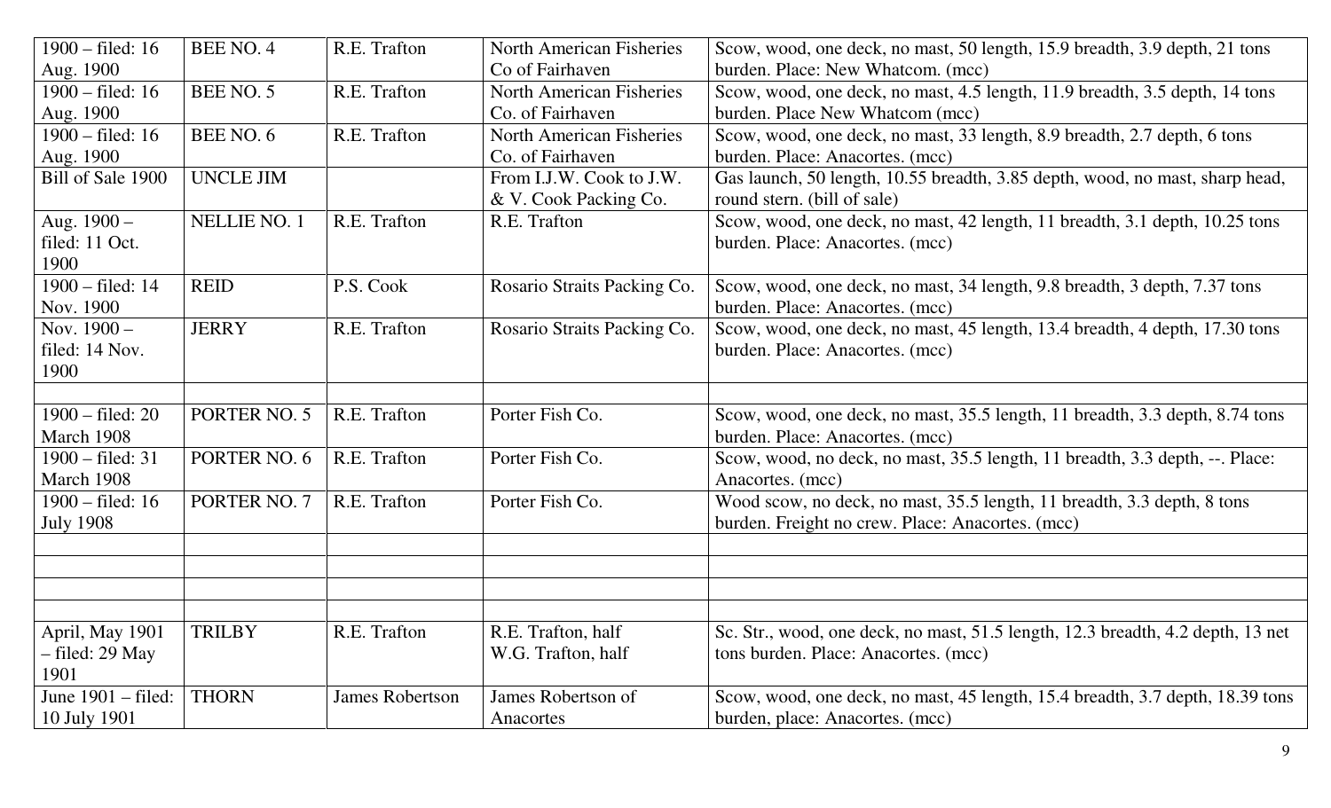| 1900 – filed: 16 Aug. 1900 | BEE NO. 4 | R.E. Trafton | North American Fisheries Co of Fairhaven | Scow, wood, one deck, no mast, 50 length, 15.9 breadth, 3.9 depth, 21 tons burden. Place: New Whatcom. (mcc) |
|---|---|---|---|---|
| 1900 – filed: 16 Aug. 1900 | BEE NO. 5 | R.E. Trafton | North American Fisheries Co. of Fairhaven | Scow, wood, one deck, no mast, 4.5 length, 11.9 breadth, 3.5 depth, 14 tons burden. Place New Whatcom (mcc) |
| 1900 – filed: 16 Aug. 1900 | BEE NO. 6 | R.E. Trafton | North American Fisheries Co. of Fairhaven | Scow, wood, one deck, no mast, 33 length, 8.9 breadth, 2.7 depth, 6 tons burden. Place: Anacortes. (mcc) |
| Bill of Sale 1900 | UNCLE JIM | | From I.J.W. Cook to J.W. & V. Cook Packing Co. | Gas launch, 50 length, 10.55 breadth, 3.85 depth, wood, no mast, sharp head, round stern. (bill of sale) |
| Aug. 1900 – filed: 11 Oct. 1900 | NELLIE NO. 1 | R.E. Trafton | R.E. Trafton | Scow, wood, one deck, no mast, 42 length, 11 breadth, 3.1 depth, 10.25 tons burden. Place: Anacortes. (mcc) |
| 1900 – filed: 14 Nov. 1900 | REID | P.S. Cook | Rosario Straits Packing Co. | Scow, wood, one deck, no mast, 34 length, 9.8 breadth, 3 depth, 7.37 tons burden. Place: Anacortes. (mcc) |
| Nov. 1900 – filed: 14 Nov. 1900 | JERRY | R.E. Trafton | Rosario Straits Packing Co. | Scow, wood, one deck, no mast, 45 length, 13.4 breadth, 4 depth, 17.30 tons burden. Place: Anacortes. (mcc) |
| | | | | |
| 1900 – filed: 20 March 1908 | PORTER NO. 5 | R.E. Trafton | Porter Fish Co. | Scow, wood, one deck, no mast, 35.5 length, 11 breadth, 3.3 depth, 8.74 tons burden. Place: Anacortes. (mcc) |
| 1900 – filed: 31 March 1908 | PORTER NO. 6 | R.E. Trafton | Porter Fish Co. | Scow, wood, no deck, no mast, 35.5 length, 11 breadth, 3.3 depth, --. Place: Anacortes. (mcc) |
| 1900 – filed: 16 July 1908 | PORTER NO. 7 | R.E. Trafton | Porter Fish Co. | Wood scow, no deck, no mast, 35.5 length, 11 breadth, 3.3 depth, 8 tons burden. Freight no crew. Place: Anacortes. (mcc) |
| | | | | |
| | | | | |
| | | | | |
| | | | | |
| April, May 1901 – filed: 29 May 1901 | TRILBY | R.E. Trafton | R.E. Trafton, half<br>W.G. Trafton, half | Sc. Str., wood, one deck, no mast, 51.5 length, 12.3 breadth, 4.2 depth, 13 net tons burden. Place: Anacortes. (mcc) |
| June 1901 – filed: 10 July 1901 | THORN | James Robertson | James Robertson of Anacortes | Scow, wood, one deck, no mast, 45 length, 15.4 breadth, 3.7 depth, 18.39 tons burden, place: Anacortes. (mcc) |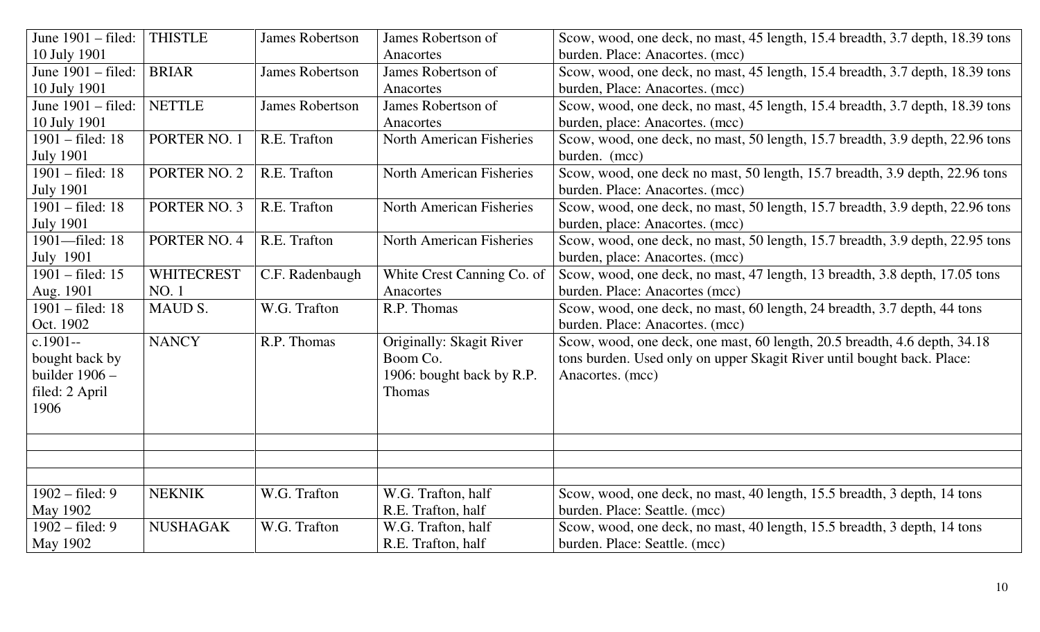| June 1901 – filed: 10 July 1901 | THISTLE | James Robertson | James Robertson of Anacortes | Scow, wood, one deck, no mast, 45 length, 15.4 breadth, 3.7 depth, 18.39 tons burden. Place: Anacortes. (mcc) |
|---|---|---|---|---|
| June 1901 – filed: 10 July 1901 | BRIAR | James Robertson | James Robertson of Anacortes | Scow, wood, one deck, no mast, 45 length, 15.4 breadth, 3.7 depth, 18.39 tons burden, Place: Anacortes. (mcc) |
| June 1901 – filed: 10 July 1901 | NETTLE | James Robertson | James Robertson of Anacortes | Scow, wood, one deck, no mast, 45 length, 15.4 breadth, 3.7 depth, 18.39 tons burden, place: Anacortes. (mcc) |
| 1901 – filed: 18 July 1901 | PORTER NO. 1 | R.E. Trafton | North American Fisheries | Scow, wood, one deck, no mast, 50 length, 15.7 breadth, 3.9 depth, 22.96 tons burden. (mcc) |
| 1901 – filed: 18 July 1901 | PORTER NO. 2 | R.E. Trafton | North American Fisheries | Scow, wood, one deck no mast, 50 length, 15.7 breadth, 3.9 depth, 22.96 tons burden. Place: Anacortes. (mcc) |
| 1901 – filed: 18 July 1901 | PORTER NO. 3 | R.E. Trafton | North American Fisheries | Scow, wood, one deck, no mast, 50 length, 15.7 breadth, 3.9 depth, 22.96 tons burden, place: Anacortes. (mcc) |
| 1901—filed: 18 July 1901 | PORTER NO. 4 | R.E. Trafton | North American Fisheries | Scow, wood, one deck, no mast, 50 length, 15.7 breadth, 3.9 depth, 22.95 tons burden, place: Anacortes. (mcc) |
| 1901 – filed: 15 Aug. 1901 | WHITECREST NO. 1 | C.F. Radenbaugh | White Crest Canning Co. of Anacortes | Scow, wood, one deck, no mast, 47 length, 13 breadth, 3.8 depth, 17.05 tons burden. Place: Anacortes (mcc) |
| 1901 – filed: 18 Oct. 1902 | MAUD S. | W.G. Trafton | R.P. Thomas | Scow, wood, one deck, no mast, 60 length, 24 breadth, 3.7 depth, 44 tons burden. Place: Anacortes. (mcc) |
| c.1901-- bought back by builder 1906 – filed: 2 April 1906 | NANCY | R.P. Thomas | Originally: Skagit River Boom Co. 1906: bought back by R.P. Thomas | Scow, wood, one deck, one mast, 60 length, 20.5 breadth, 4.6 depth, 34.18 tons burden. Used only on upper Skagit River until bought back. Place: Anacortes. (mcc) |
| | | | | |
| | | | | |
| | | | | |
| 1902 – filed: 9 May 1902 | NEKNIK | W.G. Trafton | W.G. Trafton, half R.E. Trafton, half | Scow, wood, one deck, no mast, 40 length, 15.5 breadth, 3 depth, 14 tons burden. Place: Seattle. (mcc) |
| 1902 – filed: 9 May 1902 | NUSHAGAK | W.G. Trafton | W.G. Trafton, half R.E. Trafton, half | Scow, wood, one deck, no mast, 40 length, 15.5 breadth, 3 depth, 14 tons burden. Place: Seattle. (mcc) |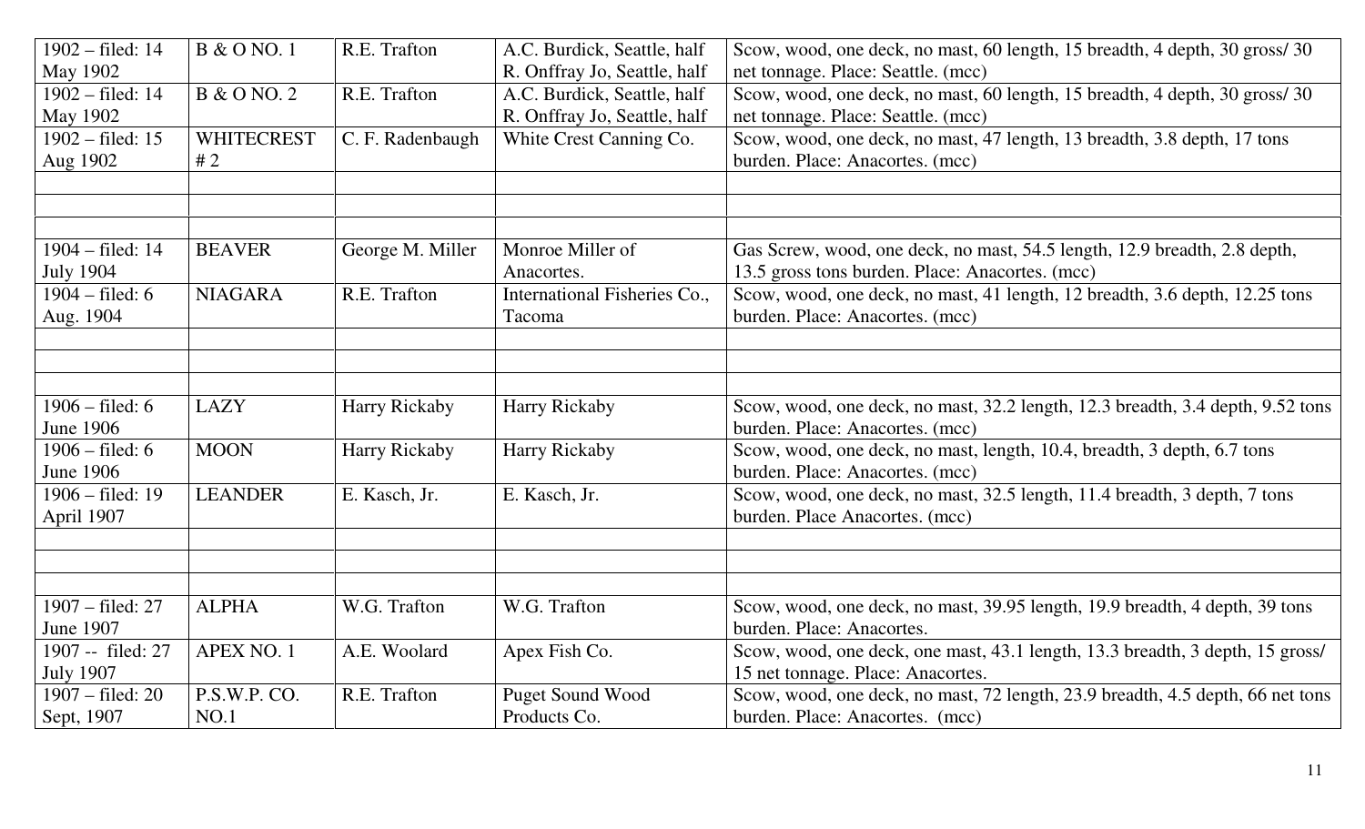| | | | | |
|---|---|---|---|---|
| 1902 – filed: 14 May 1902 | B & O NO. 1 | R.E. Trafton | A.C. Burdick, Seattle, half R. Onffray Jo, Seattle, half | Scow, wood, one deck, no mast, 60 length, 15 breadth, 4 depth, 30 gross/ 30 net tonnage. Place: Seattle. (mcc) |
| 1902 – filed: 14 May 1902 | B & O NO. 2 | R.E. Trafton | A.C. Burdick, Seattle, half R. Onffray Jo, Seattle, half | Scow, wood, one deck, no mast, 60 length, 15 breadth, 4 depth, 30 gross/ 30 net tonnage. Place: Seattle. (mcc) |
| 1902 – filed: 15 Aug 1902 | WHITECREST # 2 | C. F. Radenbaugh | White Crest Canning Co. | Scow, wood, one deck, no mast, 47 length, 13 breadth, 3.8 depth, 17 tons burden. Place: Anacortes. (mcc) |
| | | | | |
| | | | | |
| | | | | |
| 1904 – filed: 14 July 1904 | BEAVER | George M. Miller | Monroe Miller of Anacortes. | Gas Screw, wood, one deck, no mast, 54.5 length, 12.9 breadth, 2.8 depth, 13.5 gross tons burden. Place: Anacortes. (mcc) |
| 1904 – filed: 6 Aug. 1904 | NIAGARA | R.E. Trafton | International Fisheries Co., Tacoma | Scow, wood, one deck, no mast, 41 length, 12 breadth, 3.6 depth, 12.25 tons burden. Place: Anacortes. (mcc) |
| | | | | |
| | | | | |
| | | | | |
| 1906 – filed: 6 June 1906 | LAZY | Harry Rickaby | Harry Rickaby | Scow, wood, one deck, no mast, 32.2 length, 12.3 breadth, 3.4 depth, 9.52 tons burden. Place: Anacortes. (mcc) |
| 1906 – filed: 6 June 1906 | MOON | Harry Rickaby | Harry Rickaby | Scow, wood, one deck, no mast, length, 10.4, breadth, 3 depth, 6.7 tons burden. Place: Anacortes. (mcc) |
| 1906 – filed: 19 April 1907 | LEANDER | E. Kasch, Jr. | E. Kasch, Jr. | Scow, wood, one deck, no mast, 32.5 length, 11.4 breadth, 3 depth, 7 tons burden. Place Anacortes. (mcc) |
| | | | | |
| | | | | |
| | | | | |
| 1907 – filed: 27 June 1907 | ALPHA | W.G. Trafton | W.G. Trafton | Scow, wood, one deck, no mast, 39.95 length, 19.9 breadth, 4 depth, 39 tons burden. Place: Anacortes. |
| 1907 -- filed: 27 July 1907 | APEX NO. 1 | A.E. Woolard | Apex Fish Co. | Scow, wood, one deck, one mast, 43.1 length, 13.3 breadth, 3 depth, 15 gross/ 15 net tonnage. Place: Anacortes. |
| 1907 – filed: 20 Sept, 1907 | P.S.W.P. CO. NO.1 | R.E. Trafton | Puget Sound Wood Products Co. | Scow, wood, one deck, no mast, 72 length, 23.9 breadth, 4.5 depth, 66 net tons burden. Place: Anacortes. (mcc) |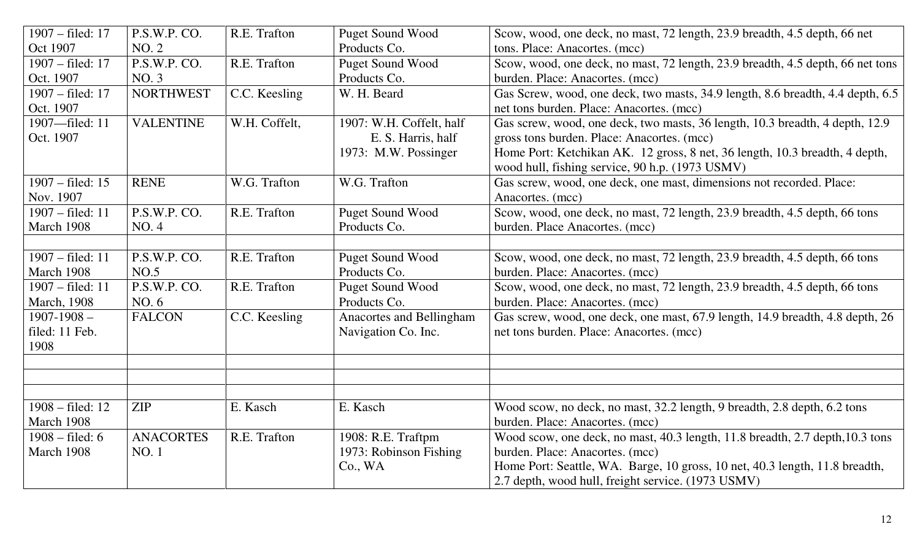| 1907 – filed: 17 Oct 1907 | P.S.W.P. CO. NO. 2 | R.E. Trafton | Puget Sound Wood Products Co. | Scow, wood, one deck, no mast, 72 length, 23.9 breadth, 4.5 depth, 66 net tons. Place: Anacortes. (mcc) |
|---|---|---|---|---|
| 1907 – filed: 17 Oct. 1907 | P.S.W.P. CO. NO. 3 | R.E. Trafton | Puget Sound Wood Products Co. | Scow, wood, one deck, no mast, 72 length, 23.9 breadth, 4.5 depth, 66 net tons burden. Place: Anacortes. (mcc) |
| 1907 – filed: 17 Oct. 1907 | NORTHWEST | C.C. Keesling | W. H. Beard | Gas Screw, wood, one deck, two masts, 34.9 length, 8.6 breadth, 4.4 depth, 6.5 net tons burden. Place: Anacortes. (mcc) |
| 1907—filed: 11 Oct. 1907 | VALENTINE | W.H. Coffelt, | 1907: W.H. Coffelt, half<br>E. S. Harris, half<br>1973: M.W. Possinger | Gas screw, wood, one deck, two masts, 36 length, 10.3 breadth, 4 depth, 12.9 gross tons burden. Place: Anacortes. (mcc)<br>Home Port: Ketchikan AK. 12 gross, 8 net, 36 length, 10.3 breadth, 4 depth, wood hull, fishing service, 90 h.p. (1973 USMV) |
| 1907 – filed: 15 Nov. 1907 | RENE | W.G. Trafton | W.G. Trafton | Gas screw, wood, one deck, one mast, dimensions not recorded. Place: Anacortes. (mcc) |
| 1907 – filed: 11 March 1908 | P.S.W.P. CO. NO. 4 | R.E. Trafton | Puget Sound Wood Products Co. | Scow, wood, one deck, no mast, 72 length, 23.9 breadth, 4.5 depth, 66 tons burden. Place Anacortes. (mcc) |
| | | | | |
| 1907 – filed: 11 March 1908 | P.S.W.P. CO. NO.5 | R.E. Trafton | Puget Sound Wood Products Co. | Scow, wood, one deck, no mast, 72 length, 23.9 breadth, 4.5 depth, 66 tons burden. Place: Anacortes. (mcc) |
| 1907 – filed: 11 March, 1908 | P.S.W.P. CO. NO. 6 | R.E. Trafton | Puget Sound Wood Products Co. | Scow, wood, one deck, no mast, 72 length, 23.9 breadth, 4.5 depth, 66 tons burden. Place: Anacortes. (mcc) |
| 1907-1908 – filed: 11 Feb. 1908 | FALCON | C.C. Keesling | Anacortes and Bellingham Navigation Co. Inc. | Gas screw, wood, one deck, one mast, 67.9 length, 14.9 breadth, 4.8 depth, 26 net tons burden. Place: Anacortes. (mcc) |
| | | | | |
| | | | | |
| | | | | |
| 1908 – filed: 12 March 1908 | ZIP | E. Kasch | E. Kasch | Wood scow, no deck, no mast, 32.2 length, 9 breadth, 2.8 depth, 6.2 tons burden. Place: Anacortes. (mcc) |
| 1908 – filed: 6 March 1908 | ANACORTES NO. 1 | R.E. Trafton | 1908: R.E. Traftpm<br>1973: Robinson Fishing Co., WA | Wood scow, one deck, no mast, 40.3 length, 11.8 breadth, 2.7 depth,10.3 tons burden. Place: Anacortes. (mcc)<br>Home Port: Seattle, WA. Barge, 10 gross, 10 net, 40.3 length, 11.8 breadth, 2.7 depth, wood hull, freight service. (1973 USMV) |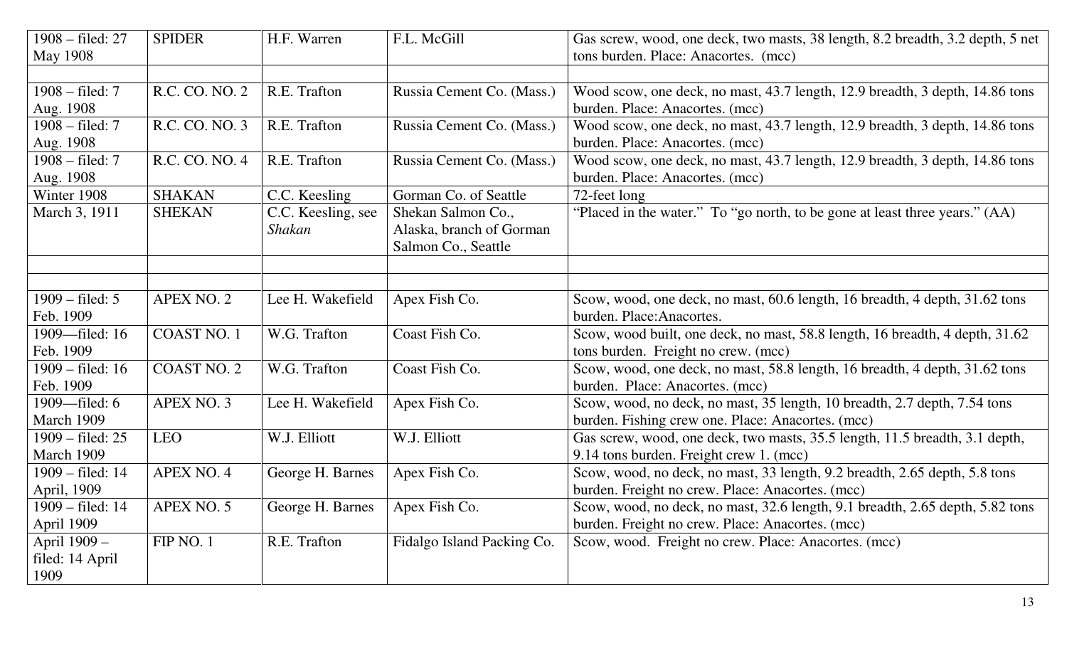| | | | | |
|---|---|---|---|---|
| 1908 – filed: 27 May 1908 | SPIDER | H.F. Warren | F.L. McGill | Gas screw, wood, one deck, two masts, 38 length, 8.2 breadth, 3.2 depth, 5 net tons burden. Place: Anacortes. (mcc) |
| | | | | |
| 1908 – filed: 7 Aug. 1908 | R.C. CO. NO. 2 | R.E. Trafton | Russia Cement Co. (Mass.) | Wood scow, one deck, no mast, 43.7 length, 12.9 breadth, 3 depth, 14.86 tons burden. Place: Anacortes. (mcc) |
| 1908 – filed: 7 Aug. 1908 | R.C. CO. NO. 3 | R.E. Trafton | Russia Cement Co. (Mass.) | Wood scow, one deck, no mast, 43.7 length, 12.9 breadth, 3 depth, 14.86 tons burden. Place: Anacortes. (mcc) |
| 1908 – filed: 7 Aug. 1908 | R.C. CO. NO. 4 | R.E. Trafton | Russia Cement Co. (Mass.) | Wood scow, one deck, no mast, 43.7 length, 12.9 breadth, 3 depth, 14.86 tons burden. Place: Anacortes. (mcc) |
| Winter 1908 | SHAKAN | C.C. Keesling | Gorman Co. of Seattle | 72-feet long |
| March 3, 1911 | SHEKAN | C.C. Keesling, see *Shakan* | Shekan Salmon Co., Alaska, branch of Gorman Salmon Co., Seattle | "Placed in the water." To "go north, to be gone at least three years." (AA) |
| | | | | |
| | | | | |
| 1909 – filed: 5 Feb. 1909 | APEX NO. 2 | Lee H. Wakefield | Apex Fish Co. | Scow, wood, one deck, no mast, 60.6 length, 16 breadth, 4 depth, 31.62 tons burden. Place:Anacortes. |
| 1909—filed: 16 Feb. 1909 | COAST NO. 1 | W.G. Trafton | Coast Fish Co. | Scow, wood built, one deck, no mast, 58.8 length, 16 breadth, 4 depth, 31.62 tons burden. Freight no crew. (mcc) |
| 1909 – filed: 16 Feb. 1909 | COAST NO. 2 | W.G. Trafton | Coast Fish Co. | Scow, wood, one deck, no mast, 58.8 length, 16 breadth, 4 depth, 31.62 tons burden. Place: Anacortes. (mcc) |
| 1909—filed: 6 March 1909 | APEX NO. 3 | Lee H. Wakefield | Apex Fish Co. | Scow, wood, no deck, no mast, 35 length, 10 breadth, 2.7 depth, 7.54 tons burden. Fishing crew one. Place: Anacortes. (mcc) |
| 1909 – filed: 25 March 1909 | LEO | W.J. Elliott | W.J. Elliott | Gas screw, wood, one deck, two masts, 35.5 length, 11.5 breadth, 3.1 depth, 9.14 tons burden. Freight crew 1. (mcc) |
| 1909 – filed: 14 April, 1909 | APEX NO. 4 | George H. Barnes | Apex Fish Co. | Scow, wood, no deck, no mast, 33 length, 9.2 breadth, 2.65 depth, 5.8 tons burden. Freight no crew. Place: Anacortes. (mcc) |
| 1909 – filed: 14 April 1909 | APEX NO. 5 | George H. Barnes | Apex Fish Co. | Scow, wood, no deck, no mast, 32.6 length, 9.1 breadth, 2.65 depth, 5.82 tons burden. Freight no crew. Place: Anacortes. (mcc) |
| April 1909 – filed: 14 April 1909 | FIP NO. 1 | R.E. Trafton | Fidalgo Island Packing Co. | Scow, wood. Freight no crew. Place: Anacortes. (mcc) |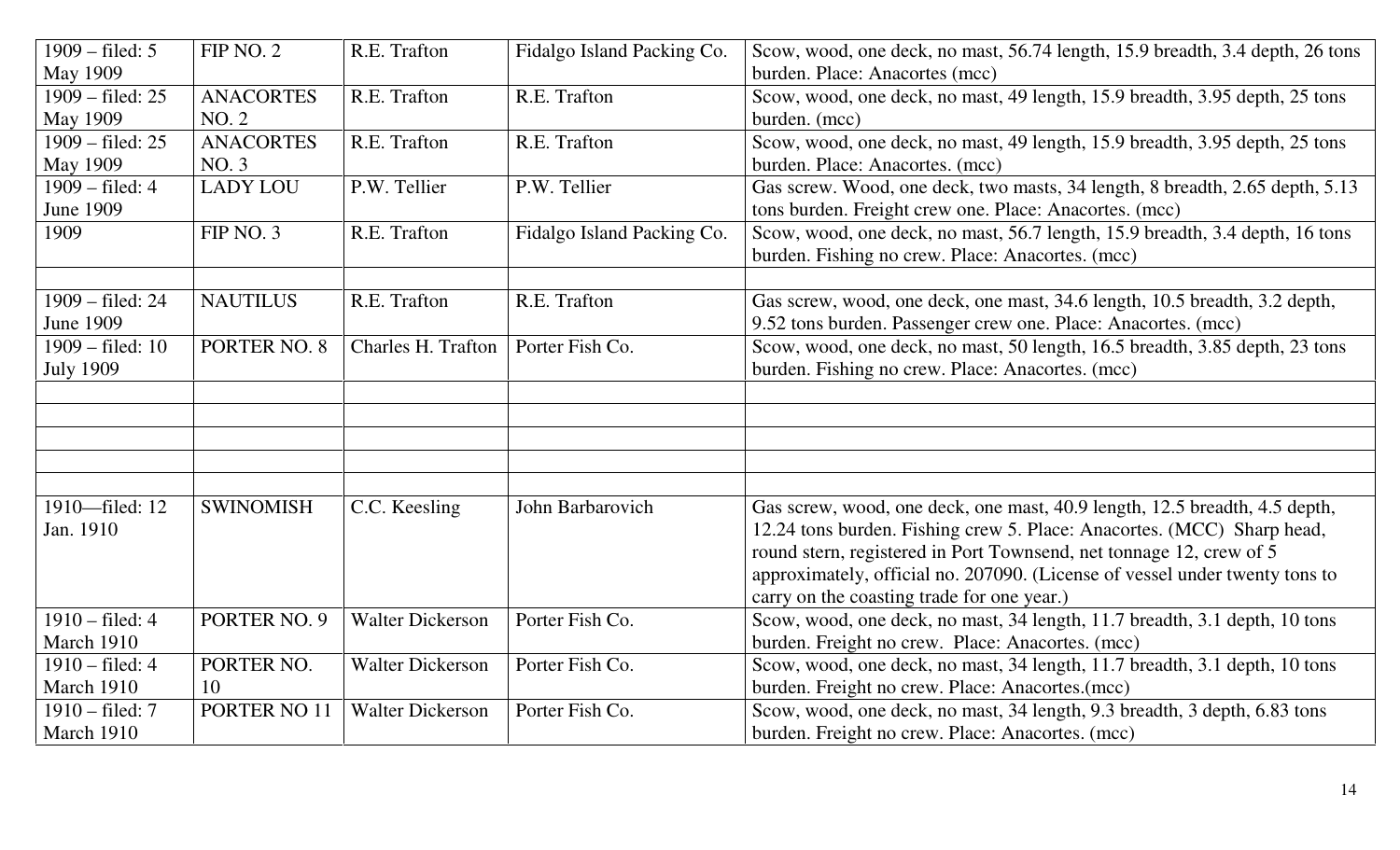| 1909 – filed: 5 May 1909 | FIP NO. 2 | R.E. Trafton | Fidalgo Island Packing Co. | Scow, wood, one deck, no mast, 56.74 length, 15.9 breadth, 3.4 depth, 26 tons burden. Place: Anacortes (mcc) |
|---|---|---|---|---|
| 1909 – filed: 25 May 1909 | ANACORTES NO. 2 | R.E. Trafton | R.E. Trafton | Scow, wood, one deck, no mast, 49 length, 15.9 breadth, 3.95 depth, 25 tons burden. (mcc) |
| 1909 – filed: 25 May 1909 | ANACORTES NO. 3 | R.E. Trafton | R.E. Trafton | Scow, wood, one deck, no mast, 49 length, 15.9 breadth, 3.95 depth, 25 tons burden. Place: Anacortes. (mcc) |
| 1909 – filed: 4 June 1909 | LADY LOU | P.W. Tellier | P.W. Tellier | Gas screw. Wood, one deck, two masts, 34 length, 8 breadth, 2.65 depth, 5.13 tons burden. Freight crew one. Place: Anacortes. (mcc) |
| 1909 | FIP NO. 3 | R.E. Trafton | Fidalgo Island Packing Co. | Scow, wood, one deck, no mast, 56.7 length, 15.9 breadth, 3.4 depth, 16 tons burden. Fishing no crew. Place: Anacortes. (mcc) |
| | | | | |
| 1909 – filed: 24 June 1909 | NAUTILUS | R.E. Trafton | R.E. Trafton | Gas screw, wood, one deck, one mast, 34.6 length, 10.5 breadth, 3.2 depth, 9.52 tons burden. Passenger crew one. Place: Anacortes. (mcc) |
| 1909 – filed: 10 July 1909 | PORTER NO. 8 | Charles H. Trafton | Porter Fish Co. | Scow, wood, one deck, no mast, 50 length, 16.5 breadth, 3.85 depth, 23 tons burden. Fishing no crew. Place: Anacortes. (mcc) |
| | | | | |
| | | | | |
| | | | | |
| | | | | |
| | | | | |
| 1910—filed: 12 Jan. 1910 | SWINOMISH | C.C. Keesling | John Barbarovich | Gas screw, wood, one deck, one mast, 40.9 length, 12.5 breadth, 4.5 depth, 12.24 tons burden. Fishing crew 5. Place: Anacortes. (MCC) Sharp head, round stern, registered in Port Townsend, net tonnage 12, crew of 5 approximately, official no. 207090. (License of vessel under twenty tons to carry on the coasting trade for one year.) |
| 1910 – filed: 4 March 1910 | PORTER NO. 9 | Walter Dickerson | Porter Fish Co. | Scow, wood, one deck, no mast, 34 length, 11.7 breadth, 3.1 depth, 10 tons burden. Freight no crew. Place: Anacortes. (mcc) |
| 1910 – filed: 4 March 1910 | PORTER NO. 10 | Walter Dickerson | Porter Fish Co. | Scow, wood, one deck, no mast, 34 length, 11.7 breadth, 3.1 depth, 10 tons burden. Freight no crew. Place: Anacortes.(mcc) |
| 1910 – filed: 7 March 1910 | PORTER NO 11 | Walter Dickerson | Porter Fish Co. | Scow, wood, one deck, no mast, 34 length, 9.3 breadth, 3 depth, 6.83 tons burden. Freight no crew. Place: Anacortes. (mcc) |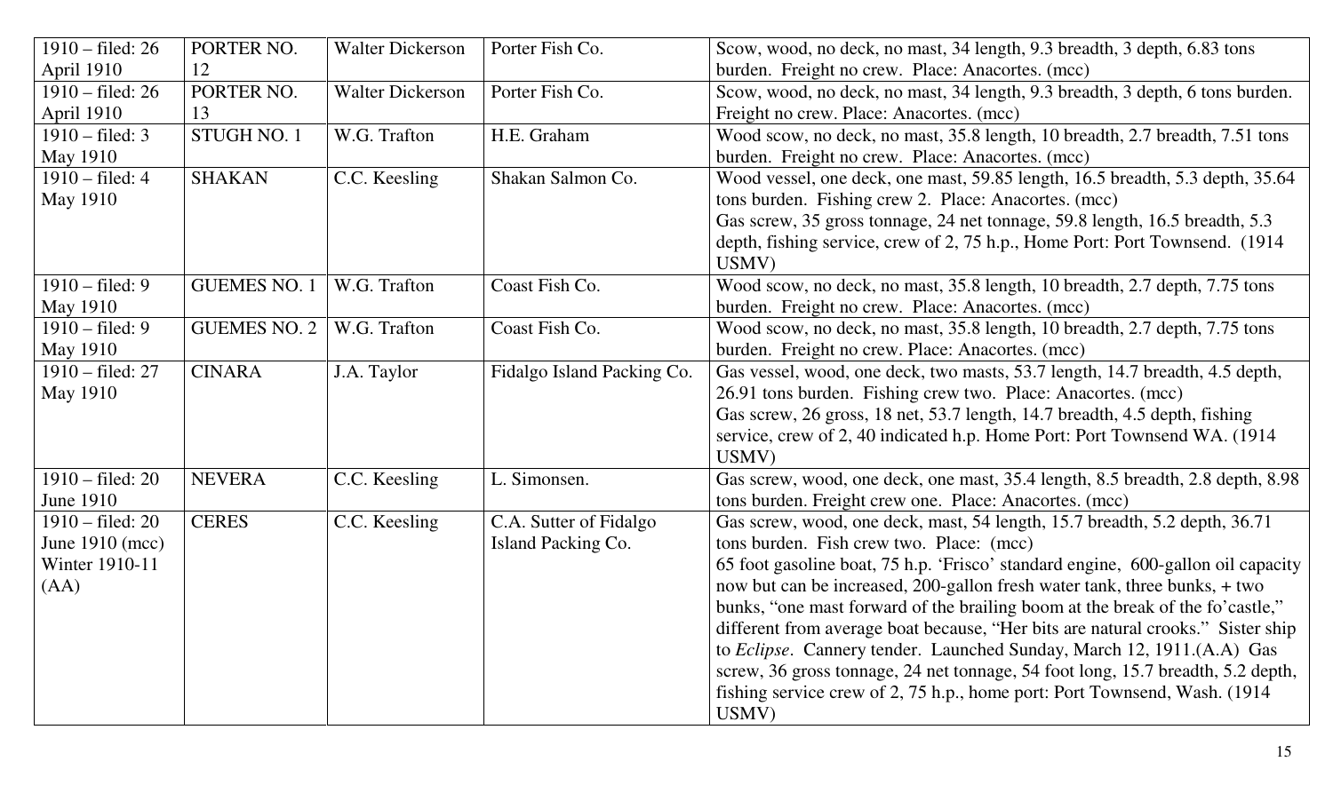| 1910 – filed: 26 April 1910 | PORTER NO. 12 | Walter Dickerson | Porter Fish Co. | Scow, wood, no deck, no mast, 34 length, 9.3 breadth, 3 depth, 6.83 tons burden. Freight no crew. Place: Anacortes. (mcc) |
|---|---|---|---|---|
| 1910 – filed: 26 April 1910 | PORTER NO. 13 | Walter Dickerson | Porter Fish Co. | Scow, wood, no deck, no mast, 34 length, 9.3 breadth, 3 depth, 6 tons burden. Freight no crew. Place: Anacortes. (mcc) |
| 1910 – filed: 3 May 1910 | STUGH NO. 1 | W.G. Trafton | H.E. Graham | Wood scow, no deck, no mast, 35.8 length, 10 breadth, 2.7 breadth, 7.51 tons burden. Freight no crew. Place: Anacortes. (mcc) |
| 1910 – filed: 4 May 1910 | SHAKAN | C.C. Keesling | Shakan Salmon Co. | Wood vessel, one deck, one mast, 59.85 length, 16.5 breadth, 5.3 depth, 35.64 tons burden. Fishing crew 2. Place: Anacortes. (mcc)<br>Gas screw, 35 gross tonnage, 24 net tonnage, 59.8 length, 16.5 breadth, 5.3 depth, fishing service, crew of 2, 75 h.p., Home Port: Port Townsend. (1914 USMV) |
| 1910 – filed: 9 May 1910 | GUEMES NO. 1 | W.G. Trafton | Coast Fish Co. | Wood scow, no deck, no mast, 35.8 length, 10 breadth, 2.7 depth, 7.75 tons burden. Freight no crew. Place: Anacortes. (mcc) |
| 1910 – filed: 9 May 1910 | GUEMES NO. 2 | W.G. Trafton | Coast Fish Co. | Wood scow, no deck, no mast, 35.8 length, 10 breadth, 2.7 depth, 7.75 tons burden. Freight no crew. Place: Anacortes. (mcc) |
| 1910 – filed: 27 May 1910 | CINARA | J.A. Taylor | Fidalgo Island Packing Co. | Gas vessel, wood, one deck, two masts, 53.7 length, 14.7 breadth, 4.5 depth, 26.91 tons burden. Fishing crew two. Place: Anacortes. (mcc)<br>Gas screw, 26 gross, 18 net, 53.7 length, 14.7 breadth, 4.5 depth, fishing service, crew of 2, 40 indicated h.p. Home Port: Port Townsend WA. (1914 USMV) |
| 1910 – filed: 20 June 1910 | NEVERA | C.C. Keesling | L. Simonsen. | Gas screw, wood, one deck, one mast, 35.4 length, 8.5 breadth, 2.8 depth, 8.98 tons burden. Freight crew one. Place: Anacortes. (mcc) |
| 1910 – filed: 20 June 1910 (mcc) Winter 1910-11 (AA) | CERES | C.C. Keesling | C.A. Sutter of Fidalgo Island Packing Co. | Gas screw, wood, one deck, mast, 54 length, 15.7 breadth, 5.2 depth, 36.71 tons burden. Fish crew two. Place: (mcc)<br>65 foot gasoline boat, 75 h.p. 'Frisco' standard engine, 600-gallon oil capacity now but can be increased, 200-gallon fresh water tank, three bunks, + two bunks, "one mast forward of the brailing boom at the break of the fo'castle," different from average boat because, "Her bits are natural crooks." Sister ship to *Eclipse*. Cannery tender. Launched Sunday, March 12, 1911.(A.A) Gas screw, 36 gross tonnage, 24 net tonnage, 54 foot long, 15.7 breadth, 5.2 depth, fishing service crew of 2, 75 h.p., home port: Port Townsend, Wash. (1914 USMV) |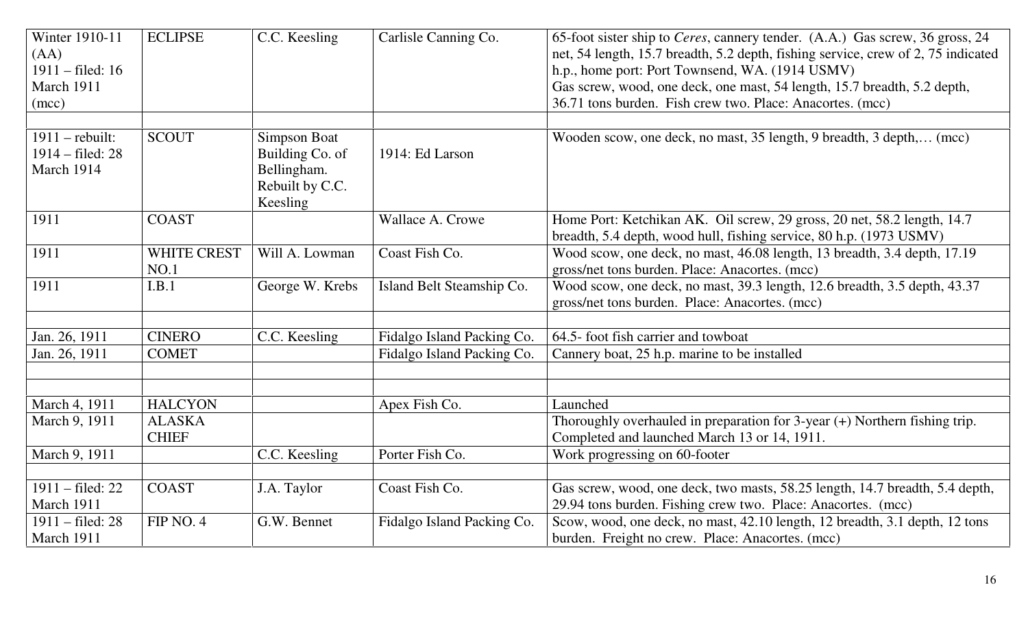| Winter 1910-11 (AA) 1911 – filed: 16 March 1911 (mcc) | ECLIPSE | C.C. Keesling | Carlisle Canning Co. | 65-foot sister ship to *Ceres*, cannery tender. (A.A.) Gas screw, 36 gross, 24 net, 54 length, 15.7 breadth, 5.2 depth, fishing service, crew of 2, 75 indicated h.p., home port: Port Townsend, WA. (1914 USMV) Gas screw, wood, one deck, one mast, 54 length, 15.7 breadth, 5.2 depth, 36.71 tons burden. Fish crew two. Place: Anacortes. (mcc) |
|---|---|---|---|---|
| | | | | |
| 1911 – rebuilt: 1914 – filed: 28 March 1914 | SCOUT | Simpson Boat Building Co. of Bellingham. Rebuilt by C.C. Keesling | 1914: Ed Larson | Wooden scow, one deck, no mast, 35 length, 9 breadth, 3 depth,… (mcc) |
| 1911 | COAST | | Wallace A. Crowe | Home Port: Ketchikan AK. Oil screw, 29 gross, 20 net, 58.2 length, 14.7 breadth, 5.4 depth, wood hull, fishing service, 80 h.p. (1973 USMV) |
| 1911 | WHITE CREST NO.1 | Will A. Lowman | Coast Fish Co. | Wood scow, one deck, no mast, 46.08 length, 13 breadth, 3.4 depth, 17.19 gross/net tons burden. Place: Anacortes. (mcc) |
| 1911 | I.B.1 | George W. Krebs | Island Belt Steamship Co. | Wood scow, one deck, no mast, 39.3 length, 12.6 breadth, 3.5 depth, 43.37 gross/net tons burden. Place: Anacortes. (mcc) |
| | | | | |
| Jan. 26, 1911 | CINERO | C.C. Keesling | Fidalgo Island Packing Co. | 64.5- foot fish carrier and towboat |
| Jan. 26, 1911 | COMET | | Fidalgo Island Packing Co. | Cannery boat, 25 h.p. marine to be installed |
| | | | | |
| | | | | |
| March 4, 1911 | HALCYON | | Apex Fish Co. | Launched |
| March 9, 1911 | ALASKA CHIEF | | | Thoroughly overhauled in preparation for 3-year (+) Northern fishing trip. Completed and launched March 13 or 14, 1911. |
| March 9, 1911 | | C.C. Keesling | Porter Fish Co. | Work progressing on 60-footer |
| | | | | |
| 1911 – filed: 22 March 1911 | COAST | J.A. Taylor | Coast Fish Co. | Gas screw, wood, one deck, two masts, 58.25 length, 14.7 breadth, 5.4 depth, 29.94 tons burden. Fishing crew two. Place: Anacortes. (mcc) |
| 1911 – filed: 28 March 1911 | FIP NO. 4 | G.W. Bennet | Fidalgo Island Packing Co. | Scow, wood, one deck, no mast, 42.10 length, 12 breadth, 3.1 depth, 12 tons burden. Freight no crew. Place: Anacortes. (mcc) |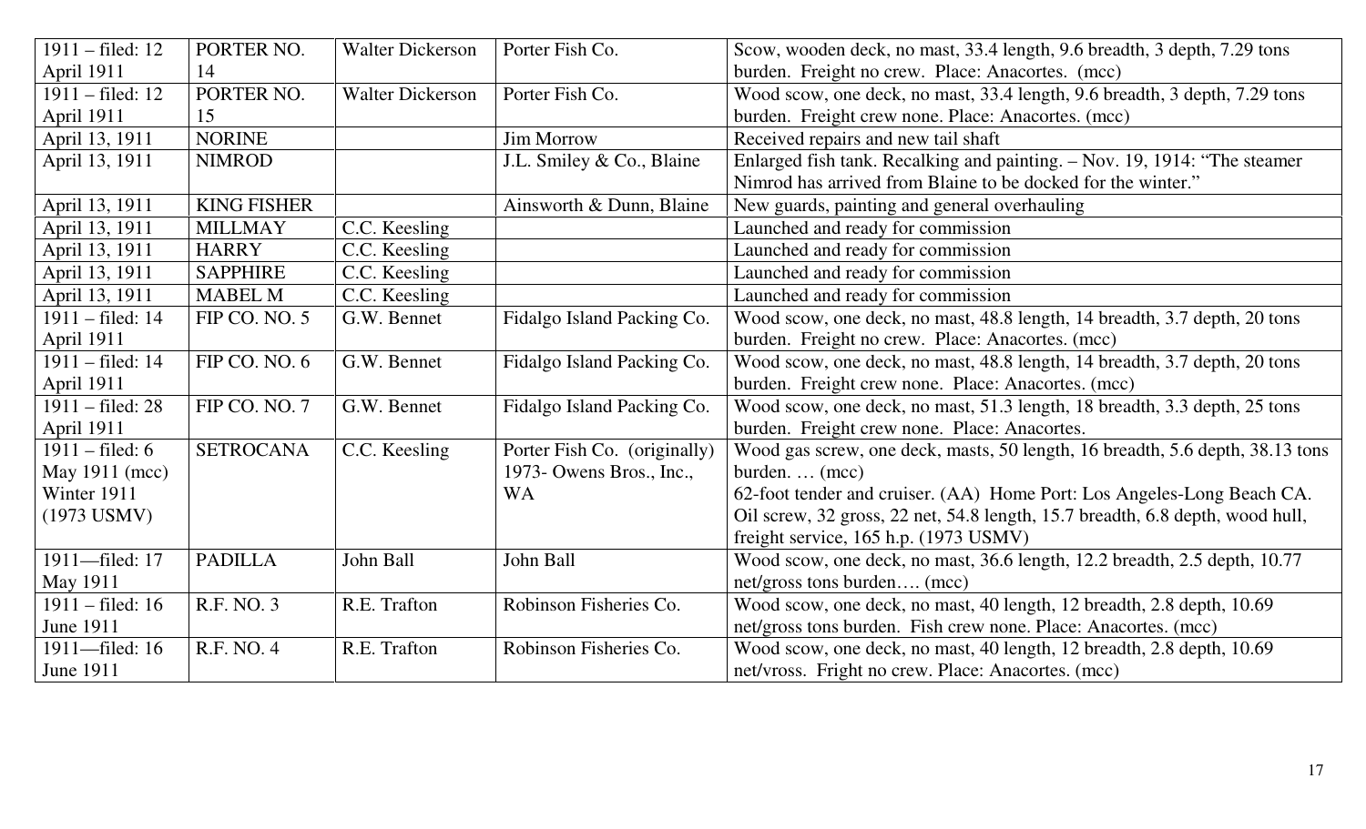| 1911 – filed: 12 April 1911 | PORTER NO. 14 | Walter Dickerson | Porter Fish Co. | Scow, wooden deck, no mast, 33.4 length, 9.6 breadth, 3 depth, 7.29 tons burden. Freight no crew. Place: Anacortes. (mcc) |
|---|---|---|---|---|
| 1911 – filed: 12 April 1911 | PORTER NO. 15 | Walter Dickerson | Porter Fish Co. | Wood scow, one deck, no mast, 33.4 length, 9.6 breadth, 3 depth, 7.29 tons burden. Freight crew none. Place: Anacortes. (mcc) |
| April 13, 1911 | NORINE | | Jim Morrow | Received repairs and new tail shaft |
| April 13, 1911 | NIMROD | | J.L. Smiley & Co., Blaine | Enlarged fish tank. Recalking and painting. – Nov. 19, 1914: "The steamer Nimrod has arrived from Blaine to be docked for the winter." |
| April 13, 1911 | KING FISHER | | Ainsworth & Dunn, Blaine | New guards, painting and general overhauling |
| April 13, 1911 | MILLMAY | C.C. Keesling | | Launched and ready for commission |
| April 13, 1911 | HARRY | C.C. Keesling | | Launched and ready for commission |
| April 13, 1911 | SAPPHIRE | C.C. Keesling | | Launched and ready for commission |
| April 13, 1911 | MABEL M | C.C. Keesling | | Launched and ready for commission |
| 1911 – filed: 14 April 1911 | FIP CO. NO. 5 | G.W. Bennet | Fidalgo Island Packing Co. | Wood scow, one deck, no mast, 48.8 length, 14 breadth, 3.7 depth, 20 tons burden. Freight no crew. Place: Anacortes. (mcc) |
| 1911 – filed: 14 April 1911 | FIP CO. NO. 6 | G.W. Bennet | Fidalgo Island Packing Co. | Wood scow, one deck, no mast, 48.8 length, 14 breadth, 3.7 depth, 20 tons burden. Freight crew none. Place: Anacortes. (mcc) |
| 1911 – filed: 28 April 1911 | FIP CO. NO. 7 | G.W. Bennet | Fidalgo Island Packing Co. | Wood scow, one deck, no mast, 51.3 length, 18 breadth, 3.3 depth, 25 tons burden. Freight crew none. Place: Anacortes. |
| 1911 – filed: 6 May 1911 (mcc) Winter 1911 (1973 USMV) | SETROCANA | C.C. Keesling | Porter Fish Co. (originally) 1973- Owens Bros., Inc., WA | Wood gas screw, one deck, masts, 50 length, 16 breadth, 5.6 depth, 38.13 tons burden. … (mcc) 62-foot tender and cruiser. (AA) Home Port: Los Angeles-Long Beach CA. Oil screw, 32 gross, 22 net, 54.8 length, 15.7 breadth, 6.8 depth, wood hull, freight service, 165 h.p. (1973 USMV) |
| 1911—filed: 17 May 1911 | PADILLA | John Ball | John Ball | Wood scow, one deck, no mast, 36.6 length, 12.2 breadth, 2.5 depth, 10.77 net/gross tons burden…. (mcc) |
| 1911 – filed: 16 June 1911 | R.F. NO. 3 | R.E. Trafton | Robinson Fisheries Co. | Wood scow, one deck, no mast, 40 length, 12 breadth, 2.8 depth, 10.69 net/gross tons burden. Fish crew none. Place: Anacortes. (mcc) |
| 1911—filed: 16 June 1911 | R.F. NO. 4 | R.E. Trafton | Robinson Fisheries Co. | Wood scow, one deck, no mast, 40 length, 12 breadth, 2.8 depth, 10.69 net/vross. Fright no crew. Place: Anacortes. (mcc) |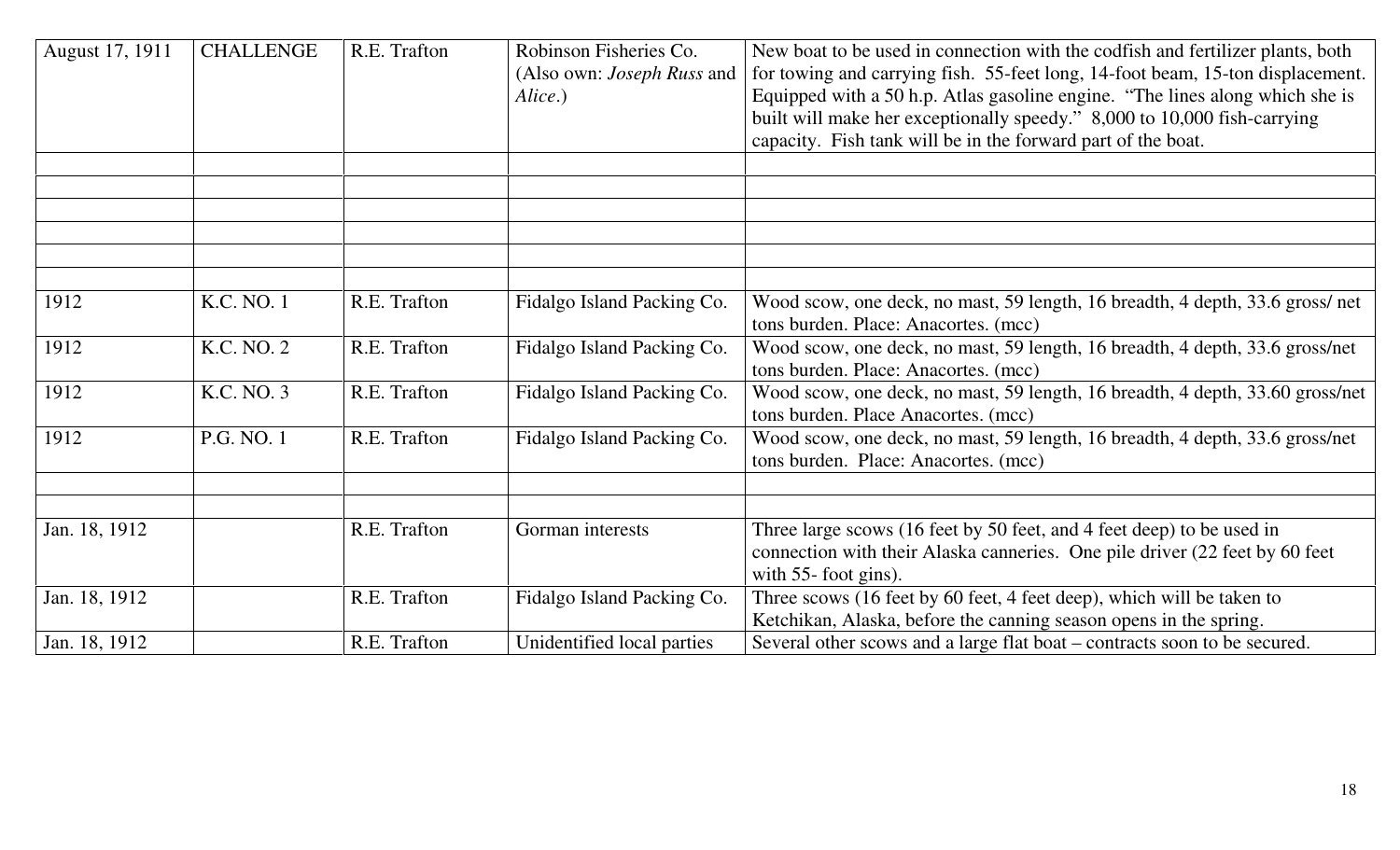| | | | | |
|---|---|---|---|---|
| August 17, 1911 | CHALLENGE | R.E. Trafton | Robinson Fisheries Co. (Also own: *Joseph Russ* and *Alice*.) | New boat to be used in connection with the codfish and fertilizer plants, both for towing and carrying fish. 55-feet long, 14-foot beam, 15-ton displacement. Equipped with a 50 h.p. Atlas gasoline engine. "The lines along which she is built will make her exceptionally speedy." 8,000 to 10,000 fish-carrying capacity. Fish tank will be in the forward part of the boat. |
| | | | | |
| | | | | |
| | | | | |
| | | | | |
| | | | | |
| 1912 | K.C. NO. 1 | R.E. Trafton | Fidalgo Island Packing Co. | Wood scow, one deck, no mast, 59 length, 16 breadth, 4 depth, 33.6 gross/ net tons burden. Place: Anacortes. (mcc) |
| 1912 | K.C. NO. 2 | R.E. Trafton | Fidalgo Island Packing Co. | Wood scow, one deck, no mast, 59 length, 16 breadth, 4 depth, 33.6 gross/net tons burden. Place: Anacortes. (mcc) |
| 1912 | K.C. NO. 3 | R.E. Trafton | Fidalgo Island Packing Co. | Wood scow, one deck, no mast, 59 length, 16 breadth, 4 depth, 33.60 gross/net tons burden. Place Anacortes. (mcc) |
| 1912 | P.G. NO. 1 | R.E. Trafton | Fidalgo Island Packing Co. | Wood scow, one deck, no mast, 59 length, 16 breadth, 4 depth, 33.6 gross/net tons burden. Place: Anacortes. (mcc) |
| | | | | |
| | | | | |
| Jan. 18, 1912 | | R.E. Trafton | Gorman interests | Three large scows (16 feet by 50 feet, and 4 feet deep) to be used in connection with their Alaska canneries. One pile driver (22 feet by 60 feet with 55- foot gins). |
| Jan. 18, 1912 | | R.E. Trafton | Fidalgo Island Packing Co. | Three scows (16 feet by 60 feet, 4 feet deep), which will be taken to Ketchikan, Alaska, before the canning season opens in the spring. |
| Jan. 18, 1912 | | R.E. Trafton | Unidentified local parties | Several other scows and a large flat boat – contracts soon to be secured. |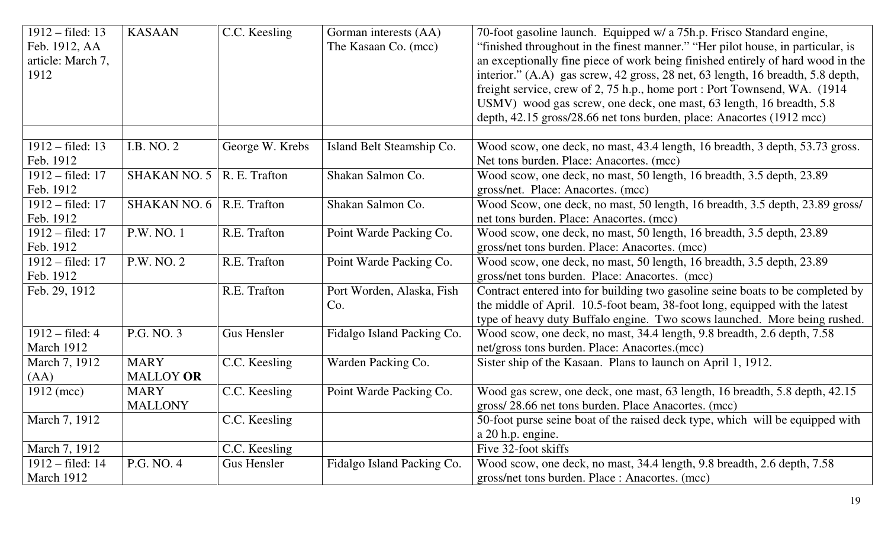| | | | | |
|---|---|---|---|---|
| 1912 – filed: 13 Feb. 1912, AA article: March 7, 1912 | KASAAN | C.C. Keesling | Gorman interests (AA) The Kasaan Co. (mcc) | 70-foot gasoline launch. Equipped w/ a 75h.p. Frisco Standard engine, "finished throughout in the finest manner." "Her pilot house, in particular, is an exceptionally fine piece of work being finished entirely of hard wood in the interior." (A.A) gas screw, 42 gross, 28 net, 63 length, 16 breadth, 5.8 depth, freight service, crew of 2, 75 h.p., home port : Port Townsend, WA. (1914 USMV) wood gas screw, one deck, one mast, 63 length, 16 breadth, 5.8 depth, 42.15 gross/28.66 net tons burden, place: Anacortes (1912 mcc) |
| | | | | |
| 1912 – filed: 13 Feb. 1912 | I.B. NO. 2 | George W. Krebs | Island Belt Steamship Co. | Wood scow, one deck, no mast, 43.4 length, 16 breadth, 3 depth, 53.73 gross. Net tons burden. Place: Anacortes. (mcc) |
| 1912 – filed: 17 Feb. 1912 | SHAKAN NO. 5 | R. E. Trafton | Shakan Salmon Co. | Wood scow, one deck, no mast, 50 length, 16 breadth, 3.5 depth, 23.89 gross/net. Place: Anacortes. (mcc) |
| 1912 – filed: 17 Feb. 1912 | SHAKAN NO. 6 | R.E. Trafton | Shakan Salmon Co. | Wood Scow, one deck, no mast, 50 length, 16 breadth, 3.5 depth, 23.89 gross/ net tons burden. Place: Anacortes. (mcc) |
| 1912 – filed: 17 Feb. 1912 | P.W. NO. 1 | R.E. Trafton | Point Warde Packing Co. | Wood scow, one deck, no mast, 50 length, 16 breadth, 3.5 depth, 23.89 gross/net tons burden. Place: Anacortes. (mcc) |
| 1912 – filed: 17 Feb. 1912 | P.W. NO. 2 | R.E. Trafton | Point Warde Packing Co. | Wood scow, one deck, no mast, 50 length, 16 breadth, 3.5 depth, 23.89 gross/net tons burden. Place: Anacortes. (mcc) |
| Feb. 29, 1912 | | R.E. Trafton | Port Worden, Alaska, Fish Co. | Contract entered into for building two gasoline seine boats to be completed by the middle of April. 10.5-foot beam, 38-foot long, equipped with the latest type of heavy duty Buffalo engine. Two scows launched. More being rushed. |
| 1912 – filed: 4 March 1912 | P.G. NO. 3 | Gus Hensler | Fidalgo Island Packing Co. | Wood scow, one deck, no mast, 34.4 length, 9.8 breadth, 2.6 depth, 7.58 net/gross tons burden. Place: Anacortes.(mcc) |
| March 7, 1912 (AA) | MARY MALLOY **OR** | C.C. Keesling | Warden Packing Co. | Sister ship of the Kasaan. Plans to launch on April 1, 1912. |
| 1912 (mcc) | MARY MALLONY | C.C. Keesling | Point Warde Packing Co. | Wood gas screw, one deck, one mast, 63 length, 16 breadth, 5.8 depth, 42.15 gross/ 28.66 net tons burden. Place Anacortes. (mcc) |
| March 7, 1912 | | C.C. Keesling | | 50-foot purse seine boat of the raised deck type, which will be equipped with a 20 h.p. engine. |
| March 7, 1912 | | C.C. Keesling | | Five 32-foot skiffs |
| 1912 – filed: 14 March 1912 | P.G. NO. 4 | Gus Hensler | Fidalgo Island Packing Co. | Wood scow, one deck, no mast, 34.4 length, 9.8 breadth, 2.6 depth, 7.58 gross/net tons burden. Place : Anacortes. (mcc) |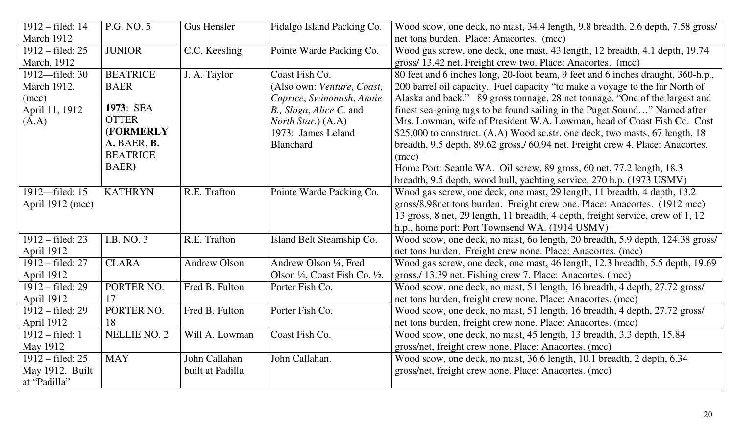| | | | | |
|---|---|---|---|---|
| 1912 – filed: 14 March 1912 | P.G. NO. 5 | Gus Hensler | Fidalgo Island Packing Co. | Wood scow, one deck, no mast, 34.4 length, 9.8 breadth, 2.6 depth, 7.58 gross/ net tons burden. Place: Anacortes. (mcc) |
| 1912 – filed: 25 March, 1912 | JUNIOR | C.C. Keesling | Pointe Warde Packing Co. | Wood gas screw, one deck, one mast, 43 length, 12 breadth, 4.1 depth, 19.74 gross/ 13.42 net. Freight crew two. Place: Anacortes. (mcc) |
| 1912—filed: 30 March 1912. (mcc)<br>April 11, 1912 (A.A) | BEATRICE BAER<br><br>**1973**: SEA OTTER **(FORMERLY A.** BAER, **B.** BEATRICE BAER) | J. A. Taylor | Coast Fish Co.<br>(Also own: *Venture*, *Coast*, *Caprice*, *Swinomish*, *Annie B.*, *Sloga*, *Alice C.* and *North Star*.) (A.A)<br>1973: James Leland Blanchard | 80 feet and 6 inches long, 20-foot beam, 9 feet and 6 inches draught, 360-h.p., 200 barrel oil capacity. Fuel capacity "to make a voyage to the far North of Alaska and back." 89 gross tonnage, 28 net tonnage. "One of the largest and finest sea-going tugs to be found sailing in the Puget Sound…" Named after Mrs. Lowman, wife of President W.A. Lowman, head of Coast Fish Co. Cost $25,000 to construct. (A.A) Wood sc.str. one deck, two masts, 67 length, 18 breadth, 9.5 depth, 89.62 gross,/ 60.94 net. Freight crew 4. Place: Anacortes. (mcc)<br>Home Port: Seattle WA. Oil screw, 89 gross, 60 net, 77.2 length, 18.3 breadth, 9.5 depth, wood hull, yachting service, 270 h.p. (1973 USMV) |
| 1912—filed: 15 April 1912 (mcc) | KATHRYN | R.E. Trafton | Pointe Warde Packing Co. | Wood gas screw, one deck, one mast, 29 length, 11 breadth, 4 depth, 13.2 gross/8.98net tons burden. Freight crew one. Place: Anacortes. (1912 mcc)<br>13 gross, 8 net, 29 length, 11 breadth, 4 depth, freight service, crew of 1, 12 h.p., home port: Port Townsend WA. (1914 USMV) |
| 1912 – filed: 23 April 1912 | I.B. NO. 3 | R.E. Trafton | Island Belt Steamship Co. | Wood scow, one deck, no mast, 6o length, 20 breadth, 5.9 depth, 124.38 gross/ net tons burden. Freight crew none. Place: Anacortes. (mcc) |
| 1912 – filed: 27 April 1912 | CLARA | Andrew Olson | Andrew Olson ¼, Fred Olson ¼, Coast Fish Co. ½. | Wood gas screw, one deck, one mast, 46 length, 12.3 breadth, 5.5 depth, 19.69 gross,/ 13.39 net. Fishing crew 7. Place: Anacortes. (mcc) |
| 1912 – filed: 29 April 1912 | PORTER NO. 17 | Fred B. Fulton | Porter Fish Co. | Wood scow, one deck, no mast, 51 length, 16 breadth, 4 depth, 27.72 gross/ net tons burden, freight crew none. Place: Anacortes. (mcc) |
| 1912 – filed: 29 April 1912 | PORTER NO. 18 | Fred B. Fulton | Porter Fish Co. | Wood scow, one deck, no mast, 51 length, 16 breadth, 4 depth, 27.72 gross/ net tons burden, freight crew none. Place: Anacortes. (mcc) |
| 1912 – filed: 1 May 1912 | NELLIE NO. 2 | Will A. Lowman | Coast Fish Co. | Wood scow, one deck, no mast, 45 length, 13 breadth, 3.3 depth, 15.84 gross/net, freight crew none. Place: Anacortes. (mcc) |
| 1912 – filed: 25 May 1912. Built at "Padilla" | MAY | John Callahan built at Padilla | John Callahan. | Wood scow, one deck, no mast, 36.6 length, 10.1 breadth, 2 depth, 6.34 gross/net, freight crew none. Place: Anacortes. (mcc) |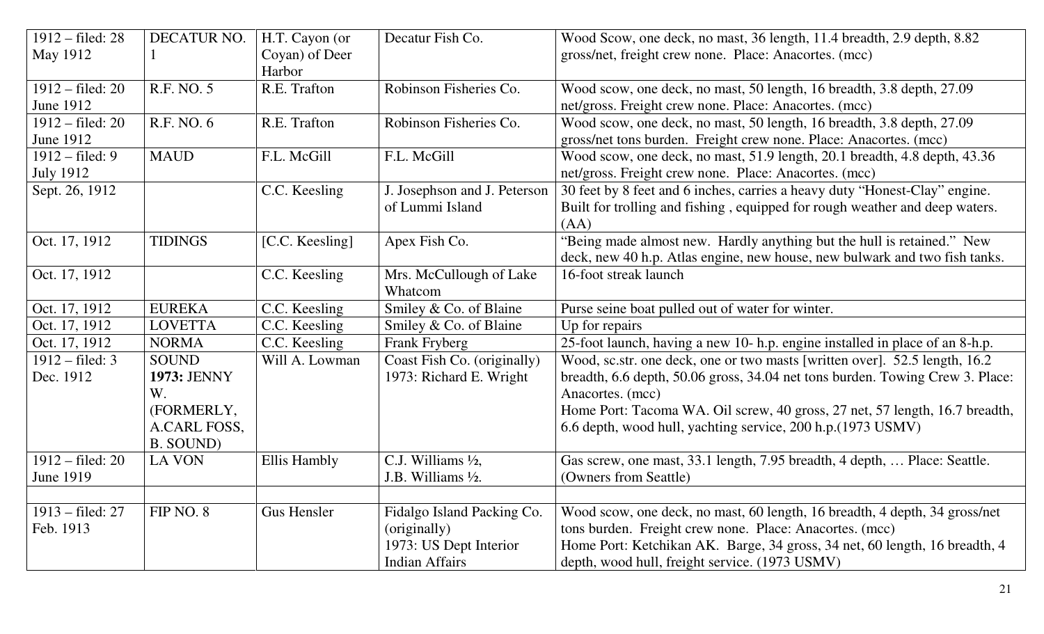| | | | | |
|---|---|---|---|---|
| 1912 – filed: 28 May 1912 | DECATUR NO. 1 | H.T. Cayon (or Coyan) of Deer Harbor | Decatur Fish Co. | Wood Scow, one deck, no mast, 36 length, 11.4 breadth, 2.9 depth, 8.82 gross/net, freight crew none. Place: Anacortes. (mcc) |
| 1912 – filed: 20 June 1912 | R.F. NO. 5 | R.E. Trafton | Robinson Fisheries Co. | Wood scow, one deck, no mast, 50 length, 16 breadth, 3.8 depth, 27.09 net/gross. Freight crew none. Place: Anacortes. (mcc) |
| 1912 – filed: 20 June 1912 | R.F. NO. 6 | R.E. Trafton | Robinson Fisheries Co. | Wood scow, one deck, no mast, 50 length, 16 breadth, 3.8 depth, 27.09 gross/net tons burden. Freight crew none. Place: Anacortes. (mcc) |
| 1912 – filed: 9 July 1912 | MAUD | F.L. McGill | F.L. McGill | Wood scow, one deck, no mast, 51.9 length, 20.1 breadth, 4.8 depth, 43.36 net/gross. Freight crew none. Place: Anacortes. (mcc) |
| Sept. 26, 1912 | | C.C. Keesling | J. Josephson and J. Peterson of Lummi Island | 30 feet by 8 feet and 6 inches, carries a heavy duty "Honest-Clay" engine. Built for trolling and fishing , equipped for rough weather and deep waters. (AA) |
| Oct. 17, 1912 | TIDINGS | [C.C. Keesling] | Apex Fish Co. | "Being made almost new. Hardly anything but the hull is retained." New deck, new 40 h.p. Atlas engine, new house, new bulwark and two fish tanks. |
| Oct. 17, 1912 | | C.C. Keesling | Mrs. McCullough of Lake Whatcom | 16-foot streak launch |
| Oct. 17, 1912 | EUREKA | C.C. Keesling | Smiley & Co. of Blaine | Purse seine boat pulled out of water for winter. |
| Oct. 17, 1912 | LOVETTA | C.C. Keesling | Smiley & Co. of Blaine | Up for repairs |
| Oct. 17, 1912 | NORMA | C.C. Keesling | Frank Fryberg | 25-foot launch, having a new 10- h.p. engine installed in place of an 8-h.p. |
| 1912 – filed: 3 Dec. 1912 | SOUND **1973:** JENNY W. (FORMERLY, A.CARL FOSS, B. SOUND) | Will A. Lowman | Coast Fish Co. (originally) 1973: Richard E. Wright | Wood, sc.str. one deck, one or two masts [written over]. 52.5 length, 16.2 breadth, 6.6 depth, 50.06 gross, 34.04 net tons burden. Towing Crew 3. Place: Anacortes. (mcc)<br>Home Port: Tacoma WA. Oil screw, 40 gross, 27 net, 57 length, 16.7 breadth, 6.6 depth, wood hull, yachting service, 200 h.p.(1973 USMV) |
| 1912 – filed: 20 June 1919 | LA VON | Ellis Hambly | C.J. Williams ½, J.B. Williams ½. | Gas screw, one mast, 33.1 length, 7.95 breadth, 4 depth, … Place: Seattle. (Owners from Seattle) |
| | | | | |
| 1913 – filed: 27 Feb. 1913 | FIP NO. 8 | Gus Hensler | Fidalgo Island Packing Co. (originally) 1973: US Dept Interior Indian Affairs | Wood scow, one deck, no mast, 60 length, 16 breadth, 4 depth, 34 gross/net tons burden. Freight crew none. Place: Anacortes. (mcc)<br>Home Port: Ketchikan AK. Barge, 34 gross, 34 net, 60 length, 16 breadth, 4 depth, wood hull, freight service. (1973 USMV) |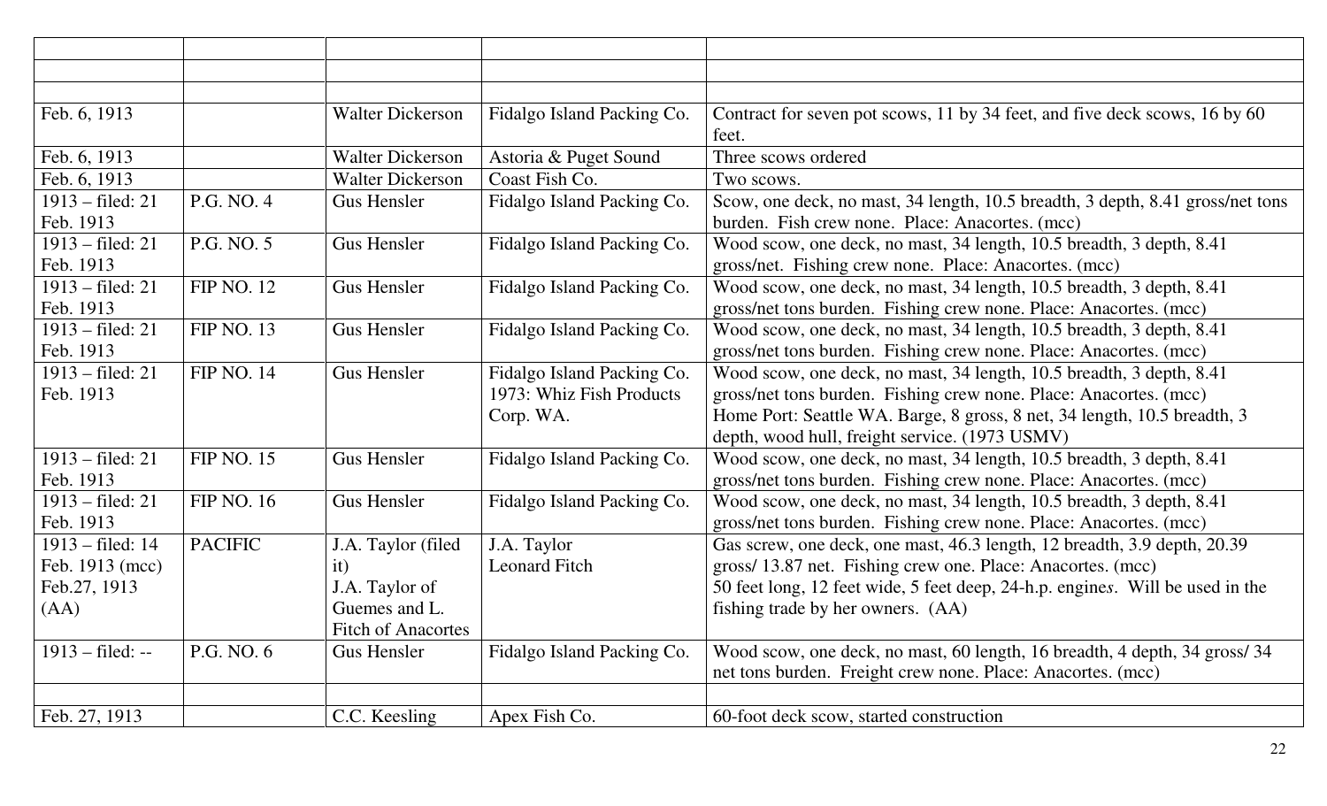| | | | | |
|---|---|---|---|---|
| | | | | |
| | | | | |
| Feb. 6, 1913 | | Walter Dickerson | Fidalgo Island Packing Co. | Contract for seven pot scows, 11 by 34 feet, and five deck scows, 16 by 60 feet. |
| Feb. 6, 1913 | | Walter Dickerson | Astoria & Puget Sound | Three scows ordered |
| Feb. 6, 1913 | | Walter Dickerson | Coast Fish Co. | Two scows. |
| 1913 – filed: 21 Feb. 1913 | P.G. NO. 4 | Gus Hensler | Fidalgo Island Packing Co. | Scow, one deck, no mast, 34 length, 10.5 breadth, 3 depth, 8.41 gross/net tons burden. Fish crew none. Place: Anacortes. (mcc) |
| 1913 – filed: 21 Feb. 1913 | P.G. NO. 5 | Gus Hensler | Fidalgo Island Packing Co. | Wood scow, one deck, no mast, 34 length, 10.5 breadth, 3 depth, 8.41 gross/net. Fishing crew none. Place: Anacortes. (mcc) |
| 1913 – filed: 21 Feb. 1913 | FIP NO. 12 | Gus Hensler | Fidalgo Island Packing Co. | Wood scow, one deck, no mast, 34 length, 10.5 breadth, 3 depth, 8.41 gross/net tons burden. Fishing crew none. Place: Anacortes. (mcc) |
| 1913 – filed: 21 Feb. 1913 | FIP NO. 13 | Gus Hensler | Fidalgo Island Packing Co. | Wood scow, one deck, no mast, 34 length, 10.5 breadth, 3 depth, 8.41 gross/net tons burden. Fishing crew none. Place: Anacortes. (mcc) |
| 1913 – filed: 21 Feb. 1913 | FIP NO. 14 | Gus Hensler | Fidalgo Island Packing Co. 1973: Whiz Fish Products Corp. WA. | Wood scow, one deck, no mast, 34 length, 10.5 breadth, 3 depth, 8.41 gross/net tons burden. Fishing crew none. Place: Anacortes. (mcc) Home Port: Seattle WA. Barge, 8 gross, 8 net, 34 length, 10.5 breadth, 3 depth, wood hull, freight service. (1973 USMV) |
| 1913 – filed: 21 Feb. 1913 | FIP NO. 15 | Gus Hensler | Fidalgo Island Packing Co. | Wood scow, one deck, no mast, 34 length, 10.5 breadth, 3 depth, 8.41 gross/net tons burden. Fishing crew none. Place: Anacortes. (mcc) |
| 1913 – filed: 21 Feb. 1913 | FIP NO. 16 | Gus Hensler | Fidalgo Island Packing Co. | Wood scow, one deck, no mast, 34 length, 10.5 breadth, 3 depth, 8.41 gross/net tons burden. Fishing crew none. Place: Anacortes. (mcc) |
| 1913 – filed: 14 Feb. 1913 (mcc) Feb.27, 1913 (AA) | PACIFIC | J.A. Taylor (filed it) J.A. Taylor of Guemes and L. Fitch of Anacortes | J.A. Taylor Leonard Fitch | Gas screw, one deck, one mast, 46.3 length, 12 breadth, 3.9 depth, 20.39 gross/ 13.87 net. Fishing crew one. Place: Anacortes. (mcc) 50 feet long, 12 feet wide, 5 feet deep, 24-h.p. engine*s*. Will be used in the fishing trade by her owners. (AA) |
| 1913 – filed: -- | P.G. NO. 6 | Gus Hensler | Fidalgo Island Packing Co. | Wood scow, one deck, no mast, 60 length, 16 breadth, 4 depth, 34 gross/ 34 net tons burden. Freight crew none. Place: Anacortes. (mcc) |
| | | | | |
| Feb. 27, 1913 | | C.C. Keesling | Apex Fish Co. | 60-foot deck scow, started construction |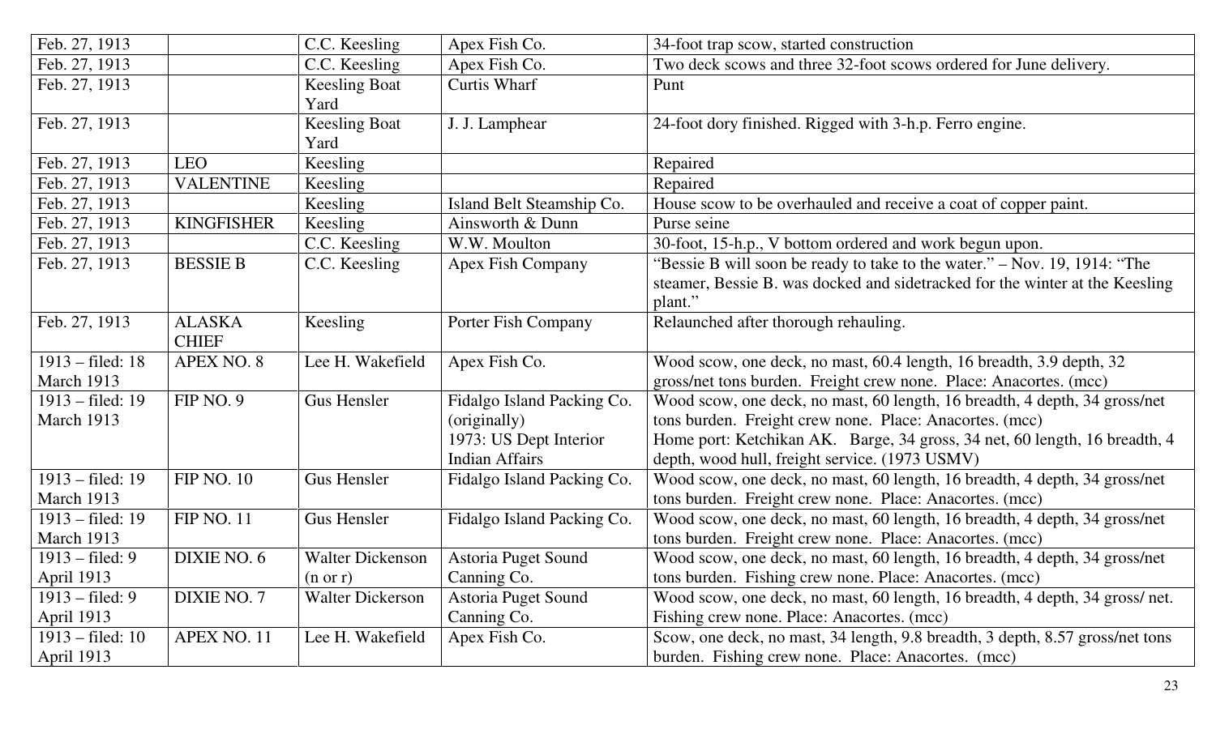| Feb. 27, 1913 | | C.C. Keesling | Apex Fish Co. | 34-foot trap scow, started construction |
|---|---|---|---|---|
| Feb. 27, 1913 | | C.C. Keesling | Apex Fish Co. | Two deck scows and three 32-foot scows ordered for June delivery. |
| Feb. 27, 1913 | | Keesling Boat Yard | Curtis Wharf | Punt |
| Feb. 27, 1913 | | Keesling Boat Yard | J. J. Lamphear | 24-foot dory finished. Rigged with 3-h.p. Ferro engine. |
| Feb. 27, 1913 | LEO | Keesling | | Repaired |
| Feb. 27, 1913 | VALENTINE | Keesling | | Repaired |
| Feb. 27, 1913 | | Keesling | Island Belt Steamship Co. | House scow to be overhauled and receive a coat of copper paint. |
| Feb. 27, 1913 | KINGFISHER | Keesling | Ainsworth & Dunn | Purse seine |
| Feb. 27, 1913 | | C.C. Keesling | W.W. Moulton | 30-foot, 15-h.p., V bottom ordered and work begun upon. |
| Feb. 27, 1913 | BESSIE B | C.C. Keesling | Apex Fish Company | "Bessie B will soon be ready to take to the water." – Nov. 19, 1914: "The steamer, Bessie B. was docked and sidetracked for the winter at the Keesling plant." |
| Feb. 27, 1913 | ALASKA CHIEF | Keesling | Porter Fish Company | Relaunched after thorough rehauling. |
| 1913 – filed: 18 March 1913 | APEX NO. 8 | Lee H. Wakefield | Apex Fish Co. | Wood scow, one deck, no mast, 60.4 length, 16 breadth, 3.9 depth, 32 gross/net tons burden. Freight crew none. Place: Anacortes. (mcc) |
| 1913 – filed: 19 March 1913 | FIP NO. 9 | Gus Hensler | Fidalgo Island Packing Co. (originally) 1973: US Dept Interior Indian Affairs | Wood scow, one deck, no mast, 60 length, 16 breadth, 4 depth, 34 gross/net tons burden. Freight crew none. Place: Anacortes. (mcc) Home port: Ketchikan AK. Barge, 34 gross, 34 net, 60 length, 16 breadth, 4 depth, wood hull, freight service. (1973 USMV) |
| 1913 – filed: 19 March 1913 | FIP NO. 10 | Gus Hensler | Fidalgo Island Packing Co. | Wood scow, one deck, no mast, 60 length, 16 breadth, 4 depth, 34 gross/net tons burden. Freight crew none. Place: Anacortes. (mcc) |
| 1913 – filed: 19 March 1913 | FIP NO. 11 | Gus Hensler | Fidalgo Island Packing Co. | Wood scow, one deck, no mast, 60 length, 16 breadth, 4 depth, 34 gross/net tons burden. Freight crew none. Place: Anacortes. (mcc) |
| 1913 – filed: 9 April 1913 | DIXIE NO. 6 | Walter Dickenson (n or r) | Astoria Puget Sound Canning Co. | Wood scow, one deck, no mast, 60 length, 16 breadth, 4 depth, 34 gross/net tons burden. Fishing crew none. Place: Anacortes. (mcc) |
| 1913 – filed: 9 April 1913 | DIXIE NO. 7 | Walter Dickerson | Astoria Puget Sound Canning Co. | Wood scow, one deck, no mast, 60 length, 16 breadth, 4 depth, 34 gross/ net. Fishing crew none. Place: Anacortes. (mcc) |
| 1913 – filed: 10 April 1913 | APEX NO. 11 | Lee H. Wakefield | Apex Fish Co. | Scow, one deck, no mast, 34 length, 9.8 breadth, 3 depth, 8.57 gross/net tons burden. Fishing crew none. Place: Anacortes. (mcc) |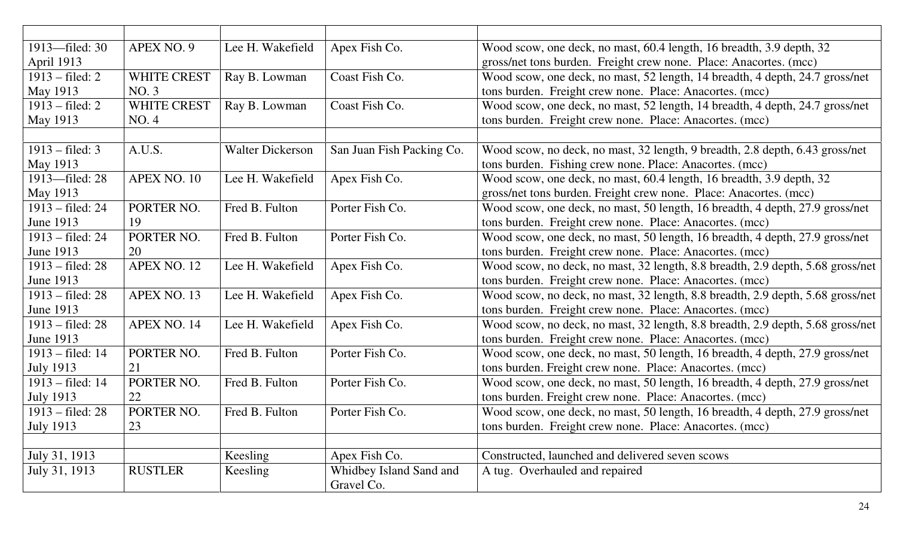| | | | | |
|---|---|---|---|---|
| 1913—filed: 30 April 1913 | APEX NO. 9 | Lee H. Wakefield | Apex Fish Co. | Wood scow, one deck, no mast, 60.4 length, 16 breadth, 3.9 depth, 32 gross/net tons burden. Freight crew none. Place: Anacortes. (mcc) |
| 1913 – filed: 2 May 1913 | WHITE CREST NO. 3 | Ray B. Lowman | Coast Fish Co. | Wood scow, one deck, no mast, 52 length, 14 breadth, 4 depth, 24.7 gross/net tons burden. Freight crew none. Place: Anacortes. (mcc) |
| 1913 – filed: 2 May 1913 | WHITE CREST NO. 4 | Ray B. Lowman | Coast Fish Co. | Wood scow, one deck, no mast, 52 length, 14 breadth, 4 depth, 24.7 gross/net tons burden. Freight crew none. Place: Anacortes. (mcc) |
| | | | | |
| 1913 – filed: 3 May 1913 | A.U.S. | Walter Dickerson | San Juan Fish Packing Co. | Wood scow, no deck, no mast, 32 length, 9 breadth, 2.8 depth, 6.43 gross/net tons burden. Fishing crew none. Place: Anacortes. (mcc) |
| 1913—filed: 28 May 1913 | APEX NO. 10 | Lee H. Wakefield | Apex Fish Co. | Wood scow, one deck, no mast, 60.4 length, 16 breadth, 3.9 depth, 32 gross/net tons burden. Freight crew none. Place: Anacortes. (mcc) |
| 1913 – filed: 24 June 1913 | PORTER NO. 19 | Fred B. Fulton | Porter Fish Co. | Wood scow, one deck, no mast, 50 length, 16 breadth, 4 depth, 27.9 gross/net tons burden. Freight crew none. Place: Anacortes. (mcc) |
| 1913 – filed: 24 June 1913 | PORTER NO. 20 | Fred B. Fulton | Porter Fish Co. | Wood scow, one deck, no mast, 50 length, 16 breadth, 4 depth, 27.9 gross/net tons burden. Freight crew none. Place: Anacortes. (mcc) |
| 1913 – filed: 28 June 1913 | APEX NO. 12 | Lee H. Wakefield | Apex Fish Co. | Wood scow, no deck, no mast, 32 length, 8.8 breadth, 2.9 depth, 5.68 gross/net tons burden. Freight crew none. Place: Anacortes. (mcc) |
| 1913 – filed: 28 June 1913 | APEX NO. 13 | Lee H. Wakefield | Apex Fish Co. | Wood scow, no deck, no mast, 32 length, 8.8 breadth, 2.9 depth, 5.68 gross/net tons burden. Freight crew none. Place: Anacortes. (mcc) |
| 1913 – filed: 28 June 1913 | APEX NO. 14 | Lee H. Wakefield | Apex Fish Co. | Wood scow, no deck, no mast, 32 length, 8.8 breadth, 2.9 depth, 5.68 gross/net tons burden. Freight crew none. Place: Anacortes. (mcc) |
| 1913 – filed: 14 July 1913 | PORTER NO. 21 | Fred B. Fulton | Porter Fish Co. | Wood scow, one deck, no mast, 50 length, 16 breadth, 4 depth, 27.9 gross/net tons burden. Freight crew none. Place: Anacortes. (mcc) |
| 1913 – filed: 14 July 1913 | PORTER NO. 22 | Fred B. Fulton | Porter Fish Co. | Wood scow, one deck, no mast, 50 length, 16 breadth, 4 depth, 27.9 gross/net tons burden. Freight crew none. Place: Anacortes. (mcc) |
| 1913 – filed: 28 July 1913 | PORTER NO. 23 | Fred B. Fulton | Porter Fish Co. | Wood scow, one deck, no mast, 50 length, 16 breadth, 4 depth, 27.9 gross/net tons burden. Freight crew none. Place: Anacortes. (mcc) |
| | | | | |
| July 31, 1913 | | Keesling | Apex Fish Co. | Constructed, launched and delivered seven scows |
| July 31, 1913 | RUSTLER | Keesling | Whidbey Island Sand and Gravel Co. | A tug. Overhauled and repaired |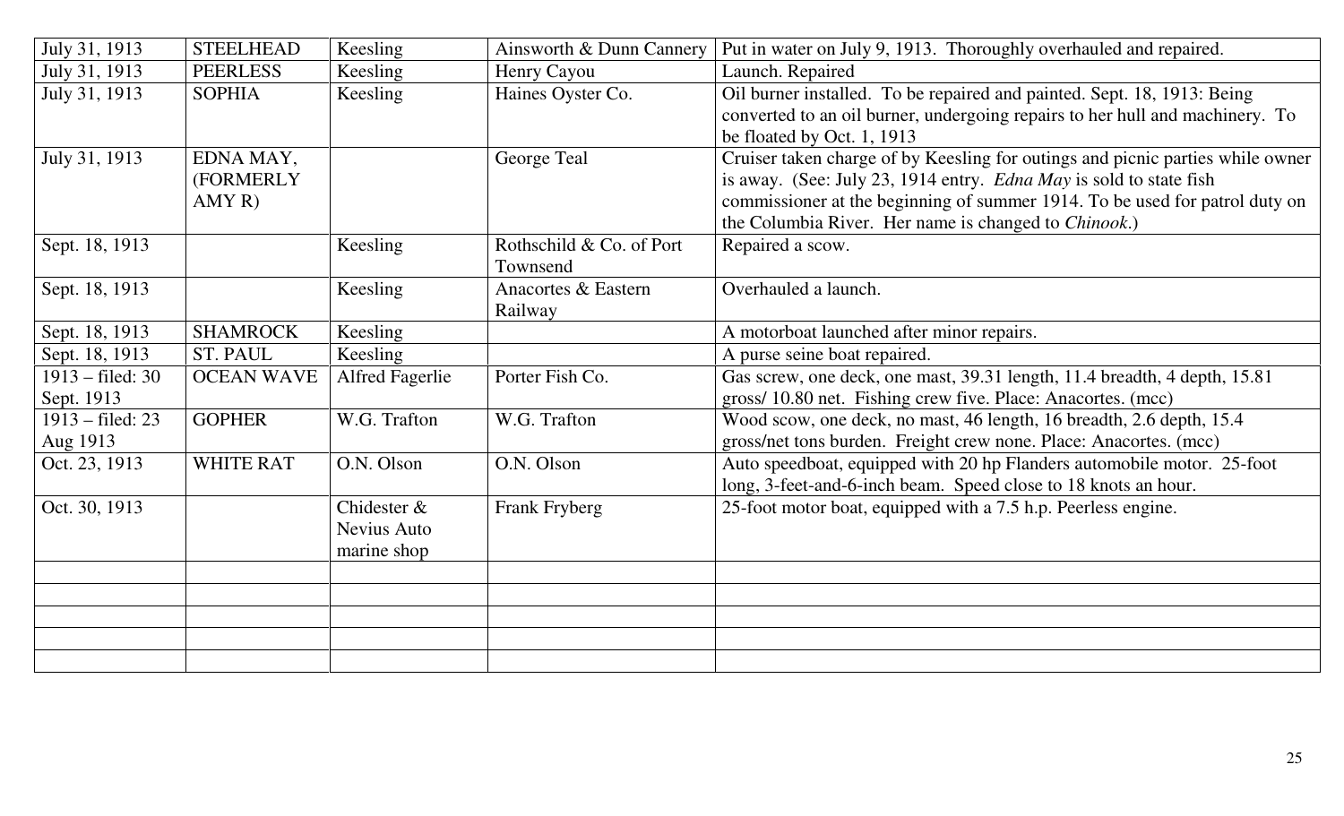| July 31, 1913 | STEELHEAD | Keesling | Ainsworth & Dunn Cannery | Put in water on July 9, 1913. Thoroughly overhauled and repaired. |
|---|---|---|---|---|
| July 31, 1913 | PEERLESS | Keesling | Henry Cayou | Launch. Repaired |
| July 31, 1913 | SOPHIA | Keesling | Haines Oyster Co. | Oil burner installed. To be repaired and painted. Sept. 18, 1913: Being converted to an oil burner, undergoing repairs to her hull and machinery. To be floated by Oct. 1, 1913 |
| July 31, 1913 | EDNA MAY, (FORMERLY AMY R) | | George Teal | Cruiser taken charge of by Keesling for outings and picnic parties while owner is away. (See: July 23, 1914 entry. *Edna May* is sold to state fish commissioner at the beginning of summer 1914. To be used for patrol duty on the Columbia River. Her name is changed to *Chinook*.) |
| Sept. 18, 1913 | | Keesling | Rothschild & Co. of Port Townsend | Repaired a scow. |
| Sept. 18, 1913 | | Keesling | Anacortes & Eastern Railway | Overhauled a launch. |
| Sept. 18, 1913 | SHAMROCK | Keesling | | A motorboat launched after minor repairs. |
| Sept. 18, 1913 | ST. PAUL | Keesling | | A purse seine boat repaired. |
| 1913 – filed: 30 Sept. 1913 | OCEAN WAVE | Alfred Fagerlie | Porter Fish Co. | Gas screw, one deck, one mast, 39.31 length, 11.4 breadth, 4 depth, 15.81 gross/ 10.80 net. Fishing crew five. Place: Anacortes. (mcc) |
| 1913 – filed: 23 Aug 1913 | GOPHER | W.G. Trafton | W.G. Trafton | Wood scow, one deck, no mast, 46 length, 16 breadth, 2.6 depth, 15.4 gross/net tons burden. Freight crew none. Place: Anacortes. (mcc) |
| Oct. 23, 1913 | WHITE RAT | O.N. Olson | O.N. Olson | Auto speedboat, equipped with 20 hp Flanders automobile motor. 25-foot long, 3-feet-and-6-inch beam. Speed close to 18 knots an hour. |
| Oct. 30, 1913 | | Chidester & Nevius Auto marine shop | Frank Fryberg | 25-foot motor boat, equipped with a 7.5 h.p. Peerless engine. |
| | | | | |
| | | | | |
| | | | | |
| | | | | |
| | | | | |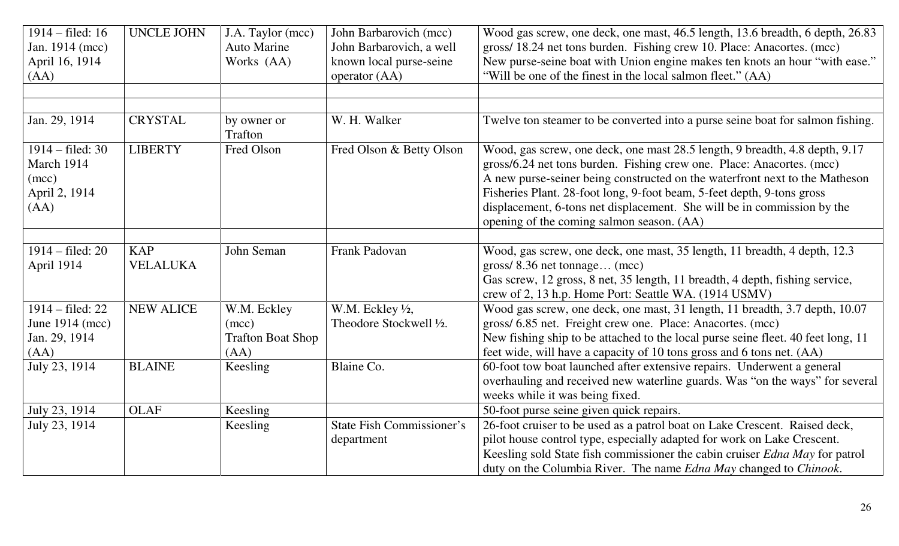| 1914 – filed: 16 Jan. 1914 (mcc) April 16, 1914 (AA) | UNCLE JOHN | J.A. Taylor (mcc) Auto Marine Works (AA) | John Barbarovich (mcc) John Barbarovich, a well known local purse-seine operator (AA) | Wood gas screw, one deck, one mast, 46.5 length, 13.6 breadth, 6 depth, 26.83 gross/ 18.24 net tons burden. Fishing crew 10. Place: Anacortes. (mcc) New purse-seine boat with Union engine makes ten knots an hour "with ease." "Will be one of the finest in the local salmon fleet." (AA) |
|---|---|---|---|---|
| | | | | |
| | | | | |
| Jan. 29, 1914 | CRYSTAL | by owner or Trafton | W. H. Walker | Twelve ton steamer to be converted into a purse seine boat for salmon fishing. |
| 1914 – filed: 30 March 1914 (mcc) April 2, 1914 (AA) | LIBERTY | Fred Olson | Fred Olson & Betty Olson | Wood, gas screw, one deck, one mast 28.5 length, 9 breadth, 4.8 depth, 9.17 gross/6.24 net tons burden. Fishing crew one. Place: Anacortes. (mcc) A new purse-seiner being constructed on the waterfront next to the Matheson Fisheries Plant. 28-foot long, 9-foot beam, 5-feet depth, 9-tons gross displacement, 6-tons net displacement. She will be in commission by the opening of the coming salmon season. (AA) |
| | | | | |
| 1914 – filed: 20 April 1914 | KAP VELALUKA | John Seman | Frank Padovan | Wood, gas screw, one deck, one mast, 35 length, 11 breadth, 4 depth, 12.3 gross/ 8.36 net tonnage… (mcc) Gas screw, 12 gross, 8 net, 35 length, 11 breadth, 4 depth, fishing service, crew of 2, 13 h.p. Home Port: Seattle WA. (1914 USMV) |
| 1914 – filed: 22 June 1914 (mcc) Jan. 29, 1914 (AA) | NEW ALICE | W.M. Eckley (mcc) Trafton Boat Shop (AA) | W.M. Eckley ½, Theodore Stockwell ½. | Wood gas screw, one deck, one mast, 31 length, 11 breadth, 3.7 depth, 10.07 gross/ 6.85 net. Freight crew one. Place: Anacortes. (mcc) New fishing ship to be attached to the local purse seine fleet. 40 feet long, 11 feet wide, will have a capacity of 10 tons gross and 6 tons net. (AA) |
| July 23, 1914 | BLAINE | Keesling | Blaine Co. | 60-foot tow boat launched after extensive repairs. Underwent a general overhauling and received new waterline guards. Was "on the ways" for several weeks while it was being fixed. |
| July 23, 1914 | OLAF | Keesling | | 50-foot purse seine given quick repairs. |
| July 23, 1914 | | Keesling | State Fish Commissioner's department | 26-foot cruiser to be used as a patrol boat on Lake Crescent. Raised deck, pilot house control type, especially adapted for work on Lake Crescent. Keesling sold State fish commissioner the cabin cruiser *Edna May* for patrol duty on the Columbia River. The name *Edna May* changed to *Chinook*. |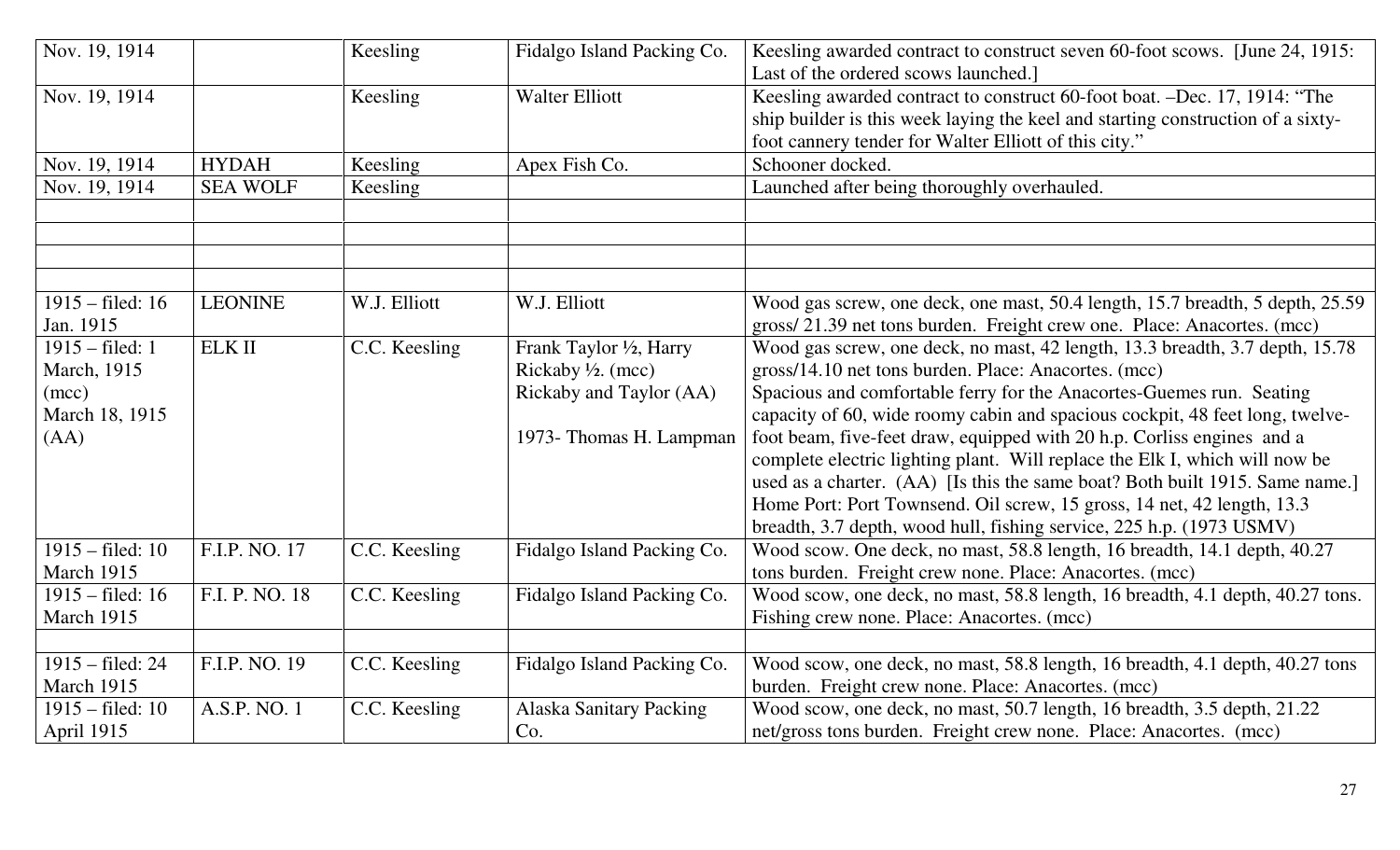| | | | | |
|---|---|---|---|---|
| Nov. 19, 1914 | | Keesling | Fidalgo Island Packing Co. | Keesling awarded contract to construct seven 60-foot scows. [June 24, 1915: Last of the ordered scows launched.] |
| Nov. 19, 1914 | | Keesling | Walter Elliott | Keesling awarded contract to construct 60-foot boat. –Dec. 17, 1914: "The ship builder is this week laying the keel and starting construction of a sixty-foot cannery tender for Walter Elliott of this city." |
| Nov. 19, 1914 | HYDAH | Keesling | Apex Fish Co. | Schooner docked. |
| Nov. 19, 1914 | SEA WOLF | Keesling | | Launched after being thoroughly overhauled. |
| | | | | |
| | | | | |
| | | | | |
| | | | | |
| 1915 – filed: 16 Jan. 1915 | LEONINE | W.J. Elliott | W.J. Elliott | Wood gas screw, one deck, one mast, 50.4 length, 15.7 breadth, 5 depth, 25.59 gross/ 21.39 net tons burden. Freight crew one. Place: Anacortes. (mcc) |
| 1915 – filed: 1 March, 1915 (mcc) March 18, 1915 (AA) | ELK II | C.C. Keesling | Frank Taylor ½, Harry Rickaby ½. (mcc) Rickaby and Taylor (AA) 1973- Thomas H. Lampman | Wood gas screw, one deck, no mast, 42 length, 13.3 breadth, 3.7 depth, 15.78 gross/14.10 net tons burden. Place: Anacortes. (mcc) Spacious and comfortable ferry for the Anacortes-Guemes run. Seating capacity of 60, wide roomy cabin and spacious cockpit, 48 feet long, twelve-foot beam, five-feet draw, equipped with 20 h.p. Corliss engines and a complete electric lighting plant. Will replace the Elk I, which will now be used as a charter. (AA) [Is this the same boat? Both built 1915. Same name.] Home Port: Port Townsend. Oil screw, 15 gross, 14 net, 42 length, 13.3 breadth, 3.7 depth, wood hull, fishing service, 225 h.p. (1973 USMV) |
| 1915 – filed: 10 March 1915 | F.I.P. NO. 17 | C.C. Keesling | Fidalgo Island Packing Co. | Wood scow. One deck, no mast, 58.8 length, 16 breadth, 14.1 depth, 40.27 tons burden. Freight crew none. Place: Anacortes. (mcc) |
| 1915 – filed: 16 March 1915 | F.I. P. NO. 18 | C.C. Keesling | Fidalgo Island Packing Co. | Wood scow, one deck, no mast, 58.8 length, 16 breadth, 4.1 depth, 40.27 tons. Fishing crew none. Place: Anacortes. (mcc) |
| | | | | |
| 1915 – filed: 24 March 1915 | F.I.P. NO. 19 | C.C. Keesling | Fidalgo Island Packing Co. | Wood scow, one deck, no mast, 58.8 length, 16 breadth, 4.1 depth, 40.27 tons burden. Freight crew none. Place: Anacortes. (mcc) |
| 1915 – filed: 10 April 1915 | A.S.P. NO. 1 | C.C. Keesling | Alaska Sanitary Packing Co. | Wood scow, one deck, no mast, 50.7 length, 16 breadth, 3.5 depth, 21.22 net/gross tons burden. Freight crew none. Place: Anacortes. (mcc) |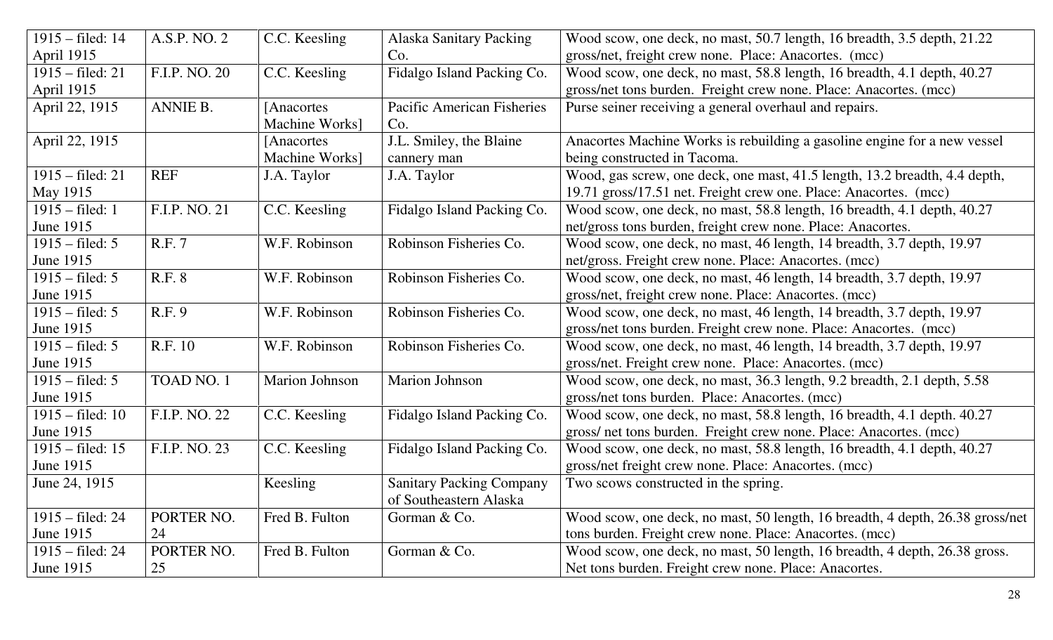| | | | | |
|---|---|---|---|---|
| 1915 – filed: 14 April 1915 | A.S.P. NO. 2 | C.C. Keesling | Alaska Sanitary Packing Co. | Wood scow, one deck, no mast, 50.7 length, 16 breadth, 3.5 depth, 21.22 gross/net, freight crew none. Place: Anacortes. (mcc) |
| 1915 – filed: 21 April 1915 | F.I.P. NO. 20 | C.C. Keesling | Fidalgo Island Packing Co. | Wood scow, one deck, no mast, 58.8 length, 16 breadth, 4.1 depth, 40.27 gross/net tons burden. Freight crew none. Place: Anacortes. (mcc) |
| April 22, 1915 | ANNIE B. | [Anacortes Machine Works] | Pacific American Fisheries Co. | Purse seiner receiving a general overhaul and repairs. |
| April 22, 1915 | | [Anacortes Machine Works] | J.L. Smiley, the Blaine cannery man | Anacortes Machine Works is rebuilding a gasoline engine for a new vessel being constructed in Tacoma. |
| 1915 – filed: 21 May 1915 | REF | J.A. Taylor | J.A. Taylor | Wood, gas screw, one deck, one mast, 41.5 length, 13.2 breadth, 4.4 depth, 19.71 gross/17.51 net. Freight crew one. Place: Anacortes. (mcc) |
| 1915 – filed: 1 June 1915 | F.I.P. NO. 21 | C.C. Keesling | Fidalgo Island Packing Co. | Wood scow, one deck, no mast, 58.8 length, 16 breadth, 4.1 depth, 40.27 net/gross tons burden, freight crew none. Place: Anacortes. |
| 1915 – filed: 5 June 1915 | R.F. 7 | W.F. Robinson | Robinson Fisheries Co. | Wood scow, one deck, no mast, 46 length, 14 breadth, 3.7 depth, 19.97 net/gross. Freight crew none. Place: Anacortes. (mcc) |
| 1915 – filed: 5 June 1915 | R.F. 8 | W.F. Robinson | Robinson Fisheries Co. | Wood scow, one deck, no mast, 46 length, 14 breadth, 3.7 depth, 19.97 gross/net, freight crew none. Place: Anacortes. (mcc) |
| 1915 – filed: 5 June 1915 | R.F. 9 | W.F. Robinson | Robinson Fisheries Co. | Wood scow, one deck, no mast, 46 length, 14 breadth, 3.7 depth, 19.97 gross/net tons burden. Freight crew none. Place: Anacortes. (mcc) |
| 1915 – filed: 5 June 1915 | R.F. 10 | W.F. Robinson | Robinson Fisheries Co. | Wood scow, one deck, no mast, 46 length, 14 breadth, 3.7 depth, 19.97 gross/net. Freight crew none. Place: Anacortes. (mcc) |
| 1915 – filed: 5 June 1915 | TOAD NO. 1 | Marion Johnson | Marion Johnson | Wood scow, one deck, no mast, 36.3 length, 9.2 breadth, 2.1 depth, 5.58 gross/net tons burden. Place: Anacortes. (mcc) |
| 1915 – filed: 10 June 1915 | F.I.P. NO. 22 | C.C. Keesling | Fidalgo Island Packing Co. | Wood scow, one deck, no mast, 58.8 length, 16 breadth, 4.1 depth. 40.27 gross/ net tons burden. Freight crew none. Place: Anacortes. (mcc) |
| 1915 – filed: 15 June 1915 | F.I.P. NO. 23 | C.C. Keesling | Fidalgo Island Packing Co. | Wood scow, one deck, no mast, 58.8 length, 16 breadth, 4.1 depth, 40.27 gross/net freight crew none. Place: Anacortes. (mcc) |
| June 24, 1915 | | Keesling | Sanitary Packing Company of Southeastern Alaska | Two scows constructed in the spring. |
| 1915 – filed: 24 June 1915 | PORTER NO. 24 | Fred B. Fulton | Gorman & Co. | Wood scow, one deck, no mast, 50 length, 16 breadth, 4 depth, 26.38 gross/net tons burden. Freight crew none. Place: Anacortes. (mcc) |
| 1915 – filed: 24 June 1915 | PORTER NO. 25 | Fred B. Fulton | Gorman & Co. | Wood scow, one deck, no mast, 50 length, 16 breadth, 4 depth, 26.38 gross. Net tons burden. Freight crew none. Place: Anacortes. |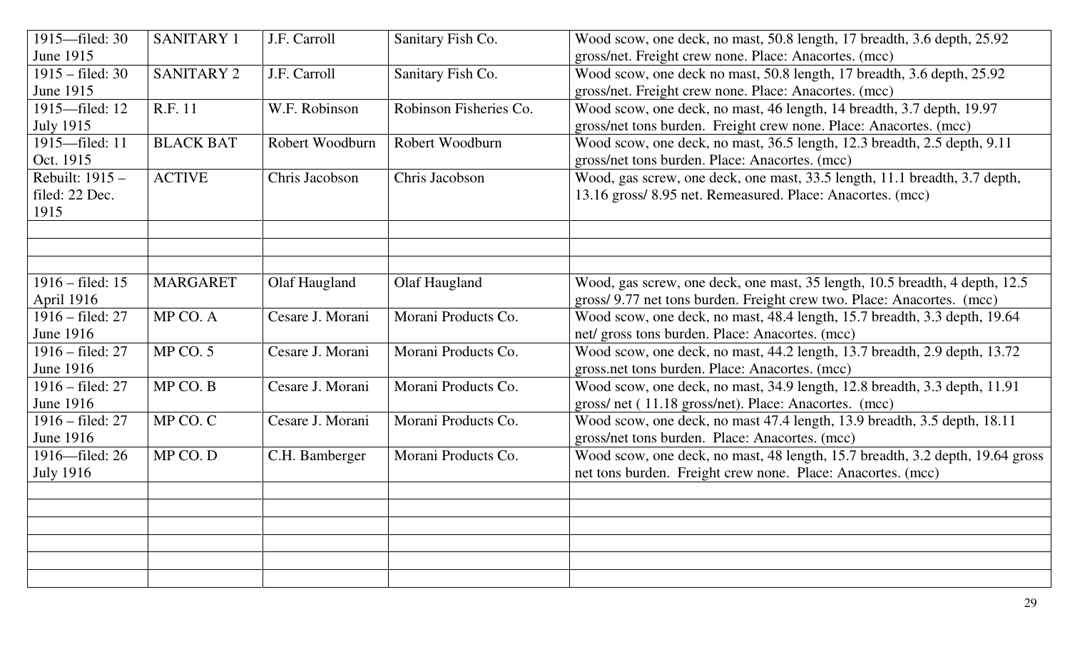| 1915—filed: 30 June 1915 | SANITARY 1 | J.F. Carroll | Sanitary Fish Co. | Wood scow, one deck, no mast, 50.8 length, 17 breadth, 3.6 depth, 25.92 gross/net. Freight crew none. Place: Anacortes. (mcc) |
|---|---|---|---|---|
| 1915 – filed: 30 June 1915 | SANITARY 2 | J.F. Carroll | Sanitary Fish Co. | Wood scow, one deck no mast, 50.8 length, 17 breadth, 3.6 depth, 25.92 gross/net. Freight crew none. Place: Anacortes. (mcc) |
| 1915—filed: 12 July 1915 | R.F. 11 | W.F. Robinson | Robinson Fisheries Co. | Wood scow, one deck, no mast, 46 length, 14 breadth, 3.7 depth, 19.97 gross/net tons burden. Freight crew none. Place: Anacortes. (mcc) |
| 1915—filed: 11 Oct. 1915 | BLACK BAT | Robert Woodburn | Robert Woodburn | Wood scow, one deck, no mast, 36.5 length, 12.3 breadth, 2.5 depth, 9.11 gross/net tons burden. Place: Anacortes. (mcc) |
| Rebuilt: 1915 – filed: 22 Dec. 1915 | ACTIVE | Chris Jacobson | Chris Jacobson | Wood, gas screw, one deck, one mast, 33.5 length, 11.1 breadth, 3.7 depth, 13.16 gross/ 8.95 net. Remeasured. Place: Anacortes. (mcc) |
| | | | | |
| | | | | |
| | | | | |
| 1916 – filed: 15 April 1916 | MARGARET | Olaf Haugland | Olaf Haugland | Wood, gas screw, one deck, one mast, 35 length, 10.5 breadth, 4 depth, 12.5 gross/ 9.77 net tons burden. Freight crew two. Place: Anacortes. (mcc) |
| 1916 – filed: 27 June 1916 | MP CO. A | Cesare J. Morani | Morani Products Co. | Wood scow, one deck, no mast, 48.4 length, 15.7 breadth, 3.3 depth, 19.64 net/ gross tons burden. Place: Anacortes. (mcc) |
| 1916 – filed: 27 June 1916 | MP CO. 5 | Cesare J. Morani | Morani Products Co. | Wood scow, one deck, no mast, 44.2 length, 13.7 breadth, 2.9 depth, 13.72 gross.net tons burden. Place: Anacortes. (mcc) |
| 1916 – filed: 27 June 1916 | MP CO. B | Cesare J. Morani | Morani Products Co. | Wood scow, one deck, no mast, 34.9 length, 12.8 breadth, 3.3 depth, 11.91 gross/ net ( 11.18 gross/net). Place: Anacortes. (mcc) |
| 1916 – filed: 27 June 1916 | MP CO. C | Cesare J. Morani | Morani Products Co. | Wood scow, one deck, no mast 47.4 length, 13.9 breadth, 3.5 depth, 18.11 gross/net tons burden. Place: Anacortes. (mcc) |
| 1916—filed: 26 July 1916 | MP CO. D | C.H. Bamberger | Morani Products Co. | Wood scow, one deck, no mast, 48 length, 15.7 breadth, 3.2 depth, 19.64 gross net tons burden. Freight crew none. Place: Anacortes. (mcc) |
| | | | | |
| | | | | |
| | | | | |
| | | | | |
| | | | | |
| | | | | |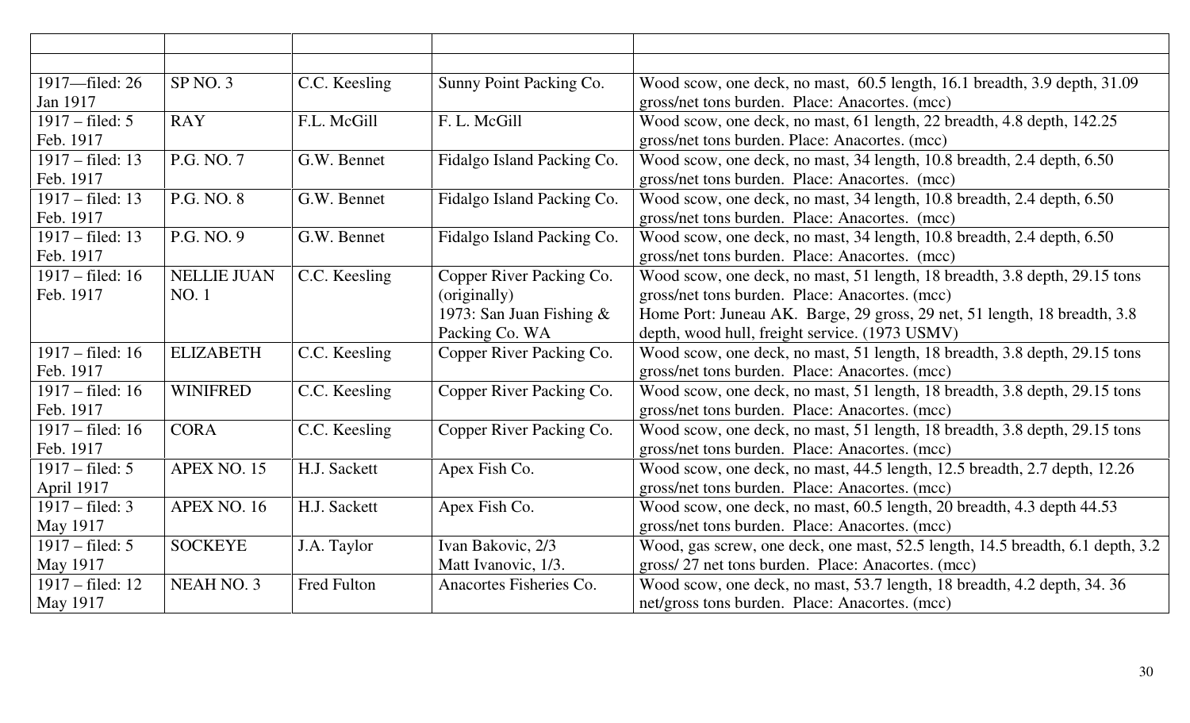| | | | | |
|---|---|---|---|---|
| | | | | |
| 1917—filed: 26 Jan 1917 | SP NO. 3 | C.C. Keesling | Sunny Point Packing Co. | Wood scow, one deck, no mast, 60.5 length, 16.1 breadth, 3.9 depth, 31.09 gross/net tons burden. Place: Anacortes. (mcc) |
| 1917 – filed: 5 Feb. 1917 | RAY | F.L. McGill | F. L. McGill | Wood scow, one deck, no mast, 61 length, 22 breadth, 4.8 depth, 142.25 gross/net tons burden. Place: Anacortes. (mcc) |
| 1917 – filed: 13 Feb. 1917 | P.G. NO. 7 | G.W. Bennet | Fidalgo Island Packing Co. | Wood scow, one deck, no mast, 34 length, 10.8 breadth, 2.4 depth, 6.50 gross/net tons burden. Place: Anacortes. (mcc) |
| 1917 – filed: 13 Feb. 1917 | P.G. NO. 8 | G.W. Bennet | Fidalgo Island Packing Co. | Wood scow, one deck, no mast, 34 length, 10.8 breadth, 2.4 depth, 6.50 gross/net tons burden. Place: Anacortes. (mcc) |
| 1917 – filed: 13 Feb. 1917 | P.G. NO. 9 | G.W. Bennet | Fidalgo Island Packing Co. | Wood scow, one deck, no mast, 34 length, 10.8 breadth, 2.4 depth, 6.50 gross/net tons burden. Place: Anacortes. (mcc) |
| 1917 – filed: 16 Feb. 1917 | NELLIE JUAN NO. 1 | C.C. Keesling | Copper River Packing Co. (originally) 1973: San Juan Fishing & Packing Co. WA | Wood scow, one deck, no mast, 51 length, 18 breadth, 3.8 depth, 29.15 tons gross/net tons burden. Place: Anacortes. (mcc) Home Port: Juneau AK. Barge, 29 gross, 29 net, 51 length, 18 breadth, 3.8 depth, wood hull, freight service. (1973 USMV) |
| 1917 – filed: 16 Feb. 1917 | ELIZABETH | C.C. Keesling | Copper River Packing Co. | Wood scow, one deck, no mast, 51 length, 18 breadth, 3.8 depth, 29.15 tons gross/net tons burden. Place: Anacortes. (mcc) |
| 1917 – filed: 16 Feb. 1917 | WINIFRED | C.C. Keesling | Copper River Packing Co. | Wood scow, one deck, no mast, 51 length, 18 breadth, 3.8 depth, 29.15 tons gross/net tons burden. Place: Anacortes. (mcc) |
| 1917 – filed: 16 Feb. 1917 | CORA | C.C. Keesling | Copper River Packing Co. | Wood scow, one deck, no mast, 51 length, 18 breadth, 3.8 depth, 29.15 tons gross/net tons burden. Place: Anacortes. (mcc) |
| 1917 – filed: 5 April 1917 | APEX NO. 15 | H.J. Sackett | Apex Fish Co. | Wood scow, one deck, no mast, 44.5 length, 12.5 breadth, 2.7 depth, 12.26 gross/net tons burden. Place: Anacortes. (mcc) |
| 1917 – filed: 3 May 1917 | APEX NO. 16 | H.J. Sackett | Apex Fish Co. | Wood scow, one deck, no mast, 60.5 length, 20 breadth, 4.3 depth 44.53 gross/net tons burden. Place: Anacortes. (mcc) |
| 1917 – filed: 5 May 1917 | SOCKEYE | J.A. Taylor | Ivan Bakovic, 2/3 Matt Ivanovic, 1/3. | Wood, gas screw, one deck, one mast, 52.5 length, 14.5 breadth, 6.1 depth, 3.2 gross/ 27 net tons burden. Place: Anacortes. (mcc) |
| 1917 – filed: 12 May 1917 | NEAH NO. 3 | Fred Fulton | Anacortes Fisheries Co. | Wood scow, one deck, no mast, 53.7 length, 18 breadth, 4.2 depth, 34. 36 net/gross tons burden. Place: Anacortes. (mcc) |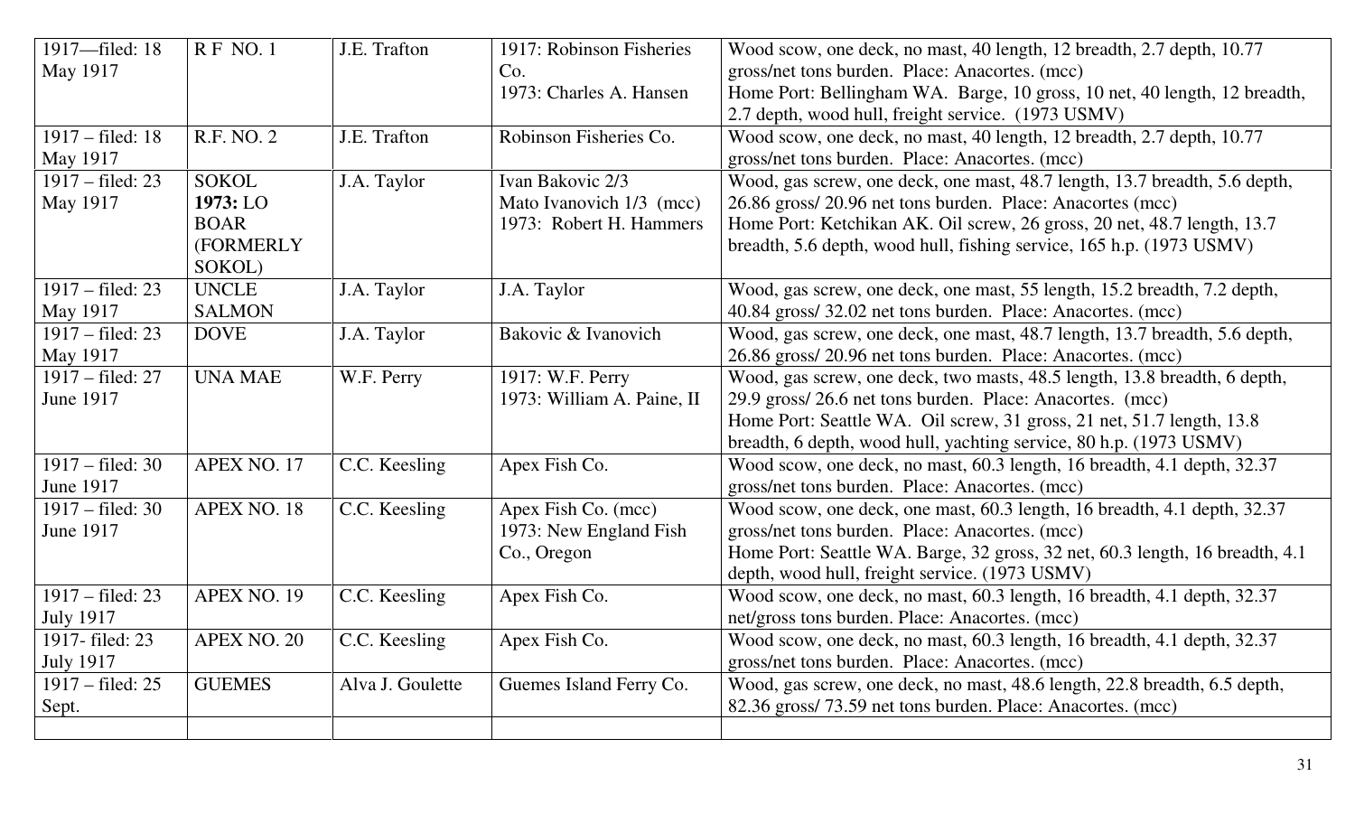| | | | | |
|---|---|---|---|---|
| 1917—filed: 18 May 1917 | R F NO. 1 | J.E. Trafton | 1917: Robinson Fisheries Co.<br>1973: Charles A. Hansen | Wood scow, one deck, no mast, 40 length, 12 breadth, 2.7 depth, 10.77 gross/net tons burden. Place: Anacortes. (mcc)<br>Home Port: Bellingham WA. Barge, 10 gross, 10 net, 40 length, 12 breadth, 2.7 depth, wood hull, freight service. (1973 USMV) |
| 1917 – filed: 18 May 1917 | R.F. NO. 2 | J.E. Trafton | Robinson Fisheries Co. | Wood scow, one deck, no mast, 40 length, 12 breadth, 2.7 depth, 10.77 gross/net tons burden. Place: Anacortes. (mcc) |
| 1917 – filed: 23 May 1917 | SOKOL<br>**1973:** LO BOAR (FORMERLY SOKOL) | J.A. Taylor | Ivan Bakovic 2/3<br>Mato Ivanovich 1/3 (mcc)<br>1973: Robert H. Hammers | Wood, gas screw, one deck, one mast, 48.7 length, 13.7 breadth, 5.6 depth, 26.86 gross/ 20.96 net tons burden. Place: Anacortes (mcc)<br>Home Port: Ketchikan AK. Oil screw, 26 gross, 20 net, 48.7 length, 13.7 breadth, 5.6 depth, wood hull, fishing service, 165 h.p. (1973 USMV) |
| 1917 – filed: 23 May 1917 | UNCLE SALMON | J.A. Taylor | J.A. Taylor | Wood, gas screw, one deck, one mast, 55 length, 15.2 breadth, 7.2 depth, 40.84 gross/ 32.02 net tons burden. Place: Anacortes. (mcc) |
| 1917 – filed: 23 May 1917 | DOVE | J.A. Taylor | Bakovic & Ivanovich | Wood, gas screw, one deck, one mast, 48.7 length, 13.7 breadth, 5.6 depth, 26.86 gross/ 20.96 net tons burden. Place: Anacortes. (mcc) |
| 1917 – filed: 27 June 1917 | UNA MAE | W.F. Perry | 1917: W.F. Perry<br>1973: William A. Paine, II | Wood, gas screw, one deck, two masts, 48.5 length, 13.8 breadth, 6 depth, 29.9 gross/ 26.6 net tons burden. Place: Anacortes. (mcc)<br>Home Port: Seattle WA. Oil screw, 31 gross, 21 net, 51.7 length, 13.8 breadth, 6 depth, wood hull, yachting service, 80 h.p. (1973 USMV) |
| 1917 – filed: 30 June 1917 | APEX NO. 17 | C.C. Keesling | Apex Fish Co. | Wood scow, one deck, no mast, 60.3 length, 16 breadth, 4.1 depth, 32.37 gross/net tons burden. Place: Anacortes. (mcc) |
| 1917 – filed: 30 June 1917 | APEX NO. 18 | C.C. Keesling | Apex Fish Co. (mcc)<br>1973: New England Fish Co., Oregon | Wood scow, one deck, one mast, 60.3 length, 16 breadth, 4.1 depth, 32.37 gross/net tons burden. Place: Anacortes. (mcc)<br>Home Port: Seattle WA. Barge, 32 gross, 32 net, 60.3 length, 16 breadth, 4.1 depth, wood hull, freight service. (1973 USMV) |
| 1917 – filed: 23 July 1917 | APEX NO. 19 | C.C. Keesling | Apex Fish Co. | Wood scow, one deck, no mast, 60.3 length, 16 breadth, 4.1 depth, 32.37 net/gross tons burden. Place: Anacortes. (mcc) |
| 1917- filed: 23 July 1917 | APEX NO. 20 | C.C. Keesling | Apex Fish Co. | Wood scow, one deck, no mast, 60.3 length, 16 breadth, 4.1 depth, 32.37 gross/net tons burden. Place: Anacortes. (mcc) |
| 1917 – filed: 25 Sept. | GUEMES | Alva J. Goulette | Guemes Island Ferry Co. | Wood, gas screw, one deck, no mast, 48.6 length, 22.8 breadth, 6.5 depth, 82.36 gross/ 73.59 net tons burden. Place: Anacortes. (mcc) |
| | | | | |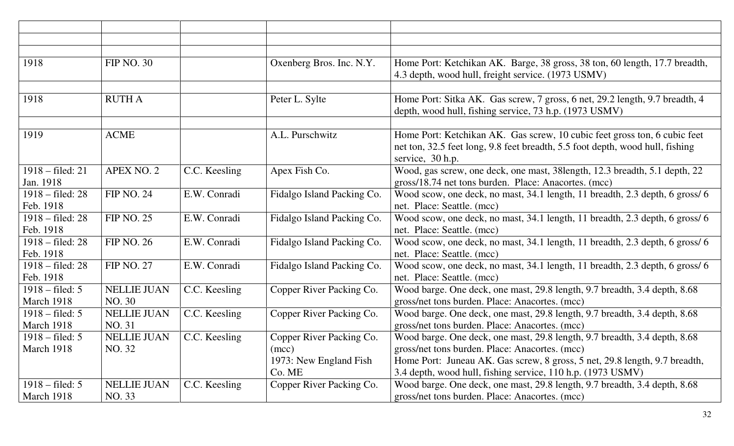| | | | | |
|---|---|---|---|---|
| | | | | |
| | | | | |
| 1918 | FIP NO. 30 | | Oxenberg Bros. Inc. N.Y. | Home Port: Ketchikan AK. Barge, 38 gross, 38 ton, 60 length, 17.7 breadth, 4.3 depth, wood hull, freight service. (1973 USMV) |
| | | | | |
| 1918 | RUTH A | | Peter L. Sylte | Home Port: Sitka AK. Gas screw, 7 gross, 6 net, 29.2 length, 9.7 breadth, 4 depth, wood hull, fishing service, 73 h.p. (1973 USMV) |
| | | | | |
| 1919 | ACME | | A.L. Purschwitz | Home Port: Ketchikan AK. Gas screw, 10 cubic feet gross ton, 6 cubic feet net ton, 32.5 feet long, 9.8 feet breadth, 5.5 foot depth, wood hull, fishing service, 30 h.p. |
| 1918 – filed: 21 Jan. 1918 | APEX NO. 2 | C.C. Keesling | Apex Fish Co. | Wood, gas screw, one deck, one mast, 38length, 12.3 breadth, 5.1 depth, 22 gross/18.74 net tons burden. Place: Anacortes. (mcc) |
| 1918 – filed: 28 Feb. 1918 | FIP NO. 24 | E.W. Conradi | Fidalgo Island Packing Co. | Wood scow, one deck, no mast, 34.1 length, 11 breadth, 2.3 depth, 6 gross/ 6 net. Place: Seattle. (mcc) |
| 1918 – filed: 28 Feb. 1918 | FIP NO. 25 | E.W. Conradi | Fidalgo Island Packing Co. | Wood scow, one deck, no mast, 34.1 length, 11 breadth, 2.3 depth, 6 gross/ 6 net. Place: Seattle. (mcc) |
| 1918 – filed: 28 Feb. 1918 | FIP NO. 26 | E.W. Conradi | Fidalgo Island Packing Co. | Wood scow, one deck, no mast, 34.1 length, 11 breadth, 2.3 depth, 6 gross/ 6 net. Place: Seattle. (mcc) |
| 1918 – filed: 28 Feb. 1918 | FIP NO. 27 | E.W. Conradi | Fidalgo Island Packing Co. | Wood scow, one deck, no mast, 34.1 length, 11 breadth, 2.3 depth, 6 gross/ 6 net. Place: Seattle. (mcc) |
| 1918 – filed: 5 March 1918 | NELLIE JUAN NO. 30 | C.C. Keesling | Copper River Packing Co. | Wood barge. One deck, one mast, 29.8 length, 9.7 breadth, 3.4 depth, 8.68 gross/net tons burden. Place: Anacortes. (mcc) |
| 1918 – filed: 5 March 1918 | NELLIE JUAN NO. 31 | C.C. Keesling | Copper River Packing Co. | Wood barge. One deck, one mast, 29.8 length, 9.7 breadth, 3.4 depth, 8.68 gross/net tons burden. Place: Anacortes. (mcc) |
| 1918 – filed: 5 March 1918 | NELLIE JUAN NO. 32 | C.C. Keesling | Copper River Packing Co. (mcc) 1973: New England Fish Co. ME | Wood barge. One deck, one mast, 29.8 length, 9.7 breadth, 3.4 depth, 8.68 gross/net tons burden. Place: Anacortes. (mcc) Home Port: Juneau AK. Gas screw, 8 gross, 5 net, 29.8 length, 9.7 breadth, 3.4 depth, wood hull, fishing service, 110 h.p. (1973 USMV) |
| 1918 – filed: 5 March 1918 | NELLIE JUAN NO. 33 | C.C. Keesling | Copper River Packing Co. | Wood barge. One deck, one mast, 29.8 length, 9.7 breadth, 3.4 depth, 8.68 gross/net tons burden. Place: Anacortes. (mcc) |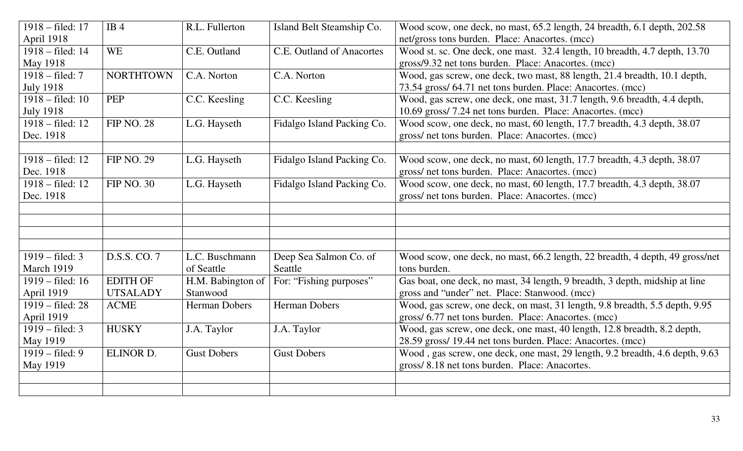| | | | | |
|---|---|---|---|---|
| 1918 – filed: 17 April 1918 | IB 4 | R.L. Fullerton | Island Belt Steamship Co. | Wood scow, one deck, no mast, 65.2 length, 24 breadth, 6.1 depth, 202.58 net/gross tons burden. Place: Anacortes. (mcc) |
| 1918 – filed: 14 May 1918 | WE | C.E. Outland | C.E. Outland of Anacortes | Wood st. sc. One deck, one mast. 32.4 length, 10 breadth, 4.7 depth, 13.70 gross/9.32 net tons burden. Place: Anacortes. (mcc) |
| 1918 – filed: 7 July 1918 | NORTHTOWN | C.A. Norton | C.A. Norton | Wood, gas screw, one deck, two mast, 88 length, 21.4 breadth, 10.1 depth, 73.54 gross/ 64.71 net tons burden. Place: Anacortes. (mcc) |
| 1918 – filed: 10 July 1918 | PEP | C.C. Keesling | C.C. Keesling | Wood, gas screw, one deck, one mast, 31.7 length, 9.6 breadth, 4.4 depth, 10.69 gross/ 7.24 net tons burden. Place: Anacortes. (mcc) |
| 1918 – filed: 12 Dec. 1918 | FIP NO. 28 | L.G. Hayseth | Fidalgo Island Packing Co. | Wood scow, one deck, no mast, 60 length, 17.7 breadth, 4.3 depth, 38.07 gross/ net tons burden. Place: Anacortes. (mcc) |
| | | | | |
| 1918 – filed: 12 Dec. 1918 | FIP NO. 29 | L.G. Hayseth | Fidalgo Island Packing Co. | Wood scow, one deck, no mast, 60 length, 17.7 breadth, 4.3 depth, 38.07 gross/ net tons burden. Place: Anacortes. (mcc) |
| 1918 – filed: 12 Dec. 1918 | FIP NO. 30 | L.G. Hayseth | Fidalgo Island Packing Co. | Wood scow, one deck, no mast, 60 length, 17.7 breadth, 4.3 depth, 38.07 gross/ net tons burden. Place: Anacortes. (mcc) |
| | | | | |
| | | | | |
| | | | | |
| | | | | |
| 1919 – filed: 3 March 1919 | D.S.S. CO. 7 | L.C. Buschmann of Seattle | Deep Sea Salmon Co. of Seattle | Wood scow, one deck, no mast, 66.2 length, 22 breadth, 4 depth, 49 gross/net tons burden. |
| 1919 – filed: 16 April 1919 | EDITH OF UTSALADY | H.M. Babington of Stanwood | For: "Fishing purposes" | Gas boat, one deck, no mast, 34 length, 9 breadth, 3 depth, midship at line gross and "under" net. Place: Stanwood. (mcc) |
| 1919 – filed: 28 April 1919 | ACME | Herman Dobers | Herman Dobers | Wood, gas screw, one deck, on mast, 31 length, 9.8 breadth, 5.5 depth, 9.95 gross/ 6.77 net tons burden. Place: Anacortes. (mcc) |
| 1919 – filed: 3 May 1919 | HUSKY | J.A. Taylor | J.A. Taylor | Wood, gas screw, one deck, one mast, 40 length, 12.8 breadth, 8.2 depth, 28.59 gross/ 19.44 net tons burden. Place: Anacortes. (mcc) |
| 1919 – filed: 9 May 1919 | ELINOR D. | Gust Dobers | Gust Dobers | Wood , gas screw, one deck, one mast, 29 length, 9.2 breadth, 4.6 depth, 9.63 gross/ 8.18 net tons burden. Place: Anacortes. |
| | | | | |
| | | | | |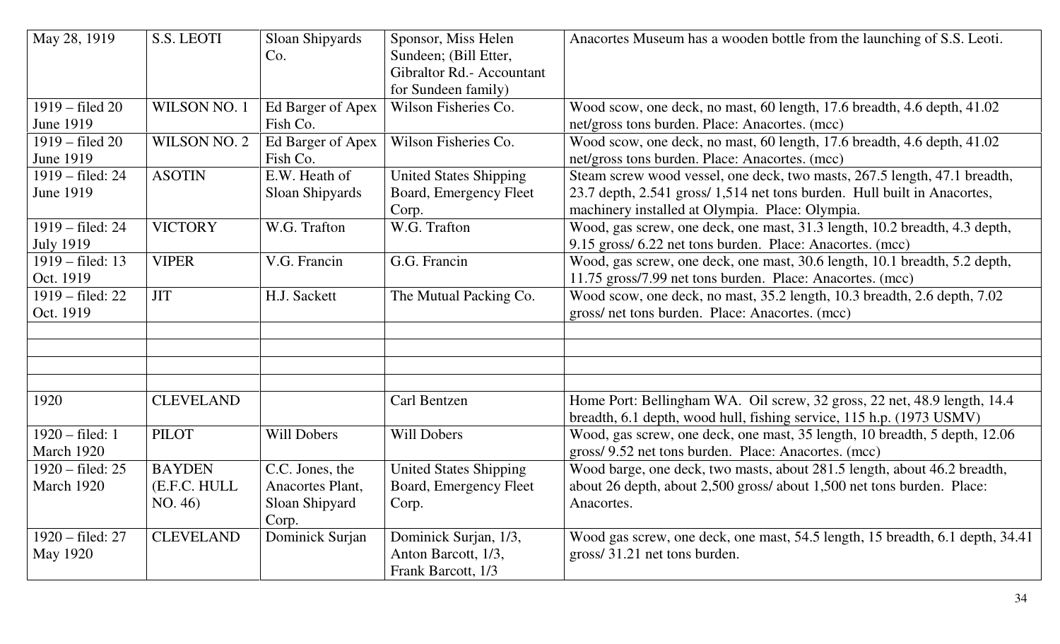| May 28, 1919 | S.S. LEOTI | Sloan Shipyards Co. | Sponsor, Miss Helen Sundeen; (Bill Etter, Gibraltor Rd.- Accountant for Sundeen family) | Anacortes Museum has a wooden bottle from the launching of S.S. Leoti. |
|---|---|---|---|---|
| 1919 – filed 20 June 1919 | WILSON NO. 1 | Ed Barger of Apex Fish Co. | Wilson Fisheries Co. | Wood scow, one deck, no mast, 60 length, 17.6 breadth, 4.6 depth, 41.02 net/gross tons burden. Place: Anacortes. (mcc) |
| 1919 – filed 20 June 1919 | WILSON NO. 2 | Ed Barger of Apex Fish Co. | Wilson Fisheries Co. | Wood scow, one deck, no mast, 60 length, 17.6 breadth, 4.6 depth, 41.02 net/gross tons burden. Place: Anacortes. (mcc) |
| 1919 – filed: 24 June 1919 | ASOTIN | E.W. Heath of Sloan Shipyards | United States Shipping Board, Emergency Fleet Corp. | Steam screw wood vessel, one deck, two masts, 267.5 length, 47.1 breadth, 23.7 depth, 2.541 gross/ 1,514 net tons burden. Hull built in Anacortes, machinery installed at Olympia. Place: Olympia. |
| 1919 – filed: 24 July 1919 | VICTORY | W.G. Trafton | W.G. Trafton | Wood, gas screw, one deck, one mast, 31.3 length, 10.2 breadth, 4.3 depth, 9.15 gross/ 6.22 net tons burden. Place: Anacortes. (mcc) |
| 1919 – filed: 13 Oct. 1919 | VIPER | V.G. Francin | G.G. Francin | Wood, gas screw, one deck, one mast, 30.6 length, 10.1 breadth, 5.2 depth, 11.75 gross/7.99 net tons burden. Place: Anacortes. (mcc) |
| 1919 – filed: 22 Oct. 1919 | JIT | H.J. Sackett | The Mutual Packing Co. | Wood scow, one deck, no mast, 35.2 length, 10.3 breadth, 2.6 depth, 7.02 gross/ net tons burden. Place: Anacortes. (mcc) |
| | | | | |
| | | | | |
| | | | | |
| | | | | |
| 1920 | CLEVELAND | | Carl Bentzen | Home Port: Bellingham WA. Oil screw, 32 gross, 22 net, 48.9 length, 14.4 breadth, 6.1 depth, wood hull, fishing service, 115 h.p. (1973 USMV) |
| 1920 – filed: 1 March 1920 | PILOT | Will Dobers | Will Dobers | Wood, gas screw, one deck, one mast, 35 length, 10 breadth, 5 depth, 12.06 gross/ 9.52 net tons burden. Place: Anacortes. (mcc) |
| 1920 – filed: 25 March 1920 | BAYDEN (E.F.C. HULL NO. 46) | C.C. Jones, the Anacortes Plant, Sloan Shipyard Corp. | United States Shipping Board, Emergency Fleet Corp. | Wood barge, one deck, two masts, about 281.5 length, about 46.2 breadth, about 26 depth, about 2,500 gross/ about 1,500 net tons burden. Place: Anacortes. |
| 1920 – filed: 27 May 1920 | CLEVELAND | Dominick Surjan | Dominick Surjan, 1/3, Anton Barcott, 1/3, Frank Barcott, 1/3 | Wood gas screw, one deck, one mast, 54.5 length, 15 breadth, 6.1 depth, 34.41 gross/ 31.21 net tons burden. |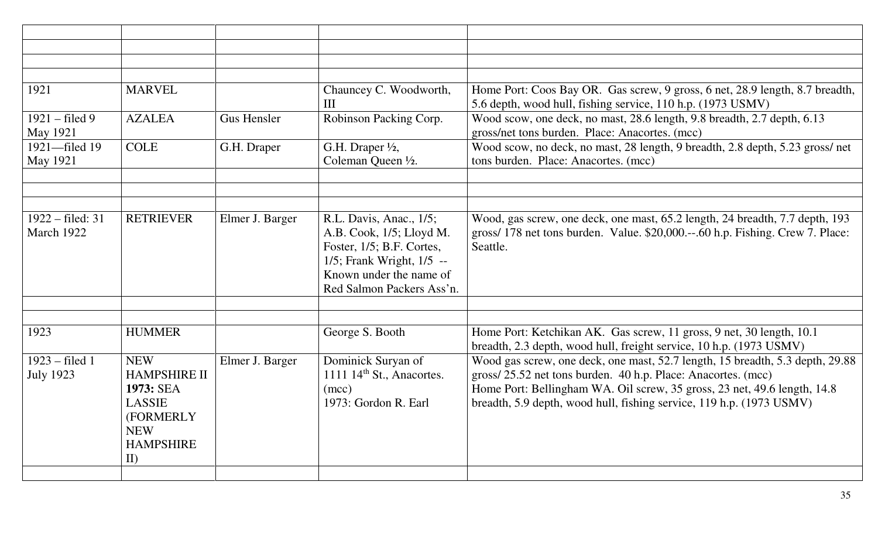| | | | | |
|---|---|---|---|---|
| | | | | |
| | | | | |
| | | | | |
| 1921 | MARVEL | | Chauncey C. Woodworth, III | Home Port: Coos Bay OR. Gas screw, 9 gross, 6 net, 28.9 length, 8.7 breadth, 5.6 depth, wood hull, fishing service, 110 h.p. (1973 USMV) |
| 1921 – filed 9 May 1921 | AZALEA | Gus Hensler | Robinson Packing Corp. | Wood scow, one deck, no mast, 28.6 length, 9.8 breadth, 2.7 depth, 6.13 gross/net tons burden. Place: Anacortes. (mcc) |
| 1921—filed 19 May 1921 | COLE | G.H. Draper | G.H. Draper ½, Coleman Queen ½. | Wood scow, no deck, no mast, 28 length, 9 breadth, 2.8 depth, 5.23 gross/ net tons burden. Place: Anacortes. (mcc) |
| | | | | |
| | | | | |
| | | | | |
| 1922 – filed: 31 March 1922 | RETRIEVER | Elmer J. Barger | R.L. Davis, Anac., 1/5; A.B. Cook, 1/5; Lloyd M. Foster, 1/5; B.F. Cortes, 1/5; Frank Wright, 1/5 -- Known under the name of Red Salmon Packers Ass'n. | Wood, gas screw, one deck, one mast, 65.2 length, 24 breadth, 7.7 depth, 193 gross/ 178 net tons burden. Value. $20,000.--.60 h.p. Fishing. Crew 7. Place: Seattle. |
| | | | | |
| | | | | |
| 1923 | HUMMER | | George S. Booth | Home Port: Ketchikan AK. Gas screw, 11 gross, 9 net, 30 length, 10.1 breadth, 2.3 depth, wood hull, freight service, 10 h.p. (1973 USMV) |
| 1923 – filed 1 July 1923 | NEW HAMPSHIRE II **1973:** SEA LASSIE (FORMERLY NEW HAMPSHIRE II) | Elmer J. Barger | Dominick Suryan of 1111 14th St., Anacortes. (mcc) 1973: Gordon R. Earl | Wood gas screw, one deck, one mast, 52.7 length, 15 breadth, 5.3 depth, 29.88 gross/ 25.52 net tons burden. 40 h.p. Place: Anacortes. (mcc) Home Port: Bellingham WA. Oil screw, 35 gross, 23 net, 49.6 length, 14.8 breadth, 5.9 depth, wood hull, fishing service, 119 h.p. (1973 USMV) |
| | | | | |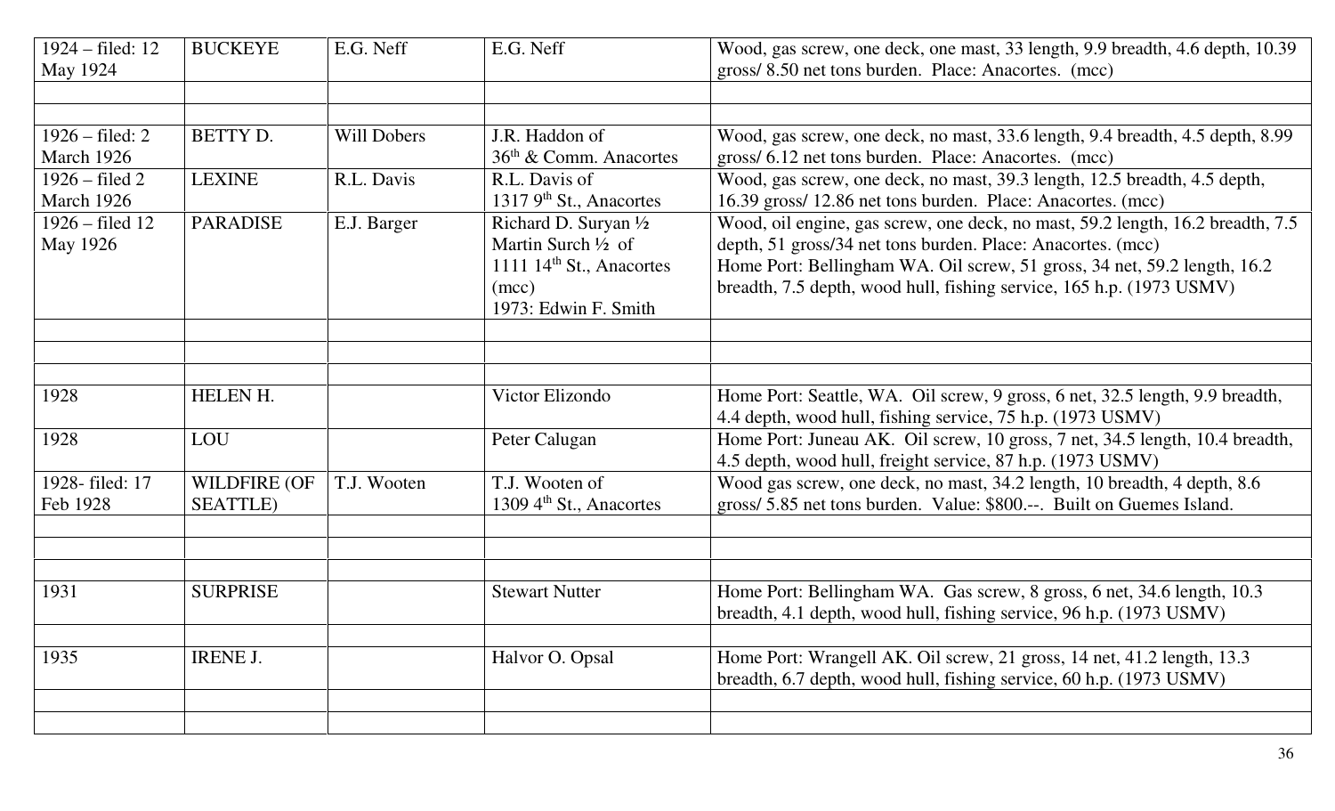| | | | | |
|---|---|---|---|---|
| 1924 – filed: 12 May 1924 | BUCKEYE | E.G. Neff | E.G. Neff | Wood, gas screw, one deck, one mast, 33 length, 9.9 breadth, 4.6 depth, 10.39 gross/ 8.50 net tons burden. Place: Anacortes. (mcc) |
| | | | | |
| | | | | |
| 1926 – filed: 2 March 1926 | BETTY D. | Will Dobers | J.R. Haddon of 36th & Comm. Anacortes | Wood, gas screw, one deck, no mast, 33.6 length, 9.4 breadth, 4.5 depth, 8.99 gross/ 6.12 net tons burden. Place: Anacortes. (mcc) |
| 1926 – filed 2 March 1926 | LEXINE | R.L. Davis | R.L. Davis of 1317 9th St., Anacortes | Wood, gas screw, one deck, no mast, 39.3 length, 12.5 breadth, 4.5 depth, 16.39 gross/ 12.86 net tons burden. Place: Anacortes. (mcc) |
| 1926 – filed 12 May 1926 | PARADISE | E.J. Barger | Richard D. Suryan ½ Martin Surch ½ of 1111 14th St., Anacortes (mcc) 1973: Edwin F. Smith | Wood, oil engine, gas screw, one deck, no mast, 59.2 length, 16.2 breadth, 7.5 depth, 51 gross/34 net tons burden. Place: Anacortes. (mcc) Home Port: Bellingham WA. Oil screw, 51 gross, 34 net, 59.2 length, 16.2 breadth, 7.5 depth, wood hull, fishing service, 165 h.p. (1973 USMV) |
| | | | | |
| | | | | |
| | | | | |
| 1928 | HELEN H. | | Victor Elizondo | Home Port: Seattle, WA. Oil screw, 9 gross, 6 net, 32.5 length, 9.9 breadth, 4.4 depth, wood hull, fishing service, 75 h.p. (1973 USMV) |
| 1928 | LOU | | Peter Calugan | Home Port: Juneau AK. Oil screw, 10 gross, 7 net, 34.5 length, 10.4 breadth, 4.5 depth, wood hull, freight service, 87 h.p. (1973 USMV) |
| 1928- filed: 17 Feb 1928 | WILDFIRE (OF SEATTLE) | T.J. Wooten | T.J. Wooten of 1309 4th St., Anacortes | Wood gas screw, one deck, no mast, 34.2 length, 10 breadth, 4 depth, 8.6 gross/ 5.85 net tons burden. Value: $800.--. Built on Guemes Island. |
| | | | | |
| | | | | |
| | | | | |
| 1931 | SURPRISE | | Stewart Nutter | Home Port: Bellingham WA. Gas screw, 8 gross, 6 net, 34.6 length, 10.3 breadth, 4.1 depth, wood hull, fishing service, 96 h.p. (1973 USMV) |
| | | | | |
| 1935 | IRENE J. | | Halvor O. Opsal | Home Port: Wrangell AK. Oil screw, 21 gross, 14 net, 41.2 length, 13.3 breadth, 6.7 depth, wood hull, fishing service, 60 h.p. (1973 USMV) |
| | | | | |
| | | | | |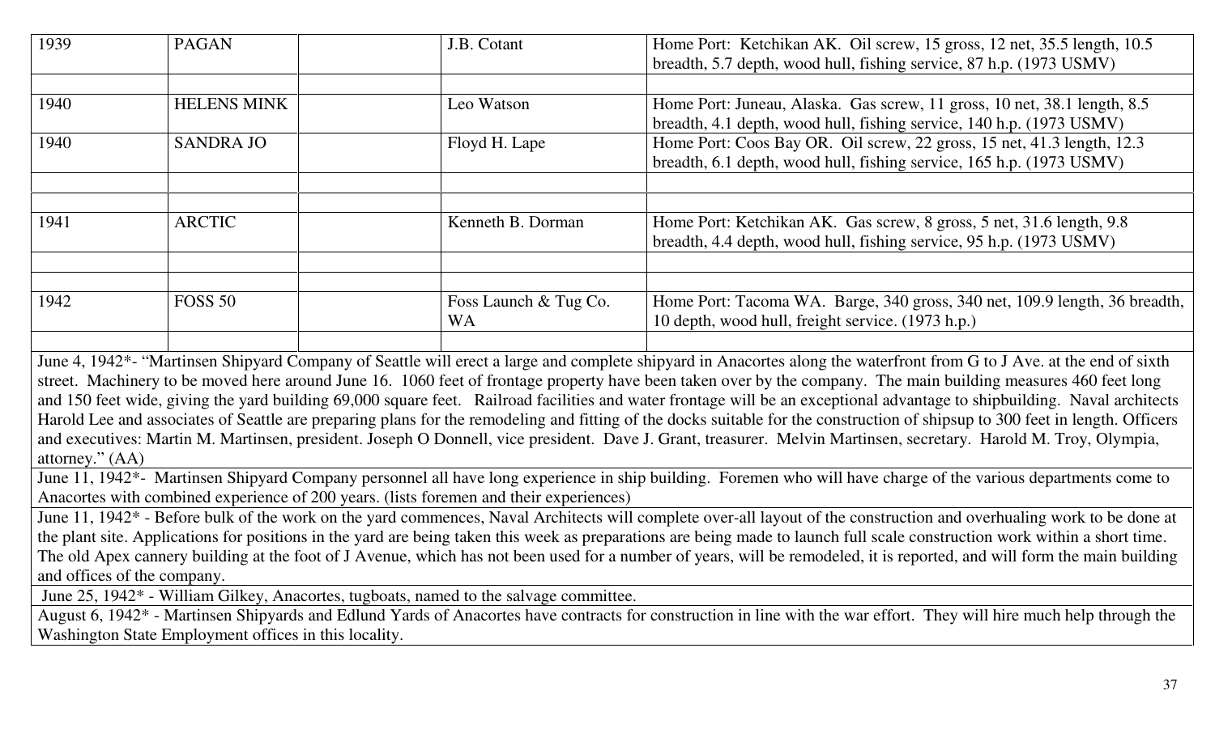| 1939 | PAGAN | | J.B. Cotant | Home Port: Ketchikan AK. Oil screw, 15 gross, 12 net, 35.5 length, 10.5 breadth, 5.7 depth, wood hull, fishing service, 87 h.p. (1973 USMV) |
|---|---|---|---|---|
| | | | | |
| 1940 | HELENS MINK | | Leo Watson | Home Port: Juneau, Alaska. Gas screw, 11 gross, 10 net, 38.1 length, 8.5 breadth, 4.1 depth, wood hull, fishing service, 140 h.p. (1973 USMV) |
| 1940 | SANDRA JO | | Floyd H. Lape | Home Port: Coos Bay OR. Oil screw, 22 gross, 15 net, 41.3 length, 12.3 breadth, 6.1 depth, wood hull, fishing service, 165 h.p. (1973 USMV) |
| | | | | |
| | | | | |
| 1941 | ARCTIC | | Kenneth B. Dorman | Home Port: Ketchikan AK. Gas screw, 8 gross, 5 net, 31.6 length, 9.8 breadth, 4.4 depth, wood hull, fishing service, 95 h.p. (1973 USMV) |
| | | | | |
| | | | | |
| 1942 | FOSS 50 | | Foss Launch & Tug Co. WA | Home Port: Tacoma WA. Barge, 340 gross, 340 net, 109.9 length, 36 breadth, 10 depth, wood hull, freight service. (1973 h.p.) |
| | | | | |

June 4, 1942*- "Martinsen Shipyard Company of Seattle will erect a large and complete shipyard in Anacortes along the waterfront from G to J Ave. at the end of sixth street. Machinery to be moved here around June 16. 1060 feet of frontage property have been taken over by the company. The main building measures 460 feet long and 150 feet wide, giving the yard building 69,000 square feet. Railroad facilities and water frontage will be an exceptional advantage to shipbuilding. Naval architects Harold Lee and associates of Seattle are preparing plans for the remodeling and fitting of the docks suitable for the construction of shipsup to 300 feet in length. Officers and executives: Martin M. Martinsen, president. Joseph O Donnell, vice president. Dave J. Grant, treasurer. Melvin Martinsen, secretary. Harold M. Troy, Olympia, attorney." (AA)

June 11, 1942*- Martinsen Shipyard Company personnel all have long experience in ship building. Foremen who will have charge of the various departments come to Anacortes with combined experience of 200 years. (lists foremen and their experiences)

June 11, 1942* - Before bulk of the work on the yard commences, Naval Architects will complete over-all layout of the construction and overhauling work to be done at the plant site. Applications for positions in the yard are being taken this week as preparations are being made to launch full scale construction work within a short time. The old Apex cannery building at the foot of J Avenue, which has not been used for a number of years, will be remodeled, it is reported, and will form the main building and offices of the company.

June 25, 1942* - William Gilkey, Anacortes, tugboats, named to the salvage committee.

August 6, 1942* - Martinsen Shipyards and Edlund Yards of Anacortes have contracts for construction in line with the war effort. They will hire much help through the Washington State Employment offices in this locality.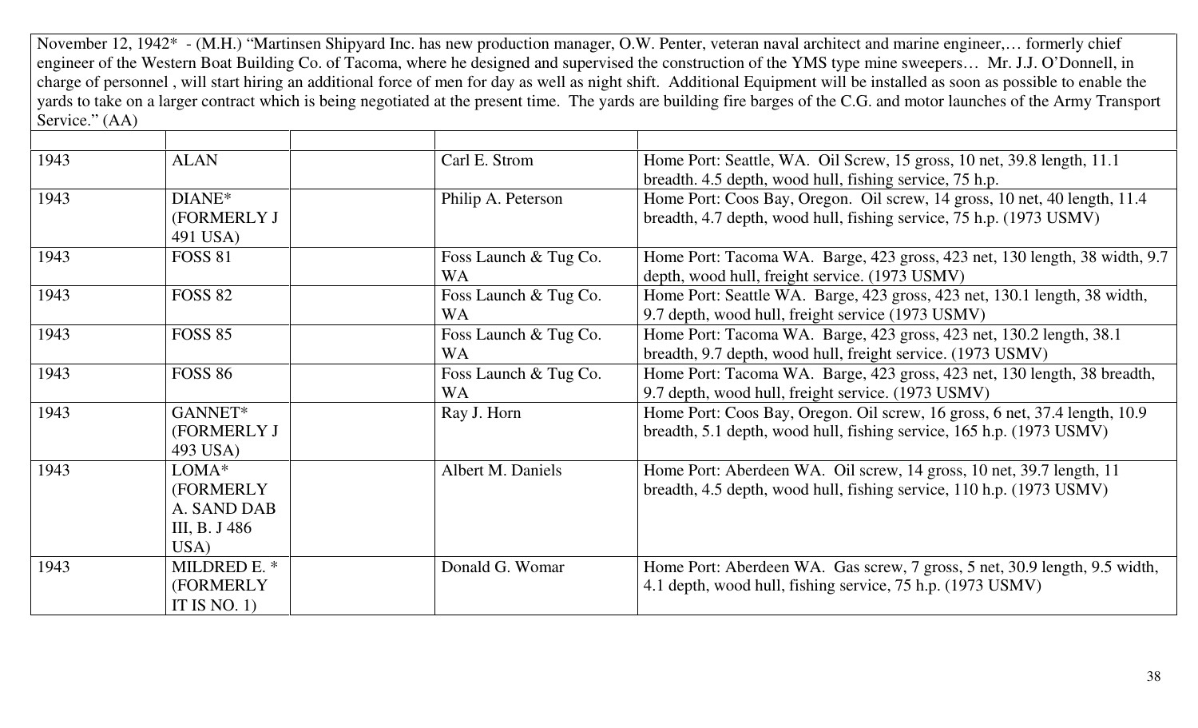November 12, 1942* - (M.H.) "Martinsen Shipyard Inc. has new production manager, O.W. Penter, veteran naval architect and marine engineer,… formerly chief engineer of the Western Boat Building Co. of Tacoma, where he designed and supervised the construction of the YMS type mine sweepers… Mr. J.J. O'Donnell, in charge of personnel , will start hiring an additional force of men for day as well as night shift. Additional Equipment will be installed as soon as possible to enable the yards to take on a larger contract which is being negotiated at the present time. The yards are building fire barges of the C.G. and motor launches of the Army Transport Service." (AA)

| | | | | |
|---|---|---|---|---|
| 1943 | ALAN | | Carl E. Strom | Home Port: Seattle, WA. Oil Screw, 15 gross, 10 net, 39.8 length, 11.1 breadth. 4.5 depth, wood hull, fishing service, 75 h.p. |
| 1943 | DIANE* (FORMERLY J 491 USA) | | Philip A. Peterson | Home Port: Coos Bay, Oregon. Oil screw, 14 gross, 10 net, 40 length, 11.4 breadth, 4.7 depth, wood hull, fishing service, 75 h.p. (1973 USMV) |
| 1943 | FOSS 81 | | Foss Launch & Tug Co. WA | Home Port: Tacoma WA. Barge, 423 gross, 423 net, 130 length, 38 width, 9.7 depth, wood hull, freight service. (1973 USMV) |
| 1943 | FOSS 82 | | Foss Launch & Tug Co. WA | Home Port: Seattle WA. Barge, 423 gross, 423 net, 130.1 length, 38 width, 9.7 depth, wood hull, freight service (1973 USMV) |
| 1943 | FOSS 85 | | Foss Launch & Tug Co. WA | Home Port: Tacoma WA. Barge, 423 gross, 423 net, 130.2 length, 38.1 breadth, 9.7 depth, wood hull, freight service. (1973 USMV) |
| 1943 | FOSS 86 | | Foss Launch & Tug Co. WA | Home Port: Tacoma WA. Barge, 423 gross, 423 net, 130 length, 38 breadth, 9.7 depth, wood hull, freight service. (1973 USMV) |
| 1943 | GANNET* (FORMERLY J 493 USA) | | Ray J. Horn | Home Port: Coos Bay, Oregon. Oil screw, 16 gross, 6 net, 37.4 length, 10.9 breadth, 5.1 depth, wood hull, fishing service, 165 h.p. (1973 USMV) |
| 1943 | LOMA* (FORMERLY A. SAND DAB III, B. J 486 USA) | | Albert M. Daniels | Home Port: Aberdeen WA. Oil screw, 14 gross, 10 net, 39.7 length, 11 breadth, 4.5 depth, wood hull, fishing service, 110 h.p. (1973 USMV) |
| 1943 | MILDRED E. * (FORMERLY IT IS NO. 1) | | Donald G. Womar | Home Port: Aberdeen WA. Gas screw, 7 gross, 5 net, 30.9 length, 9.5 width, 4.1 depth, wood hull, fishing service, 75 h.p. (1973 USMV) |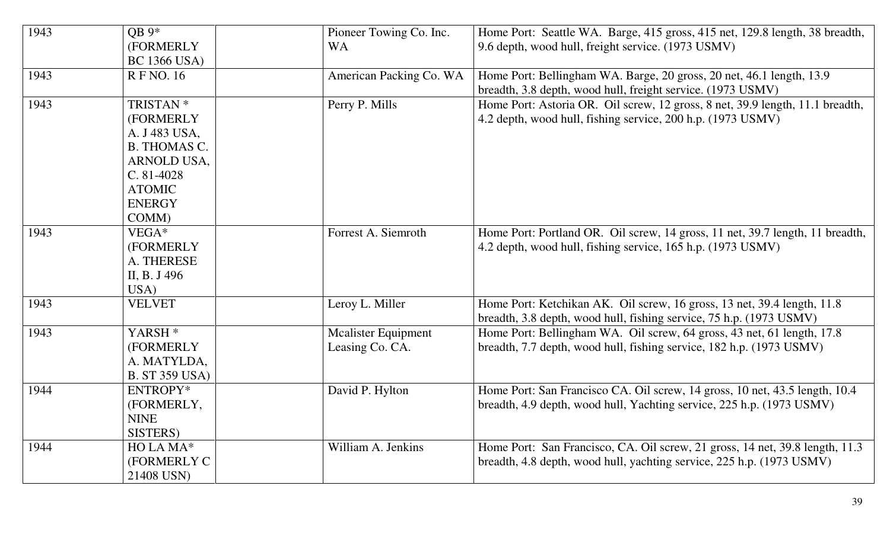| | | | | |
|---|---|---|---|---|
| 1943 | QB 9* (FORMERLY BC 1366 USA) | | Pioneer Towing Co. Inc. WA | Home Port: Seattle WA. Barge, 415 gross, 415 net, 129.8 length, 38 breadth, 9.6 depth, wood hull, freight service. (1973 USMV) |
| 1943 | R F NO. 16 | | American Packing Co. WA | Home Port: Bellingham WA. Barge, 20 gross, 20 net, 46.1 length, 13.9 breadth, 3.8 depth, wood hull, freight service. (1973 USMV) |
| 1943 | TRISTAN * (FORMERLY A. J 483 USA, B. THOMAS C. ARNOLD USA, C. 81-4028 ATOMIC ENERGY COMM) | | Perry P. Mills | Home Port: Astoria OR. Oil screw, 12 gross, 8 net, 39.9 length, 11.1 breadth, 4.2 depth, wood hull, fishing service, 200 h.p. (1973 USMV) |
| 1943 | VEGA* (FORMERLY A. THERESE II, B. J 496 USA) | | Forrest A. Siemroth | Home Port: Portland OR. Oil screw, 14 gross, 11 net, 39.7 length, 11 breadth, 4.2 depth, wood hull, fishing service, 165 h.p. (1973 USMV) |
| 1943 | VELVET | | Leroy L. Miller | Home Port: Ketchikan AK. Oil screw, 16 gross, 13 net, 39.4 length, 11.8 breadth, 3.8 depth, wood hull, fishing service, 75 h.p. (1973 USMV) |
| 1943 | YARSH * (FORMERLY A. MATYLDA, B. ST 359 USA) | | Mcalister Equipment Leasing Co. CA. | Home Port: Bellingham WA. Oil screw, 64 gross, 43 net, 61 length, 17.8 breadth, 7.7 depth, wood hull, fishing service, 182 h.p. (1973 USMV) |
| 1944 | ENTROPY* (FORMERLY, NINE SISTERS) | | David P. Hylton | Home Port: San Francisco CA. Oil screw, 14 gross, 10 net, 43.5 length, 10.4 breadth, 4.9 depth, wood hull, Yachting service, 225 h.p. (1973 USMV) |
| 1944 | HO LA MA* (FORMERLY C 21408 USN) | | William A. Jenkins | Home Port: San Francisco, CA. Oil screw, 21 gross, 14 net, 39.8 length, 11.3 breadth, 4.8 depth, wood hull, yachting service, 225 h.p. (1973 USMV) |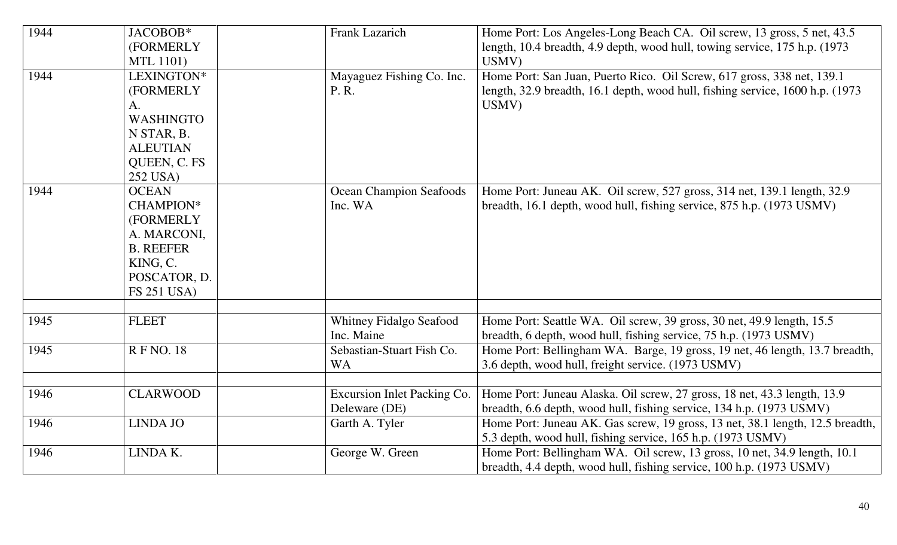| 1944 | JACOBOB* (FORMERLY MTL 1101) | | Frank Lazarich | Home Port: Los Angeles-Long Beach CA. Oil screw, 13 gross, 5 net, 43.5 length, 10.4 breadth, 4.9 depth, wood hull, towing service, 175 h.p. (1973 USMV) |
|---|---|---|---|---|
| 1944 | LEXINGTON* (FORMERLY A. WASHINGTON STAR, B. ALEUTIAN QUEEN, C. FS 252 USA) | | Mayaguez Fishing Co. Inc. P. R. | Home Port: San Juan, Puerto Rico. Oil Screw, 617 gross, 338 net, 139.1 length, 32.9 breadth, 16.1 depth, wood hull, fishing service, 1600 h.p. (1973 USMV) |
| 1944 | OCEAN CHAMPION* (FORMERLY A. MARCONI, B. REEFER KING, C. POSCATOR, D. FS 251 USA) | | Ocean Champion Seafoods Inc. WA | Home Port: Juneau AK. Oil screw, 527 gross, 314 net, 139.1 length, 32.9 breadth, 16.1 depth, wood hull, fishing service, 875 h.p. (1973 USMV) |
| | | | | |
| 1945 | FLEET | | Whitney Fidalgo Seafood Inc. Maine | Home Port: Seattle WA. Oil screw, 39 gross, 30 net, 49.9 length, 15.5 breadth, 6 depth, wood hull, fishing service, 75 h.p. (1973 USMV) |
| 1945 | R F NO. 18 | | Sebastian-Stuart Fish Co. WA | Home Port: Bellingham WA. Barge, 19 gross, 19 net, 46 length, 13.7 breadth, 3.6 depth, wood hull, freight service. (1973 USMV) |
| | | | | |
| 1946 | CLARWOOD | | Excursion Inlet Packing Co. Deleware (DE) | Home Port: Juneau Alaska. Oil screw, 27 gross, 18 net, 43.3 length, 13.9 breadth, 6.6 depth, wood hull, fishing service, 134 h.p. (1973 USMV) |
| 1946 | LINDA JO | | Garth A. Tyler | Home Port: Juneau AK. Gas screw, 19 gross, 13 net, 38.1 length, 12.5 breadth, 5.3 depth, wood hull, fishing service, 165 h.p. (1973 USMV) |
| 1946 | LINDA K. | | George W. Green | Home Port: Bellingham WA. Oil screw, 13 gross, 10 net, 34.9 length, 10.1 breadth, 4.4 depth, wood hull, fishing service, 100 h.p. (1973 USMV) |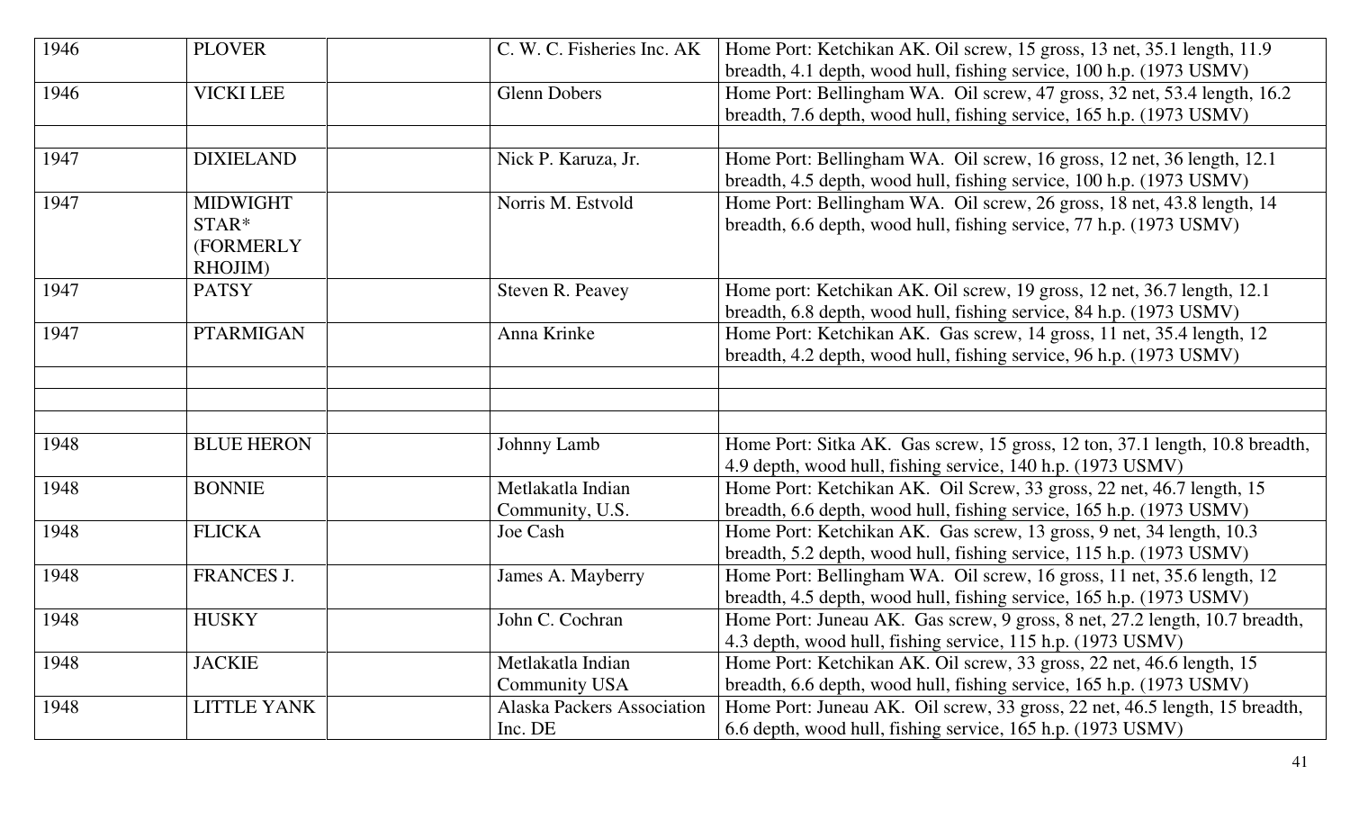| | | | | |
|---|---|---|---|---|
| 1946 | PLOVER | | C. W. C. Fisheries Inc. AK | Home Port: Ketchikan AK. Oil screw, 15 gross, 13 net, 35.1 length, 11.9 breadth, 4.1 depth, wood hull, fishing service, 100 h.p. (1973 USMV) |
| 1946 | VICKI LEE | | Glenn Dobers | Home Port: Bellingham WA. Oil screw, 47 gross, 32 net, 53.4 length, 16.2 breadth, 7.6 depth, wood hull, fishing service, 165 h.p. (1973 USMV) |
| | | | | |
| 1947 | DIXIELAND | | Nick P. Karuza, Jr. | Home Port: Bellingham WA. Oil screw, 16 gross, 12 net, 36 length, 12.1 breadth, 4.5 depth, wood hull, fishing service, 100 h.p. (1973 USMV) |
| 1947 | MIDWIGHT STAR* (FORMERLY RHOJIM) | | Norris M. Estvold | Home Port: Bellingham WA. Oil screw, 26 gross, 18 net, 43.8 length, 14 breadth, 6.6 depth, wood hull, fishing service, 77 h.p. (1973 USMV) |
| 1947 | PATSY | | Steven R. Peavey | Home port: Ketchikan AK. Oil screw, 19 gross, 12 net, 36.7 length, 12.1 breadth, 6.8 depth, wood hull, fishing service, 84 h.p. (1973 USMV) |
| 1947 | PTARMIGAN | | Anna Krinke | Home Port: Ketchikan AK. Gas screw, 14 gross, 11 net, 35.4 length, 12 breadth, 4.2 depth, wood hull, fishing service, 96 h.p. (1973 USMV) |
| | | | | |
| | | | | |
| | | | | |
| 1948 | BLUE HERON | | Johnny Lamb | Home Port: Sitka AK. Gas screw, 15 gross, 12 ton, 37.1 length, 10.8 breadth, 4.9 depth, wood hull, fishing service, 140 h.p. (1973 USMV) |
| 1948 | BONNIE | | Metlakatla Indian Community, U.S. | Home Port: Ketchikan AK. Oil Screw, 33 gross, 22 net, 46.7 length, 15 breadth, 6.6 depth, wood hull, fishing service, 165 h.p. (1973 USMV) |
| 1948 | FLICKA | | Joe Cash | Home Port: Ketchikan AK. Gas screw, 13 gross, 9 net, 34 length, 10.3 breadth, 5.2 depth, wood hull, fishing service, 115 h.p. (1973 USMV) |
| 1948 | FRANCES J. | | James A. Mayberry | Home Port: Bellingham WA. Oil screw, 16 gross, 11 net, 35.6 length, 12 breadth, 4.5 depth, wood hull, fishing service, 165 h.p. (1973 USMV) |
| 1948 | HUSKY | | John C. Cochran | Home Port: Juneau AK. Gas screw, 9 gross, 8 net, 27.2 length, 10.7 breadth, 4.3 depth, wood hull, fishing service, 115 h.p. (1973 USMV) |
| 1948 | JACKIE | | Metlakatla Indian Community USA | Home Port: Ketchikan AK. Oil screw, 33 gross, 22 net, 46.6 length, 15 breadth, 6.6 depth, wood hull, fishing service, 165 h.p. (1973 USMV) |
| 1948 | LITTLE YANK | | Alaska Packers Association Inc. DE | Home Port: Juneau AK. Oil screw, 33 gross, 22 net, 46.5 length, 15 breadth, 6.6 depth, wood hull, fishing service, 165 h.p. (1973 USMV) |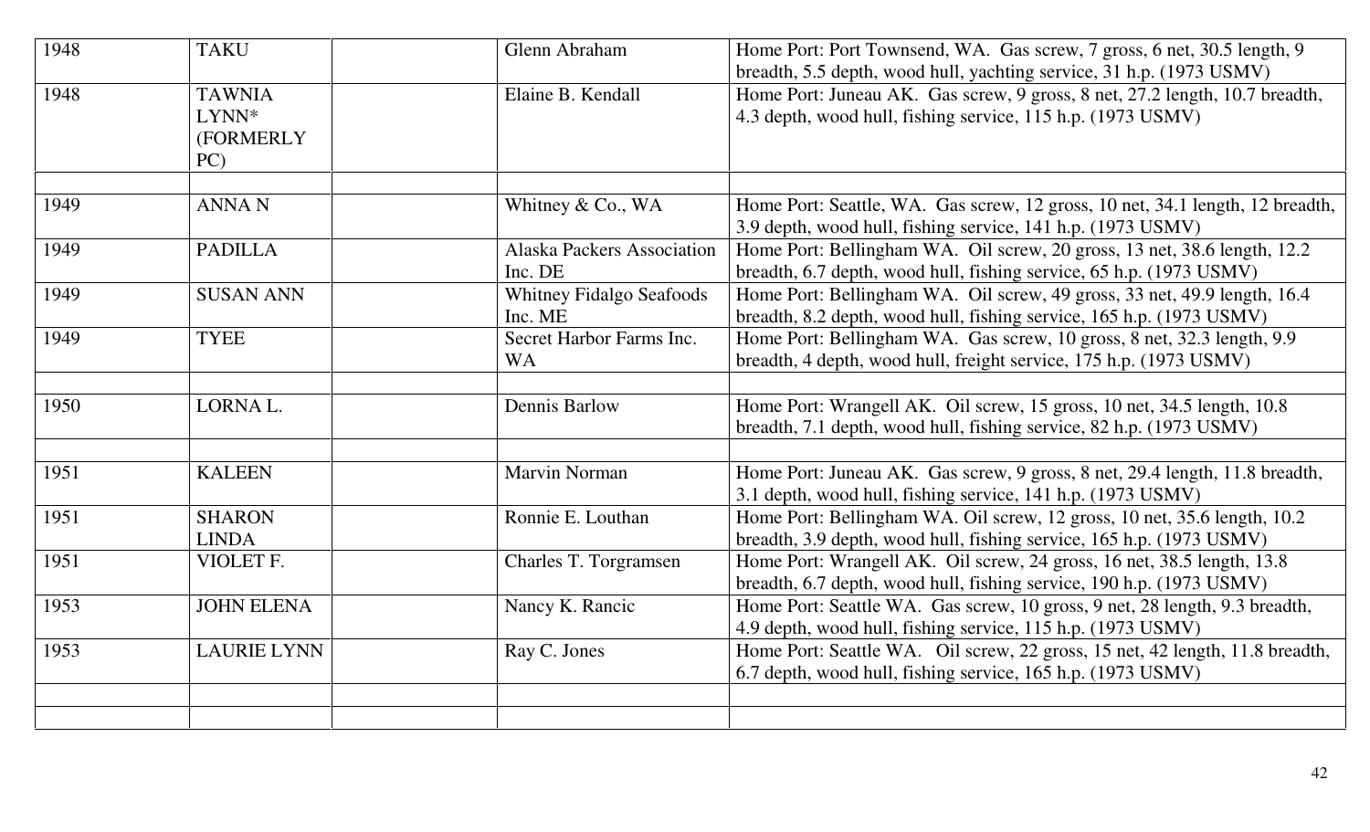| | | | | |
|---|---|---|---|---|
| 1948 | TAKU | | Glenn Abraham | Home Port: Port Townsend, WA. Gas screw, 7 gross, 6 net, 30.5 length, 9 breadth, 5.5 depth, wood hull, yachting service, 31 h.p. (1973 USMV) |
| 1948 | TAWNIA LYNN* (FORMERLY PC) | | Elaine B. Kendall | Home Port: Juneau AK. Gas screw, 9 gross, 8 net, 27.2 length, 10.7 breadth, 4.3 depth, wood hull, fishing service, 115 h.p. (1973 USMV) |
| | | | | |
| 1949 | ANNA N | | Whitney & Co., WA | Home Port: Seattle, WA. Gas screw, 12 gross, 10 net, 34.1 length, 12 breadth, 3.9 depth, wood hull, fishing service, 141 h.p. (1973 USMV) |
| 1949 | PADILLA | | Alaska Packers Association Inc. DE | Home Port: Bellingham WA. Oil screw, 20 gross, 13 net, 38.6 length, 12.2 breadth, 6.7 depth, wood hull, fishing service, 65 h.p. (1973 USMV) |
| 1949 | SUSAN ANN | | Whitney Fidalgo Seafoods Inc. ME | Home Port: Bellingham WA. Oil screw, 49 gross, 33 net, 49.9 length, 16.4 breadth, 8.2 depth, wood hull, fishing service, 165 h.p. (1973 USMV) |
| 1949 | TYEE | | Secret Harbor Farms Inc. WA | Home Port: Bellingham WA. Gas screw, 10 gross, 8 net, 32.3 length, 9.9 breadth, 4 depth, wood hull, freight service, 175 h.p. (1973 USMV) |
| | | | | |
| 1950 | LORNA L. | | Dennis Barlow | Home Port: Wrangell AK. Oil screw, 15 gross, 10 net, 34.5 length, 10.8 breadth, 7.1 depth, wood hull, fishing service, 82 h.p. (1973 USMV) |
| | | | | |
| 1951 | KALEEN | | Marvin Norman | Home Port: Juneau AK. Gas screw, 9 gross, 8 net, 29.4 length, 11.8 breadth, 3.1 depth, wood hull, fishing service, 141 h.p. (1973 USMV) |
| 1951 | SHARON LINDA | | Ronnie E. Louthan | Home Port: Bellingham WA. Oil screw, 12 gross, 10 net, 35.6 length, 10.2 breadth, 3.9 depth, wood hull, fishing service, 165 h.p. (1973 USMV) |
| 1951 | VIOLET F. | | Charles T. Torgramsen | Home Port: Wrangell AK. Oil screw, 24 gross, 16 net, 38.5 length, 13.8 breadth, 6.7 depth, wood hull, fishing service, 190 h.p. (1973 USMV) |
| 1953 | JOHN ELENA | | Nancy K. Rancic | Home Port: Seattle WA. Gas screw, 10 gross, 9 net, 28 length, 9.3 breadth, 4.9 depth, wood hull, fishing service, 115 h.p. (1973 USMV) |
| 1953 | LAURIE LYNN | | Ray C. Jones | Home Port: Seattle WA. Oil screw, 22 gross, 15 net, 42 length, 11.8 breadth, 6.7 depth, wood hull, fishing service, 165 h.p. (1973 USMV) |
| | | | | |
| | | | | |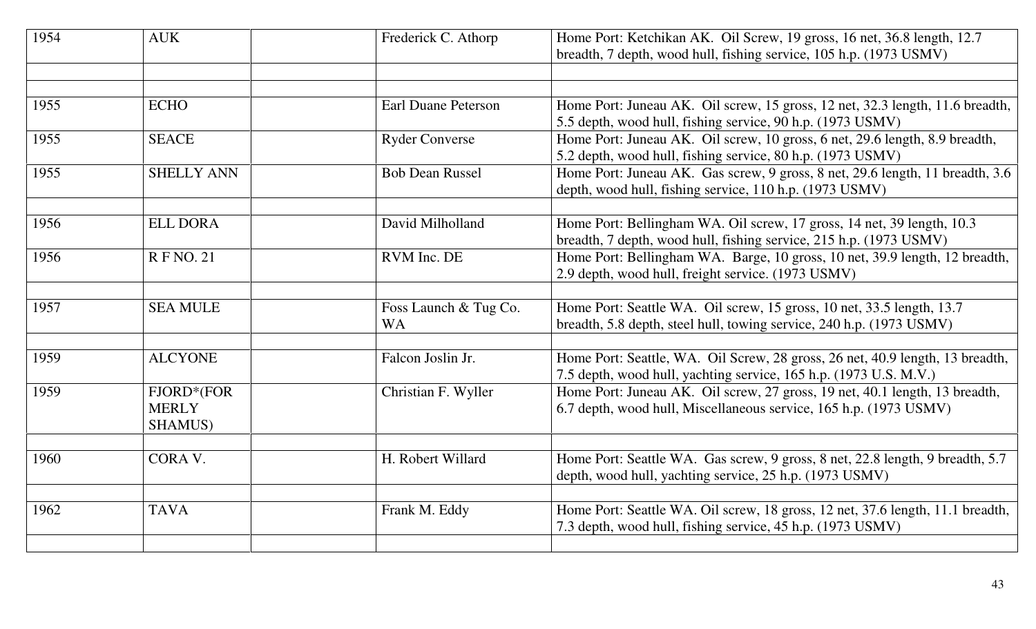| | | | | |
|---|---|---|---|---|
| 1954 | AUK | | Frederick C. Athorp | Home Port: Ketchikan AK. Oil Screw, 19 gross, 16 net, 36.8 length, 12.7 breadth, 7 depth, wood hull, fishing service, 105 h.p. (1973 USMV) |
| | | | | |
| | | | | |
| 1955 | ECHO | | Earl Duane Peterson | Home Port: Juneau AK. Oil screw, 15 gross, 12 net, 32.3 length, 11.6 breadth, 5.5 depth, wood hull, fishing service, 90 h.p. (1973 USMV) |
| 1955 | SEACE | | Ryder Converse | Home Port: Juneau AK. Oil screw, 10 gross, 6 net, 29.6 length, 8.9 breadth, 5.2 depth, wood hull, fishing service, 80 h.p. (1973 USMV) |
| 1955 | SHELLY ANN | | Bob Dean Russel | Home Port: Juneau AK. Gas screw, 9 gross, 8 net, 29.6 length, 11 breadth, 3.6 depth, wood hull, fishing service, 110 h.p. (1973 USMV) |
| | | | | |
| 1956 | ELL DORA | | David Milholland | Home Port: Bellingham WA. Oil screw, 17 gross, 14 net, 39 length, 10.3 breadth, 7 depth, wood hull, fishing service, 215 h.p. (1973 USMV) |
| 1956 | R F NO. 21 | | RVM Inc. DE | Home Port: Bellingham WA. Barge, 10 gross, 10 net, 39.9 length, 12 breadth, 2.9 depth, wood hull, freight service. (1973 USMV) |
| | | | | |
| 1957 | SEA MULE | | Foss Launch & Tug Co. WA | Home Port: Seattle WA. Oil screw, 15 gross, 10 net, 33.5 length, 13.7 breadth, 5.8 depth, steel hull, towing service, 240 h.p. (1973 USMV) |
| | | | | |
| 1959 | ALCYONE | | Falcon Joslin Jr. | Home Port: Seattle, WA. Oil Screw, 28 gross, 26 net, 40.9 length, 13 breadth, 7.5 depth, wood hull, yachting service, 165 h.p. (1973 U.S. M.V.) |
| 1959 | FJORD*(FORMERLY SHAMUS) | | Christian F. Wyller | Home Port: Juneau AK. Oil screw, 27 gross, 19 net, 40.1 length, 13 breadth, 6.7 depth, wood hull, Miscellaneous service, 165 h.p. (1973 USMV) |
| | | | | |
| 1960 | CORA V. | | H. Robert Willard | Home Port: Seattle WA. Gas screw, 9 gross, 8 net, 22.8 length, 9 breadth, 5.7 depth, wood hull, yachting service, 25 h.p. (1973 USMV) |
| | | | | |
| 1962 | TAVA | | Frank M. Eddy | Home Port: Seattle WA. Oil screw, 18 gross, 12 net, 37.6 length, 11.1 breadth, 7.3 depth, wood hull, fishing service, 45 h.p. (1973 USMV) |
| | | | | |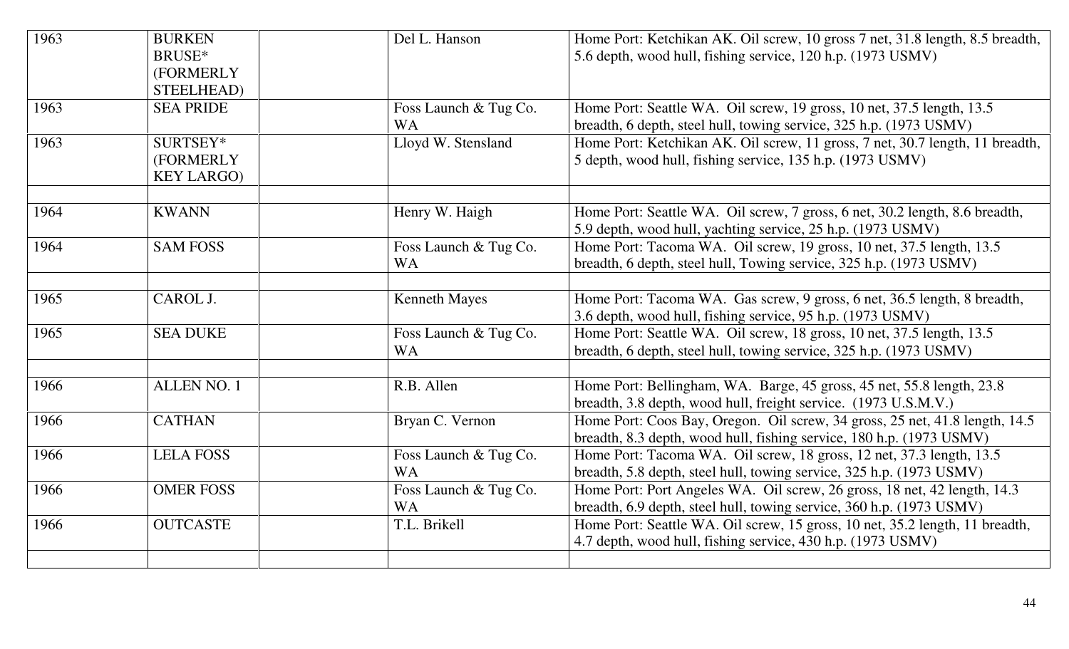| | | | | |
|---|---|---|---|---|
| 1963 | BURKEN BRUSE* (FORMERLY STEELHEAD) | | Del L. Hanson | Home Port: Ketchikan AK. Oil screw, 10 gross 7 net, 31.8 length, 8.5 breadth, 5.6 depth, wood hull, fishing service, 120 h.p. (1973 USMV) |
| 1963 | SEA PRIDE | | Foss Launch & Tug Co. WA | Home Port: Seattle WA. Oil screw, 19 gross, 10 net, 37.5 length, 13.5 breadth, 6 depth, steel hull, towing service, 325 h.p. (1973 USMV) |
| 1963 | SURTSEY* (FORMERLY KEY LARGO) | | Lloyd W. Stensland | Home Port: Ketchikan AK. Oil screw, 11 gross, 7 net, 30.7 length, 11 breadth, 5 depth, wood hull, fishing service, 135 h.p. (1973 USMV) |
| | | | | |
| 1964 | KWANN | | Henry W. Haigh | Home Port: Seattle WA. Oil screw, 7 gross, 6 net, 30.2 length, 8.6 breadth, 5.9 depth, wood hull, yachting service, 25 h.p. (1973 USMV) |
| 1964 | SAM FOSS | | Foss Launch & Tug Co. WA | Home Port: Tacoma WA. Oil screw, 19 gross, 10 net, 37.5 length, 13.5 breadth, 6 depth, steel hull, Towing service, 325 h.p. (1973 USMV) |
| | | | | |
| 1965 | CAROL J. | | Kenneth Mayes | Home Port: Tacoma WA. Gas screw, 9 gross, 6 net, 36.5 length, 8 breadth, 3.6 depth, wood hull, fishing service, 95 h.p. (1973 USMV) |
| 1965 | SEA DUKE | | Foss Launch & Tug Co. WA | Home Port: Seattle WA. Oil screw, 18 gross, 10 net, 37.5 length, 13.5 breadth, 6 depth, steel hull, towing service, 325 h.p. (1973 USMV) |
| | | | | |
| 1966 | ALLEN NO. 1 | | R.B. Allen | Home Port: Bellingham, WA. Barge, 45 gross, 45 net, 55.8 length, 23.8 breadth, 3.8 depth, wood hull, freight service. (1973 U.S.M.V.) |
| 1966 | CATHAN | | Bryan C. Vernon | Home Port: Coos Bay, Oregon. Oil screw, 34 gross, 25 net, 41.8 length, 14.5 breadth, 8.3 depth, wood hull, fishing service, 180 h.p. (1973 USMV) |
| 1966 | LELA FOSS | | Foss Launch & Tug Co. WA | Home Port: Tacoma WA. Oil screw, 18 gross, 12 net, 37.3 length, 13.5 breadth, 5.8 depth, steel hull, towing service, 325 h.p. (1973 USMV) |
| 1966 | OMER FOSS | | Foss Launch & Tug Co. WA | Home Port: Port Angeles WA. Oil screw, 26 gross, 18 net, 42 length, 14.3 breadth, 6.9 depth, steel hull, towing service, 360 h.p. (1973 USMV) |
| 1966 | OUTCASTE | | T.L. Brikell | Home Port: Seattle WA. Oil screw, 15 gross, 10 net, 35.2 length, 11 breadth, 4.7 depth, wood hull, fishing service, 430 h.p. (1973 USMV) |
| | | | | |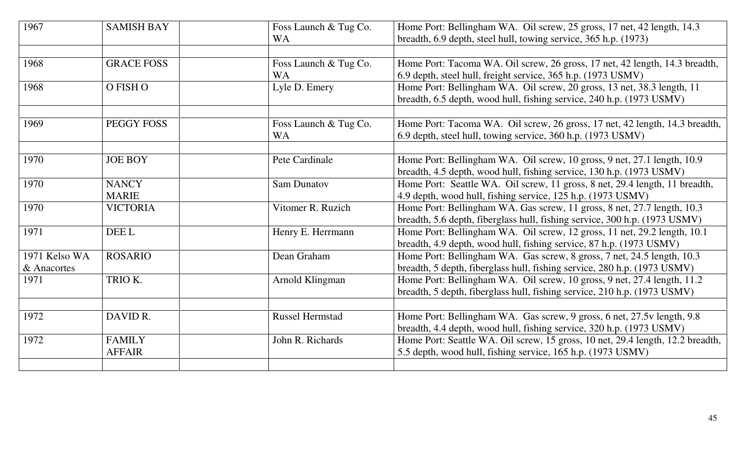| | | | | |
|---|---|---|---|---|
| 1967 | SAMISH BAY | | Foss Launch & Tug Co. WA | Home Port: Bellingham WA. Oil screw, 25 gross, 17 net, 42 length, 14.3 breadth, 6.9 depth, steel hull, towing service, 365 h.p. (1973) |
| | | | | |
| 1968 | GRACE FOSS | | Foss Launch & Tug Co. WA | Home Port: Tacoma WA. Oil screw, 26 gross, 17 net, 42 length, 14.3 breadth, 6.9 depth, steel hull, freight service, 365 h.p. (1973 USMV) |
| 1968 | O FISH O | | Lyle D. Emery | Home Port: Bellingham WA. Oil screw, 20 gross, 13 net, 38.3 length, 11 breadth, 6.5 depth, wood hull, fishing service, 240 h.p. (1973 USMV) |
| | | | | |
| 1969 | PEGGY FOSS | | Foss Launch & Tug Co. WA | Home Port: Tacoma WA. Oil screw, 26 gross, 17 net, 42 length, 14.3 breadth, 6.9 depth, steel hull, towing service, 360 h.p. (1973 USMV) |
| | | | | |
| 1970 | JOE BOY | | Pete Cardinale | Home Port: Bellingham WA. Oil screw, 10 gross, 9 net, 27.1 length, 10.9 breadth, 4.5 depth, wood hull, fishing service, 130 h.p. (1973 USMV) |
| 1970 | NANCY MARIE | | Sam Dunatov | Home Port: Seattle WA. Oil screw, 11 gross, 8 net, 29.4 length, 11 breadth, 4.9 depth, wood hull, fishing service, 125 h.p. (1973 USMV) |
| 1970 | VICTORIA | | Vitomer R. Ruzich | Home Port: Bellingham WA. Gas screw, 11 gross, 8 net, 27.7 length, 10.3 breadth, 5.6 depth, fiberglass hull, fishing service, 300 h.p. (1973 USMV) |
| 1971 | DEE L | | Henry E. Herrmann | Home Port: Bellingham WA. Oil screw, 12 gross, 11 net, 29.2 length, 10.1 breadth, 4.9 depth, wood hull, fishing service, 87 h.p. (1973 USMV) |
| 1971 Kelso WA & Anacortes | ROSARIO | | Dean Graham | Home Port: Bellingham WA. Gas screw, 8 gross, 7 net, 24.5 length, 10.3 breadth, 5 depth, fiberglass hull, fishing service, 280 h.p. (1973 USMV) |
| 1971 | TRIO K. | | Arnold Klingman | Home Port: Bellingham WA. Oil screw, 10 gross, 9 net, 27.4 length, 11.2 breadth, 5 depth, fiberglass hull, fishing service, 210 h.p. (1973 USMV) |
| | | | | |
| 1972 | DAVID R. | | Russel Hermstad | Home Port: Bellingham WA. Gas screw, 9 gross, 6 net, 27.5v length, 9.8 breadth, 4.4 depth, wood hull, fishing service, 320 h.p. (1973 USMV) |
| 1972 | FAMILY AFFAIR | | John R. Richards | Home Port: Seattle WA. Oil screw, 15 gross, 10 net, 29.4 length, 12.2 breadth, 5.5 depth, wood hull, fishing service, 165 h.p. (1973 USMV) |
| | | | | |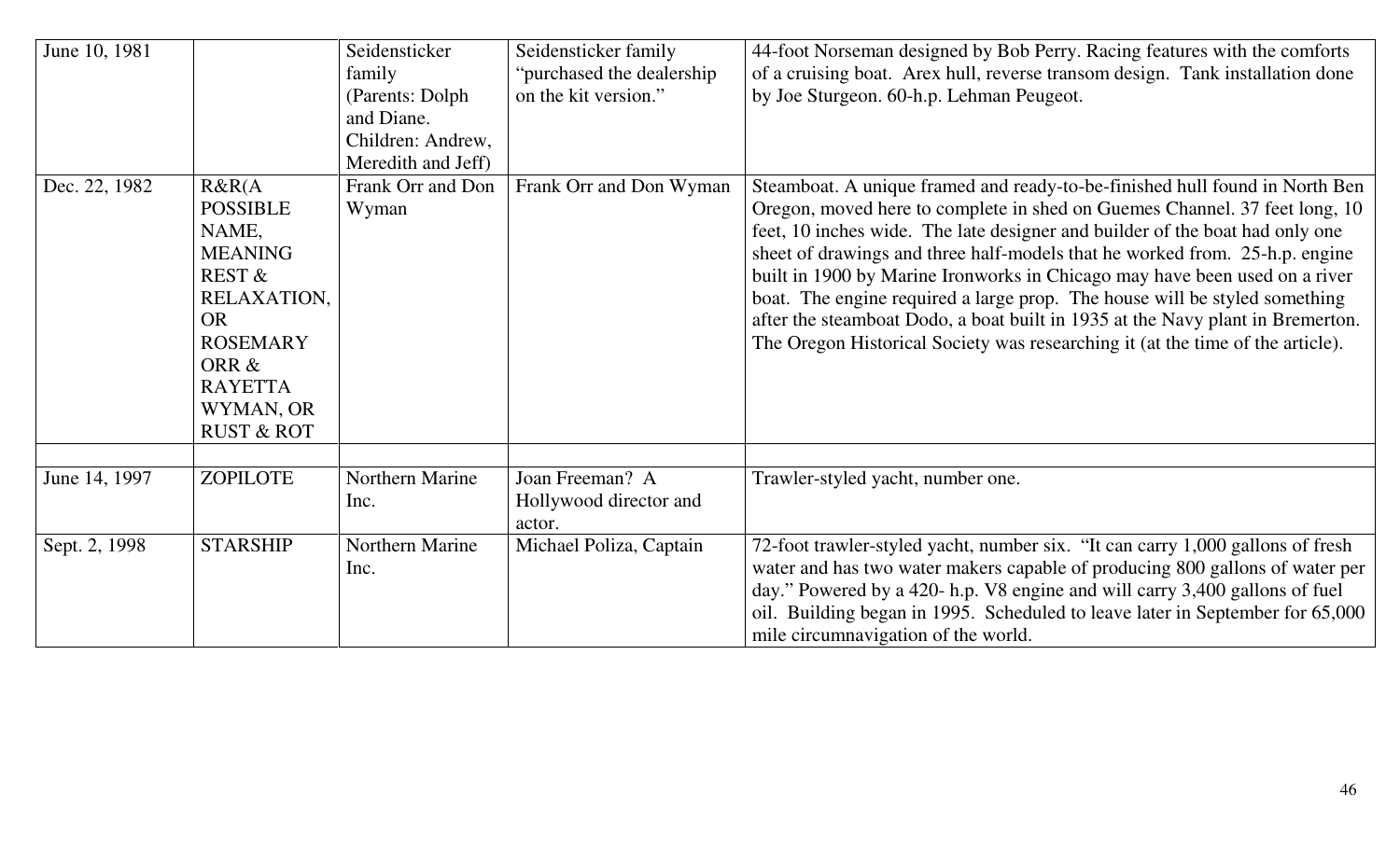| June 10, 1981 | | Seidensticker family (Parents: Dolph and Diane. Children: Andrew, Meredith and Jeff) | Seidensticker family "purchased the dealership on the kit version." | 44-foot Norseman designed by Bob Perry. Racing features with the comforts of a cruising boat. Arex hull, reverse transom design. Tank installation done by Joe Sturgeon. 60-h.p. Lehman Peugeot. |
|---|---|---|---|---|
| Dec. 22, 1982 | R&R(A POSSIBLE NAME, MEANING REST & RELAXATION, OR ROSEMARY ORR & RAYETTA WYMAN, OR RUST & ROT | Frank Orr and Don Wyman | Frank Orr and Don Wyman | Steamboat. A unique framed and ready-to-be-finished hull found in North Ben Oregon, moved here to complete in shed on Guemes Channel. 37 feet long, 10 feet, 10 inches wide. The late designer and builder of the boat had only one sheet of drawings and three half-models that he worked from. 25-h.p. engine built in 1900 by Marine Ironworks in Chicago may have been used on a river boat. The engine required a large prop. The house will be styled something after the steamboat Dodo, a boat built in 1935 at the Navy plant in Bremerton. The Oregon Historical Society was researching it (at the time of the article). |
| | | | | |
| June 14, 1997 | ZOPILOTE | Northern Marine Inc. | Joan Freeman? A Hollywood director and actor. | Trawler-styled yacht, number one. |
| Sept. 2, 1998 | STARSHIP | Northern Marine Inc. | Michael Poliza, Captain | 72-foot trawler-styled yacht, number six. "It can carry 1,000 gallons of fresh water and has two water makers capable of producing 800 gallons of water per day." Powered by a 420- h.p. V8 engine and will carry 3,400 gallons of fuel oil. Building began in 1995. Scheduled to leave later in September for 65,000 mile circumnavigation of the world. |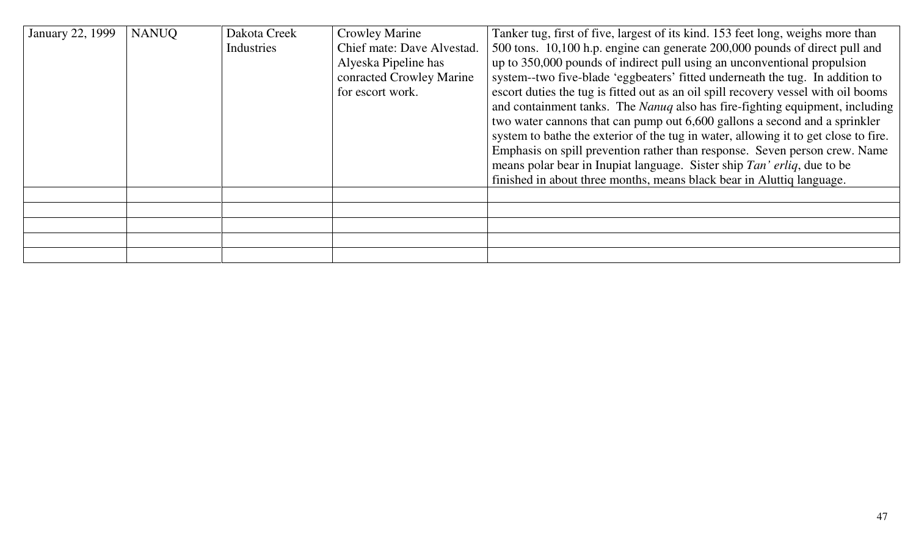| | | | | |
|---|---|---|---|---|
| January 22, 1999 | NANUQ | Dakota Creek Industries | Crowley Marine Chief mate: Dave Alvestad. Alyeska Pipeline has conracted Crowley Marine for escort work. | Tanker tug, first of five, largest of its kind. 153 feet long, weighs more than 500 tons. 10,100 h.p. engine can generate 200,000 pounds of direct pull and up to 350,000 pounds of indirect pull using an unconventional propulsion system--two five-blade 'eggbeaters' fitted underneath the tug. In addition to escort duties the tug is fitted out as an oil spill recovery vessel with oil booms and containment tanks. The *Nanuq* also has fire-fighting equipment, including two water cannons that can pump out 6,600 gallons a second and a sprinkler system to bathe the exterior of the tug in water, allowing it to get close to fire. Emphasis on spill prevention rather than response. Seven person crew. Name means polar bear in Inupiat language. Sister ship *Tan' erliq*, due to be finished in about three months, means black bear in Aluttiq language. |
| | | | | |
| | | | | |
| | | | | |
| | | | | |
| | | | | |